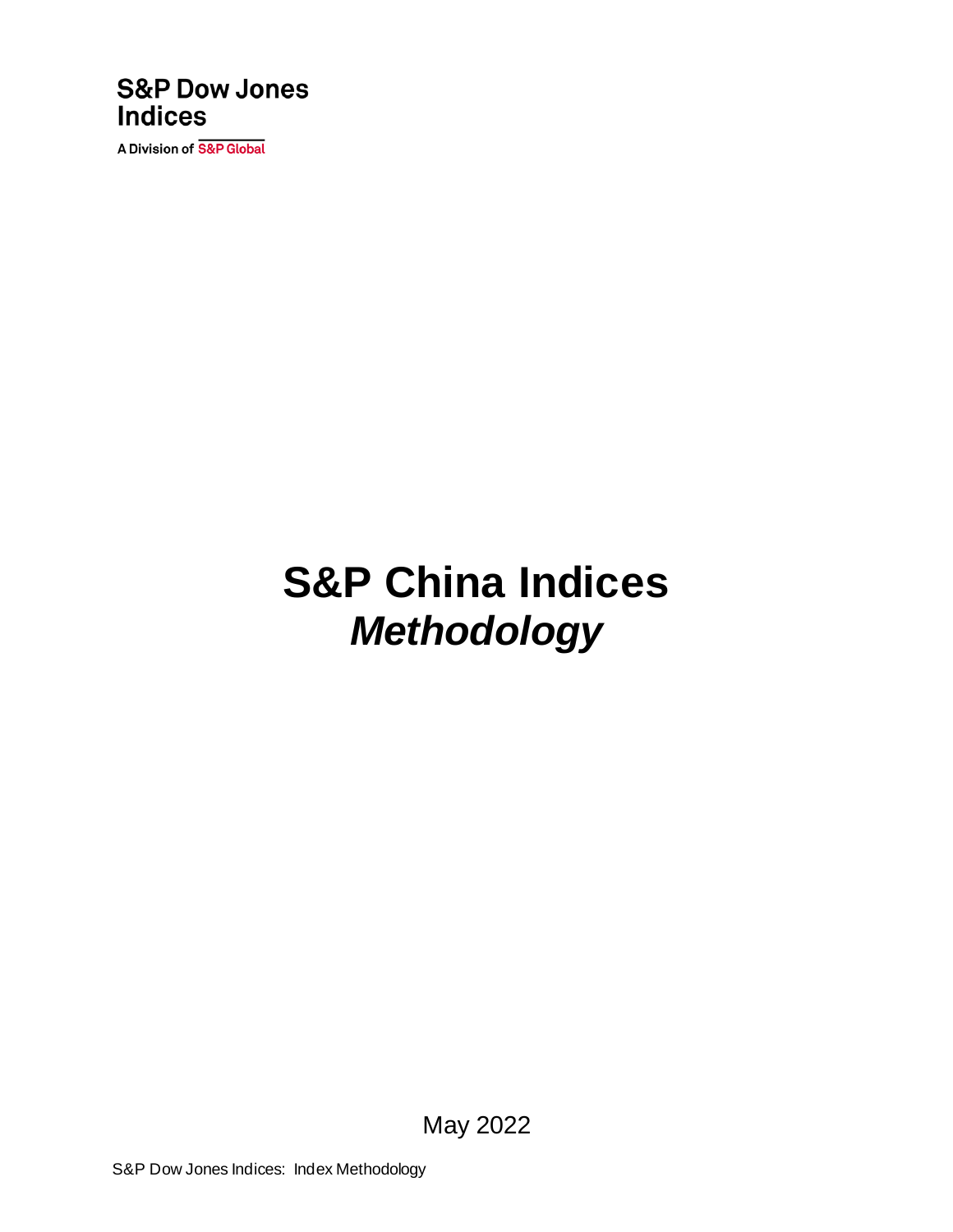S&P Dow Jones Indices

A Division of S&P Global

# S&P China Indices

## *Methodology*

May 2022

S&P Dow Jones Indices: Index Methodology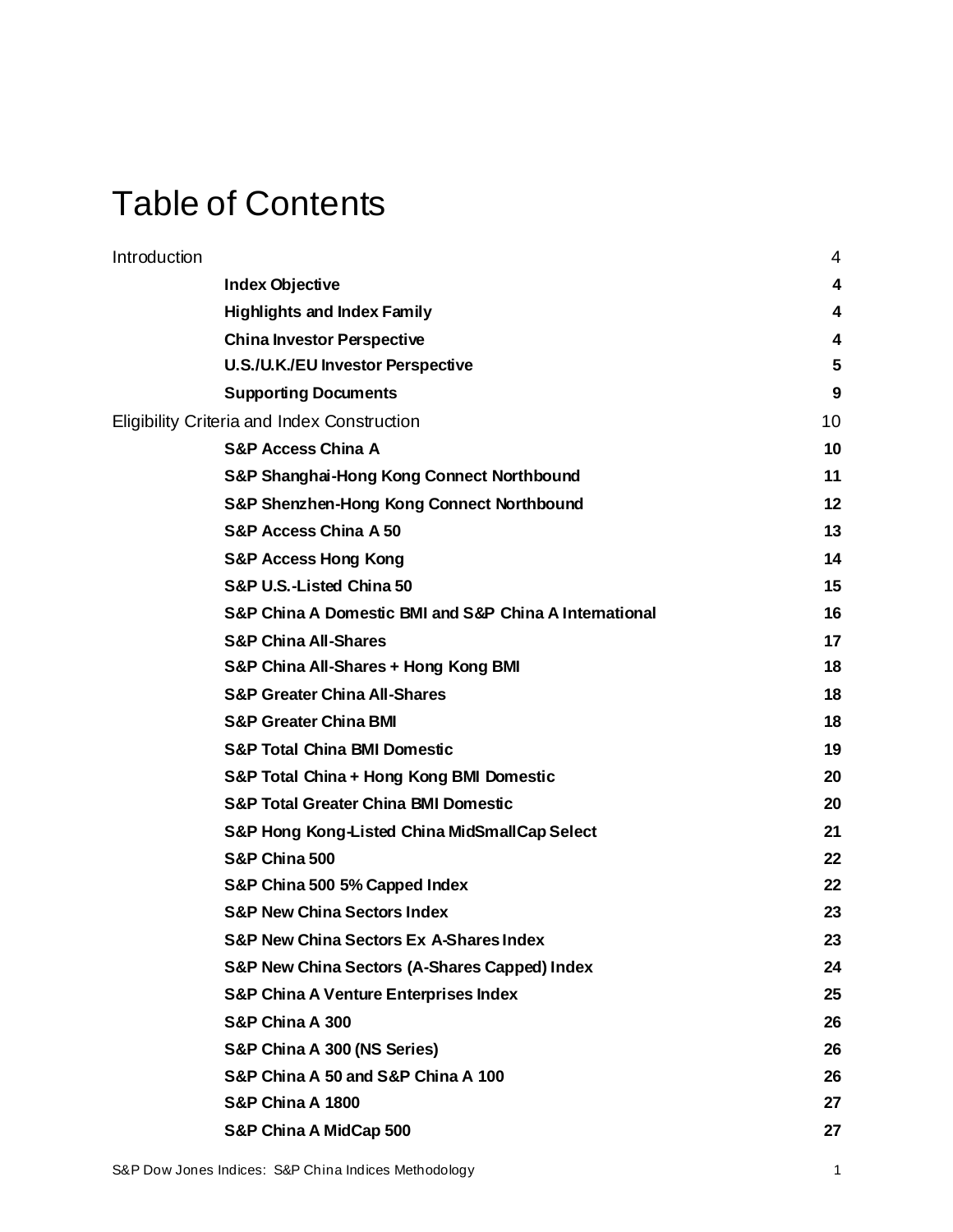# Table of Contents

| | |
|---|---|
| Introduction | 4 |
| **Index Objective** | **4** |
| **Highlights and Index Family** | **4** |
| **China Investor Perspective** | **4** |
| **U.S./U.K./EU Investor Perspective** | **5** |
| **Supporting Documents** | **9** |
| Eligibility Criteria and Index Construction | 10 |
| **S&P Access China A** | **10** |
| **S&P Shanghai-Hong Kong Connect Northbound** | **11** |
| **S&P Shenzhen-Hong Kong Connect Northbound** | **12** |
| **S&P Access China A 50** | **13** |
| **S&P Access Hong Kong** | **14** |
| **S&P U.S.-Listed China 50** | **15** |
| **S&P China A Domestic BMI and S&P China A International** | **16** |
| **S&P China All-Shares** | **17** |
| **S&P China All-Shares + Hong Kong BMI** | **18** |
| **S&P Greater China All-Shares** | **18** |
| **S&P Greater China BMI** | **18** |
| **S&P Total China BMI Domestic** | **19** |
| **S&P Total China + Hong Kong BMI Domestic** | **20** |
| **S&P Total Greater China BMI Domestic** | **20** |
| **S&P Hong Kong-Listed China MidSmallCap Select** | **21** |
| **S&P China 500** | **22** |
| **S&P China 500 5% Capped Index** | **22** |
| **S&P New China Sectors Index** | **23** |
| **S&P New China Sectors Ex A-Shares Index** | **23** |
| **S&P New China Sectors (A-Shares Capped) Index** | **24** |
| **S&P China A Venture Enterprises Index** | **25** |
| **S&P China A 300** | **26** |
| **S&P China A 300 (NS Series)** | **26** |
| **S&P China A 50 and S&P China A 100** | **26** |
| **S&P China A 1800** | **27** |
| **S&P China A MidCap 500** | **27** |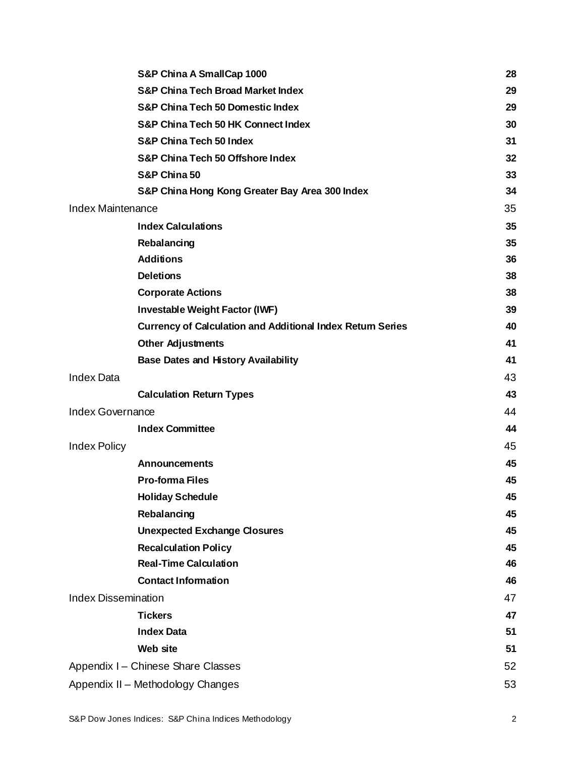| | |
|---|---|
| **S&P China A SmallCap 1000** | **28** |
| **S&P China Tech Broad Market Index** | **29** |
| **S&P China Tech 50 Domestic Index** | **29** |
| **S&P China Tech 50 HK Connect Index** | **30** |
| **S&P China Tech 50 Index** | **31** |
| **S&P China Tech 50 Offshore Index** | **32** |
| **S&P China 50** | **33** |
| **S&P China Hong Kong Greater Bay Area 300 Index** | **34** |
| Index Maintenance | 35 |
| **Index Calculations** | **35** |
| **Rebalancing** | **35** |
| **Additions** | **36** |
| **Deletions** | **38** |
| **Corporate Actions** | **38** |
| **Investable Weight Factor (IWF)** | **39** |
| **Currency of Calculation and Additional Index Return Series** | **40** |
| **Other Adjustments** | **41** |
| **Base Dates and History Availability** | **41** |
| Index Data | 43 |
| **Calculation Return Types** | **43** |
| Index Governance | 44 |
| **Index Committee** | **44** |
| Index Policy | 45 |
| **Announcements** | **45** |
| **Pro-forma Files** | **45** |
| **Holiday Schedule** | **45** |
| **Rebalancing** | **45** |
| **Unexpected Exchange Closures** | **45** |
| **Recalculation Policy** | **45** |
| **Real-Time Calculation** | **46** |
| **Contact Information** | **46** |
| Index Dissemination | 47 |
| **Tickers** | **47** |
| **Index Data** | **51** |
| **Web site** | **51** |
| Appendix I – Chinese Share Classes | 52 |
| Appendix II – Methodology Changes | 53 |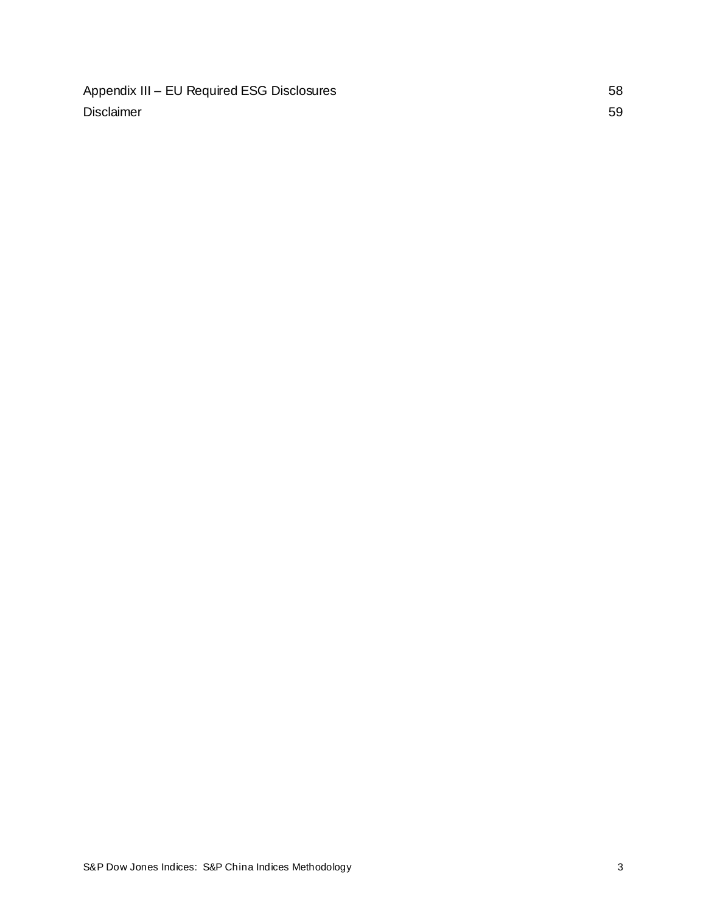Appendix III – EU Required ESG Disclosures 58

Disclaimer 59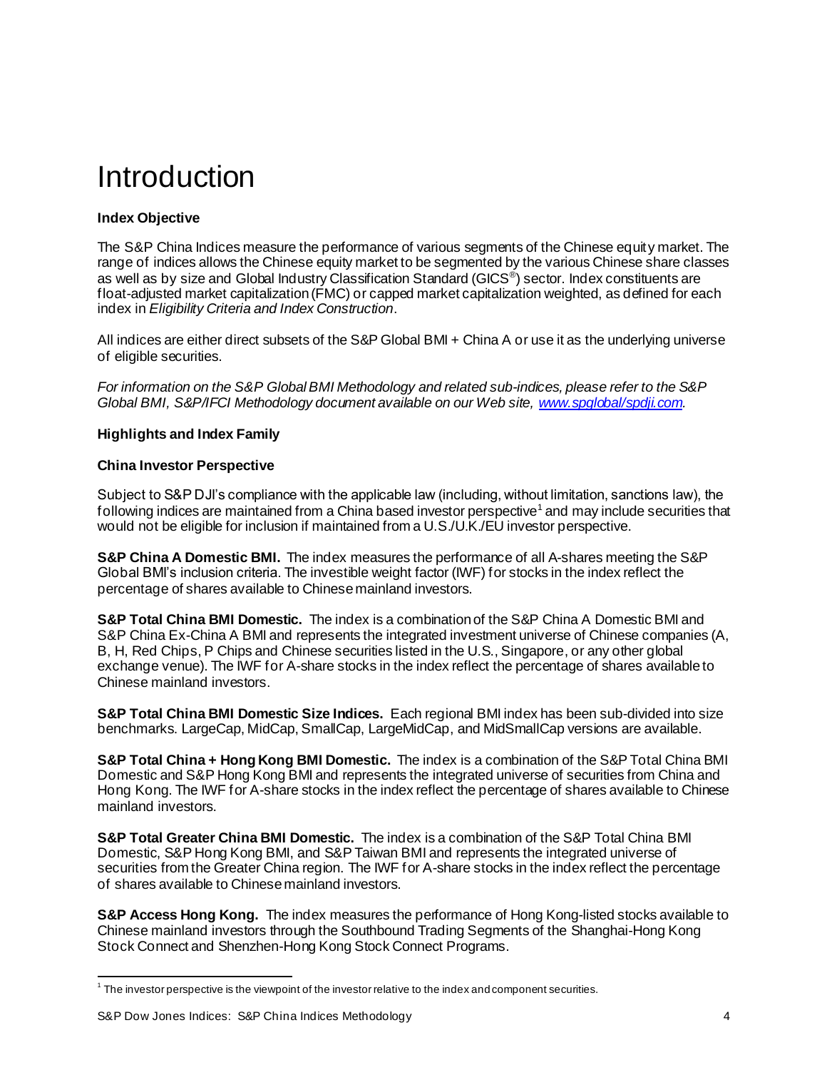# Introduction

**Index Objective**

The S&P China Indices measure the performance of various segments of the Chinese equity market. The range of indices allows the Chinese equity market to be segmented by the various Chinese share classes as well as by size and Global Industry Classification Standard (GICS®) sector. Index constituents are float-adjusted market capitalization (FMC) or capped market capitalization weighted, as defined for each index in *Eligibility Criteria and Index Construction*.

All indices are either direct subsets of the S&P Global BMI + China A or use it as the underlying universe of eligible securities.

*For information on the S&P Global BMI Methodology and related sub-indices, please refer to the S&P Global BMI, S&P/IFCI Methodology document available on our Web site, [www.spglobal/spdji.com](www.spglobal/spdji.com).*

**Highlights and Index Family**

**China Investor Perspective**

Subject to S&P DJI's compliance with the applicable law (including, without limitation, sanctions law), the following indices are maintained from a China based investor perspective[1] and may include securities that would not be eligible for inclusion if maintained from a U.S./U.K./EU investor perspective.

**S&P China A Domestic BMI.** The index measures the performance of all A-shares meeting the S&P Global BMI's inclusion criteria. The investible weight factor (IWF) for stocks in the index reflect the percentage of shares available to Chinese mainland investors.

**S&P Total China BMI Domestic.** The index is a combination of the S&P China A Domestic BMI and S&P China Ex-China A BMI and represents the integrated investment universe of Chinese companies (A, B, H, Red Chips, P Chips and Chinese securities listed in the U.S., Singapore, or any other global exchange venue). The IWF for A-share stocks in the index reflect the percentage of shares available to Chinese mainland investors.

**S&P Total China BMI Domestic Size Indices.** Each regional BMI index has been sub-divided into size benchmarks. LargeCap, MidCap, SmallCap, LargeMidCap, and MidSmallCap versions are available.

**S&P Total China + Hong Kong BMI Domestic.** The index is a combination of the S&P Total China BMI Domestic and S&P Hong Kong BMI and represents the integrated universe of securities from China and Hong Kong. The IWF for A-share stocks in the index reflect the percentage of shares available to Chinese mainland investors.

**S&P Total Greater China BMI Domestic.** The index is a combination of the S&P Total China BMI Domestic, S&P Hong Kong BMI, and S&P Taiwan BMI and represents the integrated universe of securities from the Greater China region. The IWF for A-share stocks in the index reflect the percentage of shares available to Chinese mainland investors.

**S&P Access Hong Kong.** The index measures the performance of Hong Kong-listed stocks available to Chinese mainland investors through the Southbound Trading Segments of the Shanghai-Hong Kong Stock Connect and Shenzhen-Hong Kong Stock Connect Programs.

[1] The investor perspective is the viewpoint of the investor relative to the index and component securities.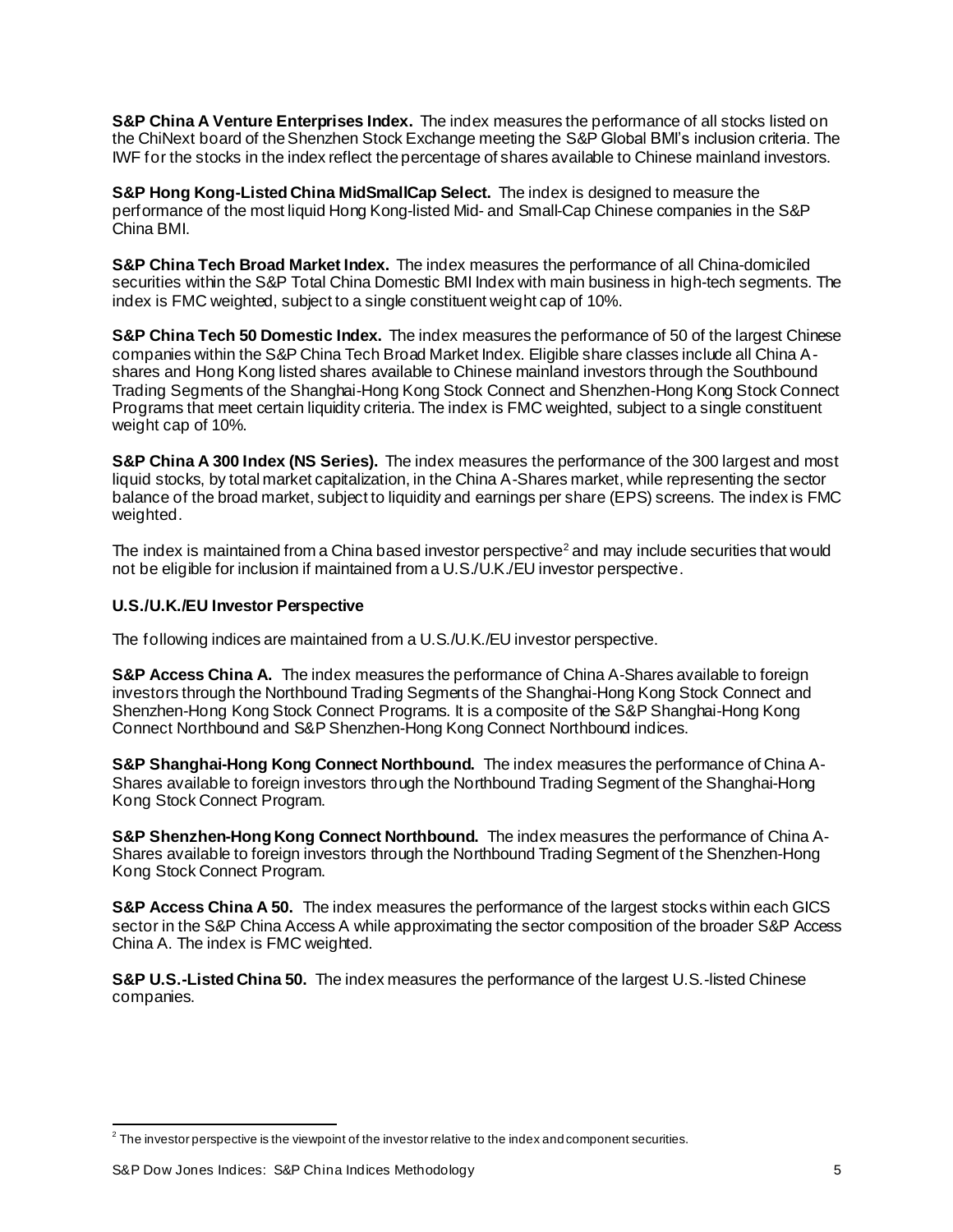**S&P China A Venture Enterprises Index.** The index measures the performance of all stocks listed on the ChiNext board of the Shenzhen Stock Exchange meeting the S&P Global BMI's inclusion criteria. The IWF for the stocks in the index reflect the percentage of shares available to Chinese mainland investors.

**S&P Hong Kong-Listed China MidSmallCap Select.** The index is designed to measure the performance of the most liquid Hong Kong-listed Mid- and Small-Cap Chinese companies in the S&P China BMI.

**S&P China Tech Broad Market Index.** The index measures the performance of all China-domiciled securities within the S&P Total China Domestic BMI Index with main business in high-tech segments. The index is FMC weighted, subject to a single constituent weight cap of 10%.

**S&P China Tech 50 Domestic Index.** The index measures the performance of 50 of the largest Chinese companies within the S&P China Tech Broad Market Index. Eligible share classes include all China A-shares and Hong Kong listed shares available to Chinese mainland investors through the Southbound Trading Segments of the Shanghai-Hong Kong Stock Connect and Shenzhen-Hong Kong Stock Connect Programs that meet certain liquidity criteria. The index is FMC weighted, subject to a single constituent weight cap of 10%.

**S&P China A 300 Index (NS Series).** The index measures the performance of the 300 largest and most liquid stocks, by total market capitalization, in the China A-Shares market, while representing the sector balance of the broad market, subject to liquidity and earnings per share (EPS) screens. The index is FMC weighted.

The index is maintained from a China based investor perspective[2] and may include securities that would not be eligible for inclusion if maintained from a U.S./U.K./EU investor perspective.

### U.S./U.K./EU Investor Perspective

The following indices are maintained from a U.S./U.K./EU investor perspective.

**S&P Access China A.** The index measures the performance of China A-Shares available to foreign investors through the Northbound Trading Segments of the Shanghai-Hong Kong Stock Connect and Shenzhen-Hong Kong Stock Connect Programs. It is a composite of the S&P Shanghai-Hong Kong Connect Northbound and S&P Shenzhen-Hong Kong Connect Northbound indices.

**S&P Shanghai-Hong Kong Connect Northbound.** The index measures the performance of China A-Shares available to foreign investors through the Northbound Trading Segment of the Shanghai-Hong Kong Stock Connect Program.

**S&P Shenzhen-Hong Kong Connect Northbound.** The index measures the performance of China A-Shares available to foreign investors through the Northbound Trading Segment of the Shenzhen-Hong Kong Stock Connect Program.

**S&P Access China A 50.** The index measures the performance of the largest stocks within each GICS sector in the S&P China Access A while approximating the sector composition of the broader S&P Access China A. The index is FMC weighted.

**S&P U.S.-Listed China 50.** The index measures the performance of the largest U.S.-listed Chinese companies.

[2] The investor perspective is the viewpoint of the investor relative to the index and component securities.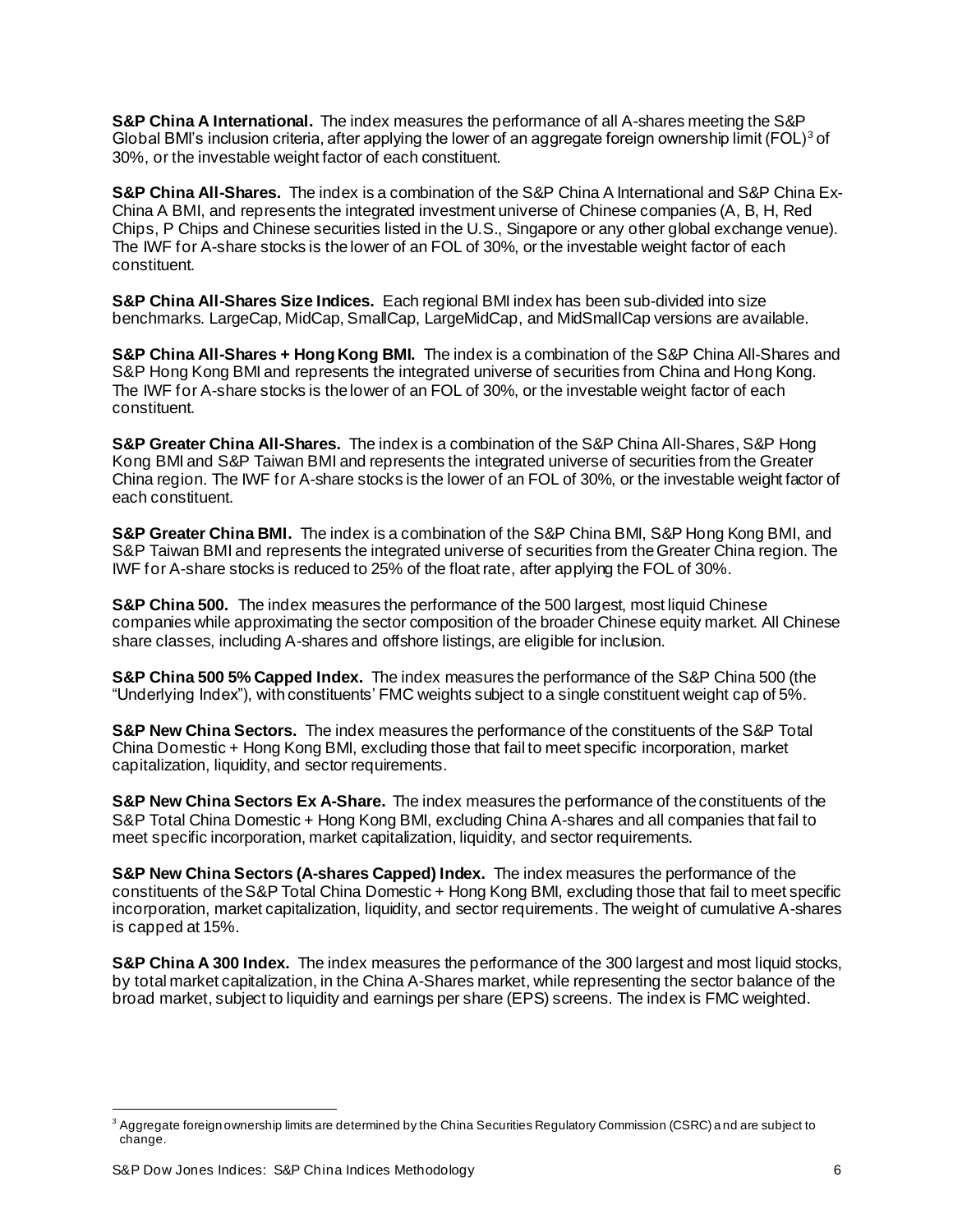**S&P China A International.** The index measures the performance of all A-shares meeting the S&P Global BMI's inclusion criteria, after applying the lower of an aggregate foreign ownership limit (FOL)[3] of 30%, or the investable weight factor of each constituent.

**S&P China All-Shares.** The index is a combination of the S&P China A International and S&P China Ex-China A BMI, and represents the integrated investment universe of Chinese companies (A, B, H, Red Chips, P Chips and Chinese securities listed in the U.S., Singapore or any other global exchange venue). The IWF for A-share stocks is the lower of an FOL of 30%, or the investable weight factor of each constituent.

**S&P China All-Shares Size Indices.** Each regional BMI index has been sub-divided into size benchmarks. LargeCap, MidCap, SmallCap, LargeMidCap, and MidSmallCap versions are available.

**S&P China All-Shares + Hong Kong BMI.** The index is a combination of the S&P China All-Shares and S&P Hong Kong BMI and represents the integrated universe of securities from China and Hong Kong. The IWF for A-share stocks is the lower of an FOL of 30%, or the investable weight factor of each constituent.

**S&P Greater China All-Shares.** The index is a combination of the S&P China All-Shares, S&P Hong Kong BMI and S&P Taiwan BMI and represents the integrated universe of securities from the Greater China region. The IWF for A-share stocks is the lower of an FOL of 30%, or the investable weight factor of each constituent.

**S&P Greater China BMI.** The index is a combination of the S&P China BMI, S&P Hong Kong BMI, and S&P Taiwan BMI and represents the integrated universe of securities from the Greater China region. The IWF for A-share stocks is reduced to 25% of the float rate, after applying the FOL of 30%.

**S&P China 500.** The index measures the performance of the 500 largest, most liquid Chinese companies while approximating the sector composition of the broader Chinese equity market. All Chinese share classes, including A-shares and offshore listings, are eligible for inclusion.

**S&P China 500 5% Capped Index.** The index measures the performance of the S&P China 500 (the "Underlying Index"), with constituents' FMC weights subject to a single constituent weight cap of 5%.

**S&P New China Sectors.** The index measures the performance of the constituents of the S&P Total China Domestic + Hong Kong BMI, excluding those that fail to meet specific incorporation, market capitalization, liquidity, and sector requirements.

**S&P New China Sectors Ex A-Share.** The index measures the performance of the constituents of the S&P Total China Domestic + Hong Kong BMI, excluding China A-shares and all companies that fail to meet specific incorporation, market capitalization, liquidity, and sector requirements.

**S&P New China Sectors (A-shares Capped) Index.** The index measures the performance of the constituents of the S&P Total China Domestic + Hong Kong BMI, excluding those that fail to meet specific incorporation, market capitalization, liquidity, and sector requirements. The weight of cumulative A-shares is capped at 15%.

**S&P China A 300 Index.** The index measures the performance of the 300 largest and most liquid stocks, by total market capitalization, in the China A-Shares market, while representing the sector balance of the broad market, subject to liquidity and earnings per share (EPS) screens. The index is FMC weighted.

[3] Aggregate foreign ownership limits are determined by the China Securities Regulatory Commission (CSRC) and are subject to change.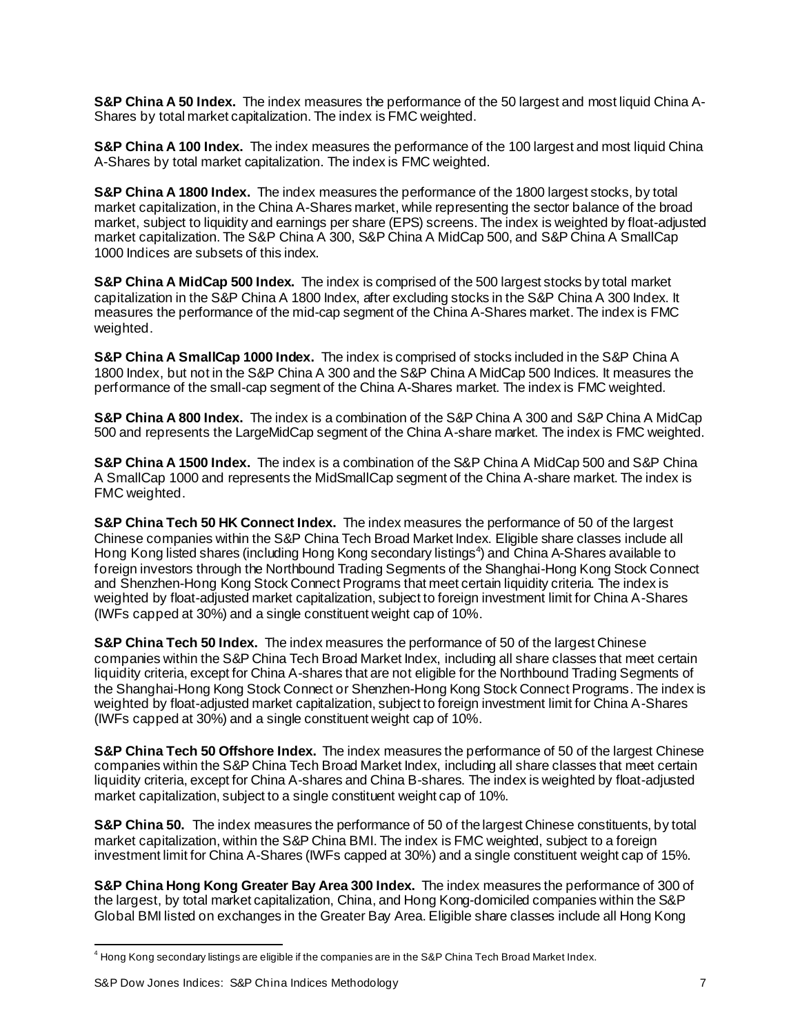**S&P China A 50 Index.** The index measures the performance of the 50 largest and most liquid China A-Shares by total market capitalization. The index is FMC weighted.

**S&P China A 100 Index.** The index measures the performance of the 100 largest and most liquid China A-Shares by total market capitalization. The index is FMC weighted.

**S&P China A 1800 Index.** The index measures the performance of the 1800 largest stocks, by total market capitalization, in the China A-Shares market, while representing the sector balance of the broad market, subject to liquidity and earnings per share (EPS) screens. The index is weighted by float-adjusted market capitalization. The S&P China A 300, S&P China A MidCap 500, and S&P China A SmallCap 1000 Indices are subsets of this index.

**S&P China A MidCap 500 Index.** The index is comprised of the 500 largest stocks by total market capitalization in the S&P China A 1800 Index, after excluding stocks in the S&P China A 300 Index. It measures the performance of the mid-cap segment of the China A-Shares market. The index is FMC weighted.

**S&P China A SmallCap 1000 Index.** The index is comprised of stocks included in the S&P China A 1800 Index, but not in the S&P China A 300 and the S&P China A MidCap 500 Indices. It measures the performance of the small-cap segment of the China A-Shares market. The index is FMC weighted.

**S&P China A 800 Index.** The index is a combination of the S&P China A 300 and S&P China A MidCap 500 and represents the LargeMidCap segment of the China A-share market. The index is FMC weighted.

**S&P China A 1500 Index.** The index is a combination of the S&P China A MidCap 500 and S&P China A SmallCap 1000 and represents the MidSmallCap segment of the China A-share market. The index is FMC weighted.

**S&P China Tech 50 HK Connect Index.** The index measures the performance of 50 of the largest Chinese companies within the S&P China Tech Broad Market Index. Eligible share classes include all Hong Kong listed shares (including Hong Kong secondary listings[4]) and China A-Shares available to foreign investors through the Northbound Trading Segments of the Shanghai-Hong Kong Stock Connect and Shenzhen-Hong Kong Stock Connect Programs that meet certain liquidity criteria. The index is weighted by float-adjusted market capitalization, subject to foreign investment limit for China A-Shares (IWFs capped at 30%) and a single constituent weight cap of 10%.

**S&P China Tech 50 Index.** The index measures the performance of 50 of the largest Chinese companies within the S&P China Tech Broad Market Index, including all share classes that meet certain liquidity criteria, except for China A-shares that are not eligible for the Northbound Trading Segments of the Shanghai-Hong Kong Stock Connect or Shenzhen-Hong Kong Stock Connect Programs. The index is weighted by float-adjusted market capitalization, subject to foreign investment limit for China A-Shares (IWFs capped at 30%) and a single constituent weight cap of 10%.

**S&P China Tech 50 Offshore Index.** The index measures the performance of 50 of the largest Chinese companies within the S&P China Tech Broad Market Index, including all share classes that meet certain liquidity criteria, except for China A-shares and China B-shares. The index is weighted by float-adjusted market capitalization, subject to a single constituent weight cap of 10%.

**S&P China 50.** The index measures the performance of 50 of the largest Chinese constituents, by total market capitalization, within the S&P China BMI. The index is FMC weighted, subject to a foreign investment limit for China A-Shares (IWFs capped at 30%) and a single constituent weight cap of 15%.

**S&P China Hong Kong Greater Bay Area 300 Index.** The index measures the performance of 300 of the largest, by total market capitalization, China, and Hong Kong-domiciled companies within the S&P Global BMI listed on exchanges in the Greater Bay Area. Eligible share classes include all Hong Kong

[4] Hong Kong secondary listings are eligible if the companies are in the S&P China Tech Broad Market Index.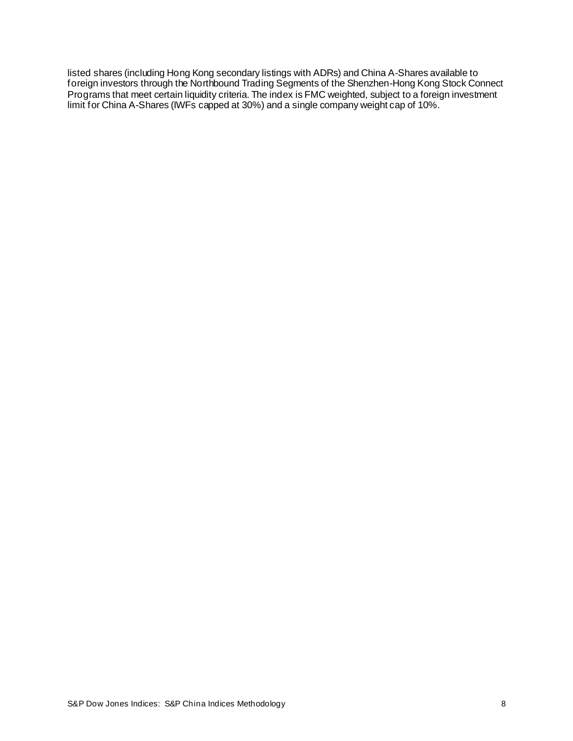listed shares (including Hong Kong secondary listings with ADRs) and China A-Shares available to foreign investors through the Northbound Trading Segments of the Shenzhen-Hong Kong Stock Connect Programs that meet certain liquidity criteria. The index is FMC weighted, subject to a foreign investment limit for China A-Shares (IWFs capped at 30%) and a single company weight cap of 10%.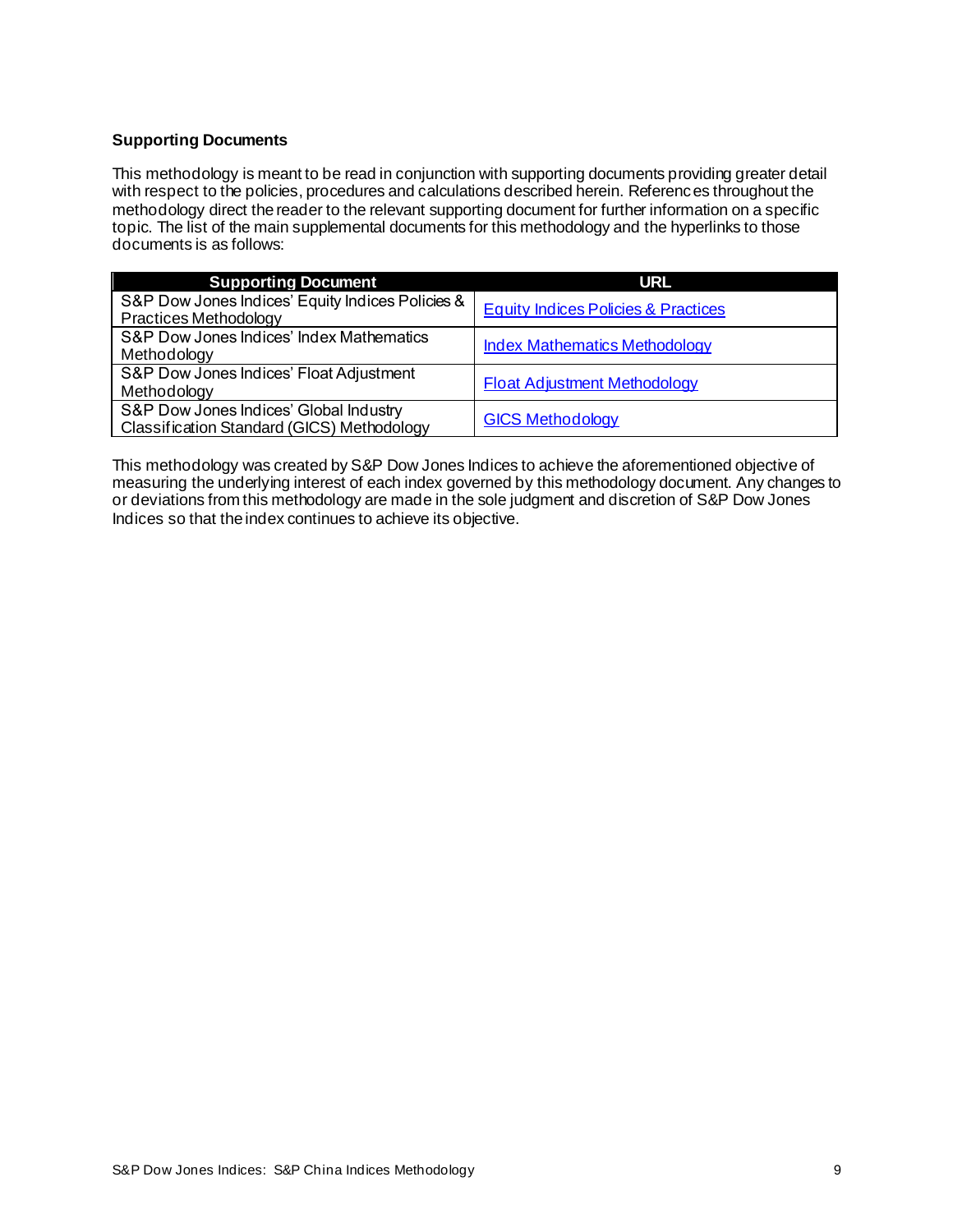### Supporting Documents

This methodology is meant to be read in conjunction with supporting documents providing greater detail with respect to the policies, procedures and calculations described herein. References throughout the methodology direct the reader to the relevant supporting document for further information on a specific topic. The list of the main supplemental documents for this methodology and the hyperlinks to those documents is as follows:

| Supporting Document | URL |
|---|---|
| S&P Dow Jones Indices' Equity Indices Policies & Practices Methodology | Equity Indices Policies & Practices |
| S&P Dow Jones Indices' Index Mathematics Methodology | Index Mathematics Methodology |
| S&P Dow Jones Indices' Float Adjustment Methodology | Float Adjustment Methodology |
| S&P Dow Jones Indices' Global Industry Classification Standard (GICS) Methodology | GICS Methodology |

This methodology was created by S&P Dow Jones Indices to achieve the aforementioned objective of measuring the underlying interest of each index governed by this methodology document. Any changes to or deviations from this methodology are made in the sole judgment and discretion of S&P Dow Jones Indices so that the index continues to achieve its objective.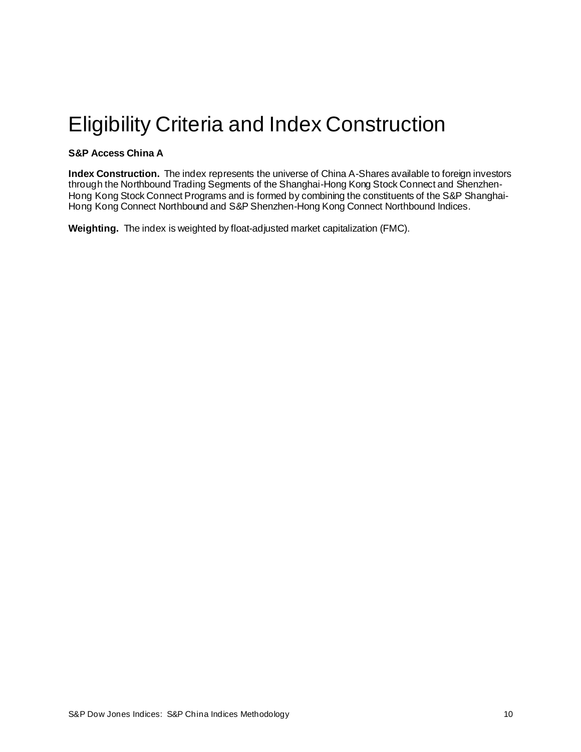# Eligibility Criteria and Index Construction

**S&P Access China A**

**Index Construction.** The index represents the universe of China A-Shares available to foreign investors through the Northbound Trading Segments of the Shanghai-Hong Kong Stock Connect and Shenzhen-Hong Kong Stock Connect Programs and is formed by combining the constituents of the S&P Shanghai-Hong Kong Connect Northbound and S&P Shenzhen-Hong Kong Connect Northbound Indices.

**Weighting.** The index is weighted by float-adjusted market capitalization (FMC).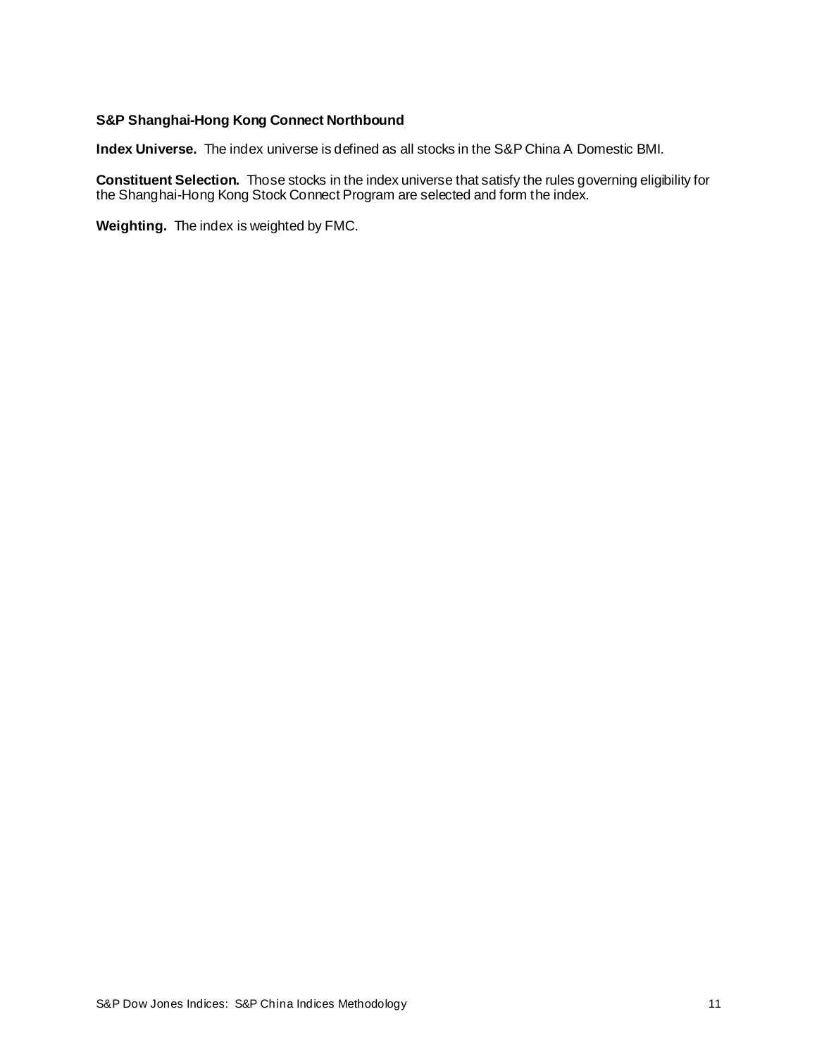**S&P Shanghai-Hong Kong Connect Northbound**

**Index Universe.** The index universe is defined as all stocks in the S&P China A Domestic BMI.

**Constituent Selection.** Those stocks in the index universe that satisfy the rules governing eligibility for the Shanghai-Hong Kong Stock Connect Program are selected and form the index.

**Weighting.** The index is weighted by FMC.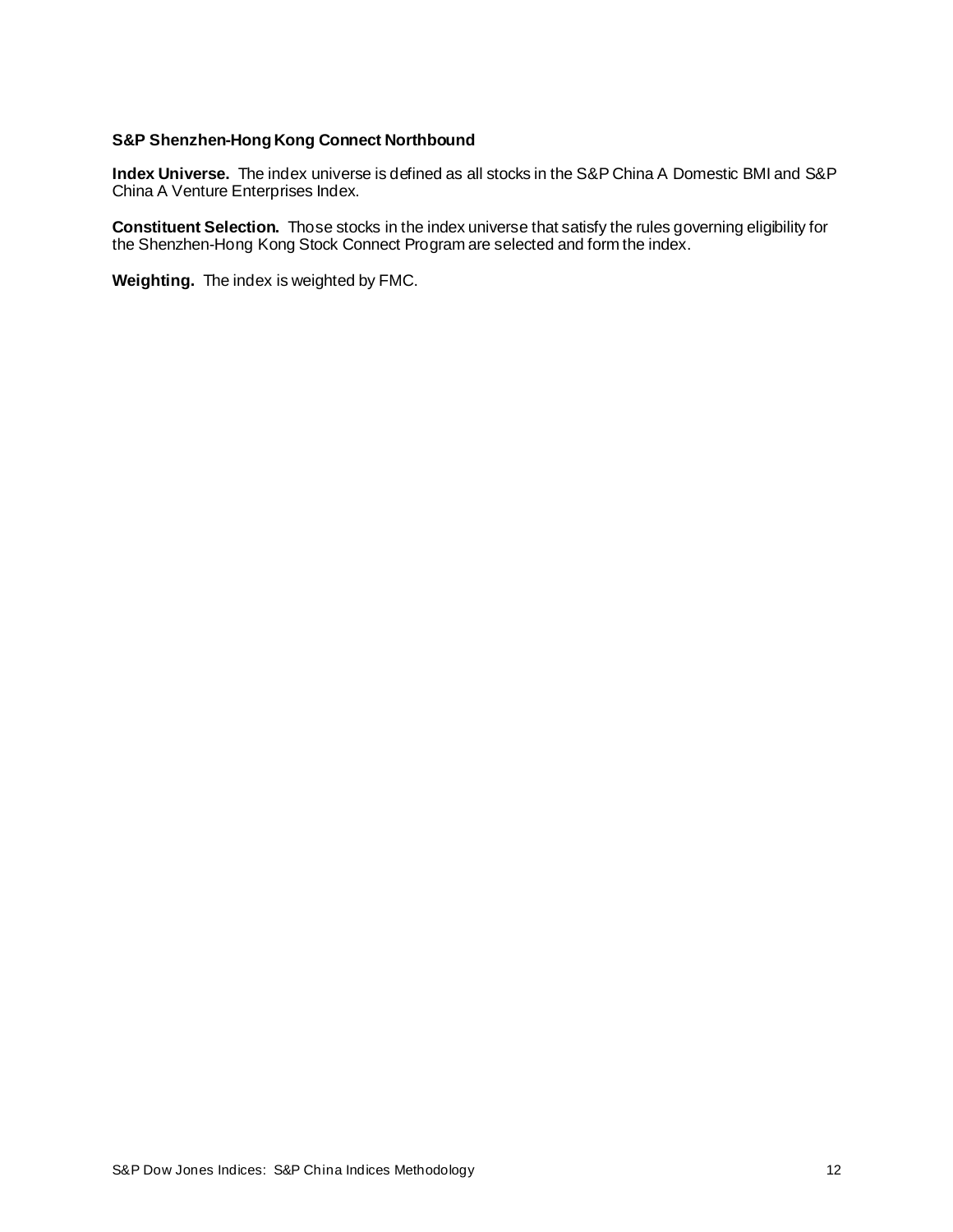**S&P Shenzhen-Hong Kong Connect Northbound**

**Index Universe.** The index universe is defined as all stocks in the S&P China A Domestic BMI and S&P China A Venture Enterprises Index.

**Constituent Selection.** Those stocks in the index universe that satisfy the rules governing eligibility for the Shenzhen-Hong Kong Stock Connect Program are selected and form the index.

**Weighting.** The index is weighted by FMC.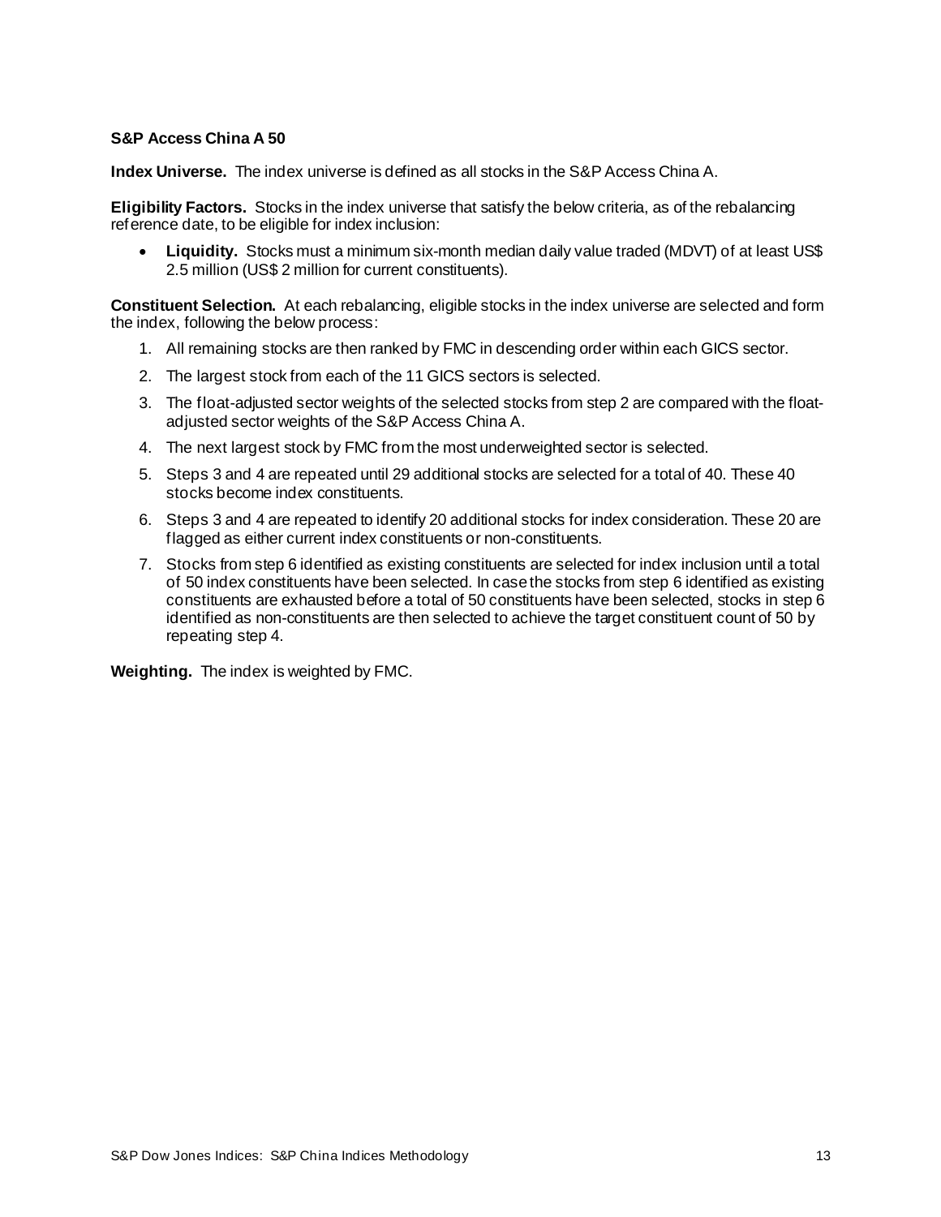### S&P Access China A 50

**Index Universe.** The index universe is defined as all stocks in the S&P Access China A.

**Eligibility Factors.** Stocks in the index universe that satisfy the below criteria, as of the rebalancing reference date, to be eligible for index inclusion:

- **Liquidity.** Stocks must a minimum six-month median daily value traded (MDVT) of at least US$ 2.5 million (US$ 2 million for current constituents).

**Constituent Selection.** At each rebalancing, eligible stocks in the index universe are selected and form the index, following the below process:

1. All remaining stocks are then ranked by FMC in descending order within each GICS sector.
2. The largest stock from each of the 11 GICS sectors is selected.
3. The float-adjusted sector weights of the selected stocks from step 2 are compared with the float-adjusted sector weights of the S&P Access China A.
4. The next largest stock by FMC from the most underweighted sector is selected.
5. Steps 3 and 4 are repeated until 29 additional stocks are selected for a total of 40. These 40 stocks become index constituents.
6. Steps 3 and 4 are repeated to identify 20 additional stocks for index consideration. These 20 are flagged as either current index constituents or non-constituents.
7. Stocks from step 6 identified as existing constituents are selected for index inclusion until a total of 50 index constituents have been selected. In case the stocks from step 6 identified as existing constituents are exhausted before a total of 50 constituents have been selected, stocks in step 6 identified as non-constituents are then selected to achieve the target constituent count of 50 by repeating step 4.

**Weighting.** The index is weighted by FMC.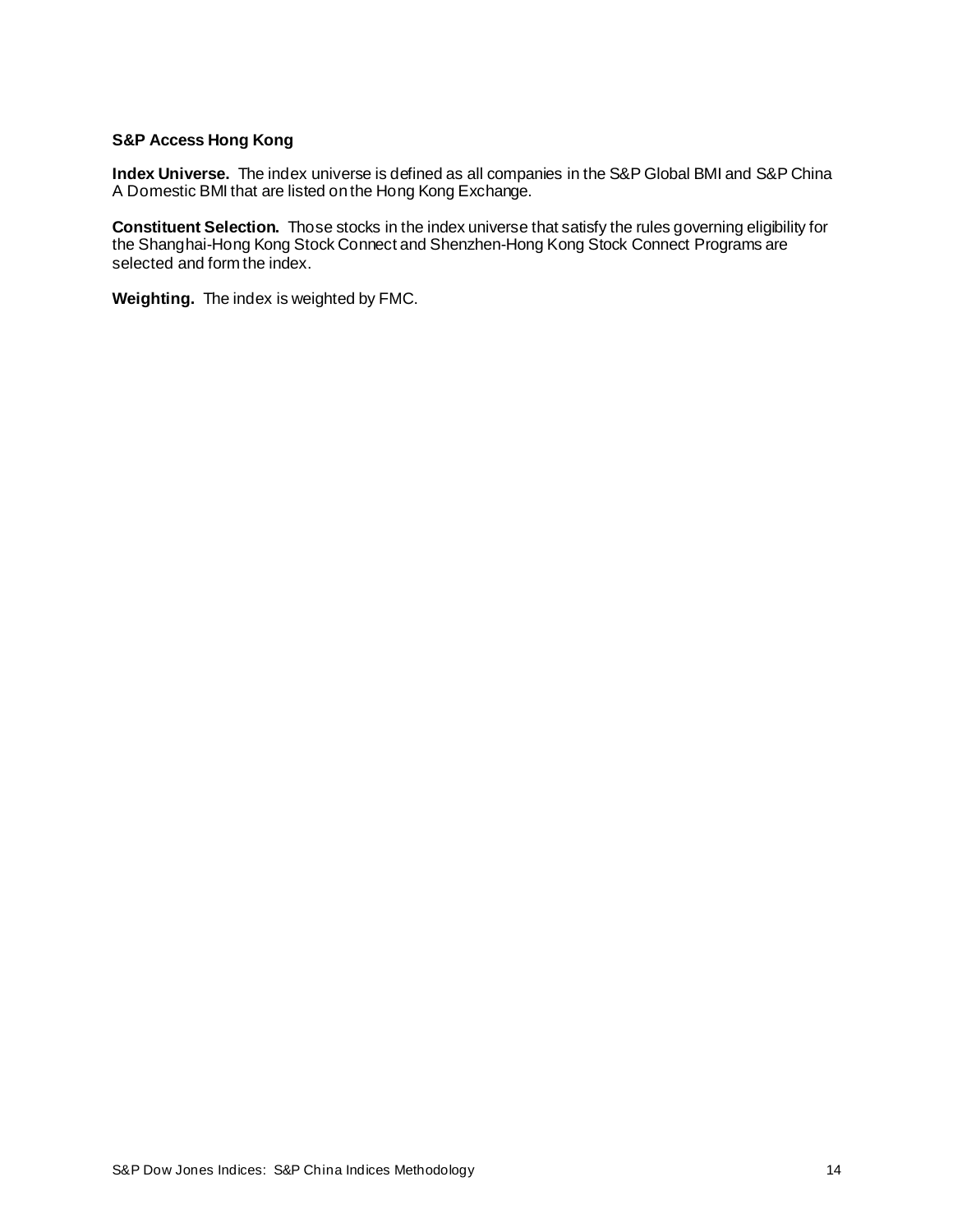### S&P Access Hong Kong

**Index Universe.** The index universe is defined as all companies in the S&P Global BMI and S&P China A Domestic BMI that are listed on the Hong Kong Exchange.

**Constituent Selection.** Those stocks in the index universe that satisfy the rules governing eligibility for the Shanghai-Hong Kong Stock Connect and Shenzhen-Hong Kong Stock Connect Programs are selected and form the index.

**Weighting.** The index is weighted by FMC.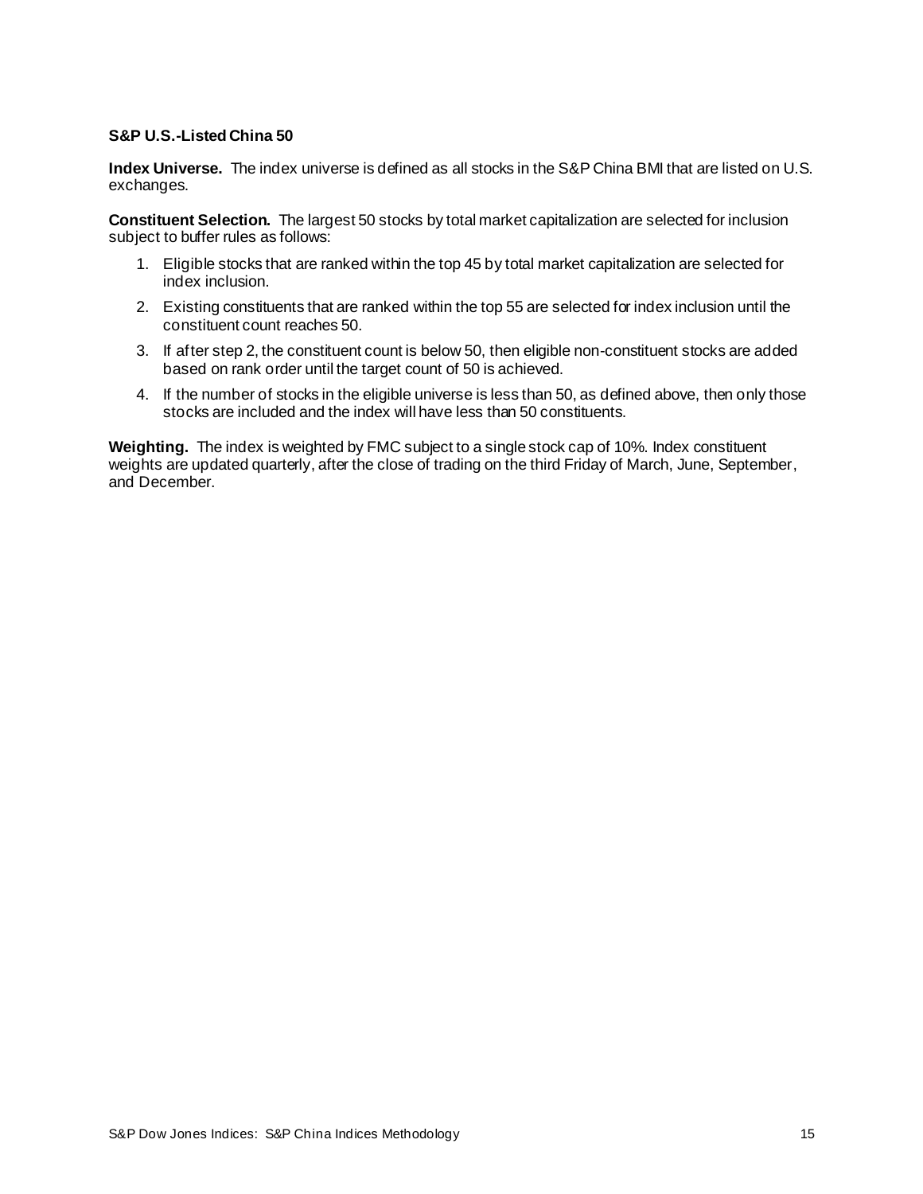**S&P U.S.-Listed China 50**

**Index Universe.** The index universe is defined as all stocks in the S&P China BMI that are listed on U.S. exchanges.

**Constituent Selection.** The largest 50 stocks by total market capitalization are selected for inclusion subject to buffer rules as follows:

1. Eligible stocks that are ranked within the top 45 by total market capitalization are selected for index inclusion.
2. Existing constituents that are ranked within the top 55 are selected for index inclusion until the constituent count reaches 50.
3. If after step 2, the constituent count is below 50, then eligible non-constituent stocks are added based on rank order until the target count of 50 is achieved.
4. If the number of stocks in the eligible universe is less than 50, as defined above, then only those stocks are included and the index will have less than 50 constituents.

**Weighting.** The index is weighted by FMC subject to a single stock cap of 10%. Index constituent weights are updated quarterly, after the close of trading on the third Friday of March, June, September, and December.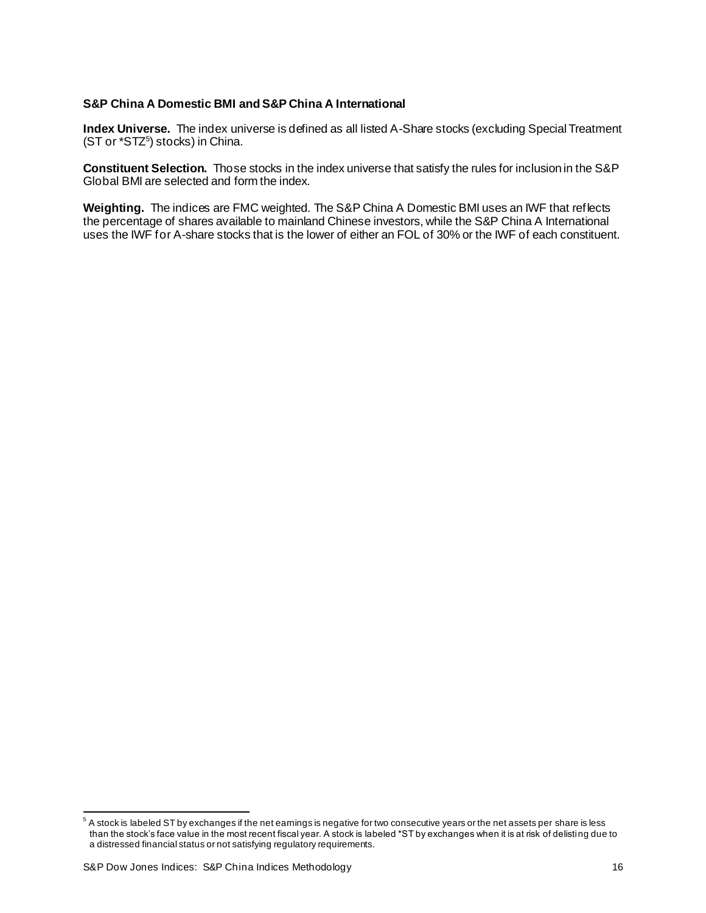### S&P China A Domestic BMI and S&P China A International

**Index Universe.** The index universe is defined as all listed A-Share stocks (excluding Special Treatment (ST or *STZ[5]) stocks) in China.

**Constituent Selection.** Those stocks in the index universe that satisfy the rules for inclusion in the S&P Global BMI are selected and form the index.

**Weighting.** The indices are FMC weighted. The S&P China A Domestic BMI uses an IWF that reflects the percentage of shares available to mainland Chinese investors, while the S&P China A International uses the IWF for A-share stocks that is the lower of either an FOL of 30% or the IWF of each constituent.

---

[5] A stock is labeled ST by exchanges if the net earnings is negative for two consecutive years or the net assets per share is less than the stock's face value in the most recent fiscal year. A stock is labeled *ST by exchanges when it is at risk of delisting due to a distressed financial status or not satisfying regulatory requirements.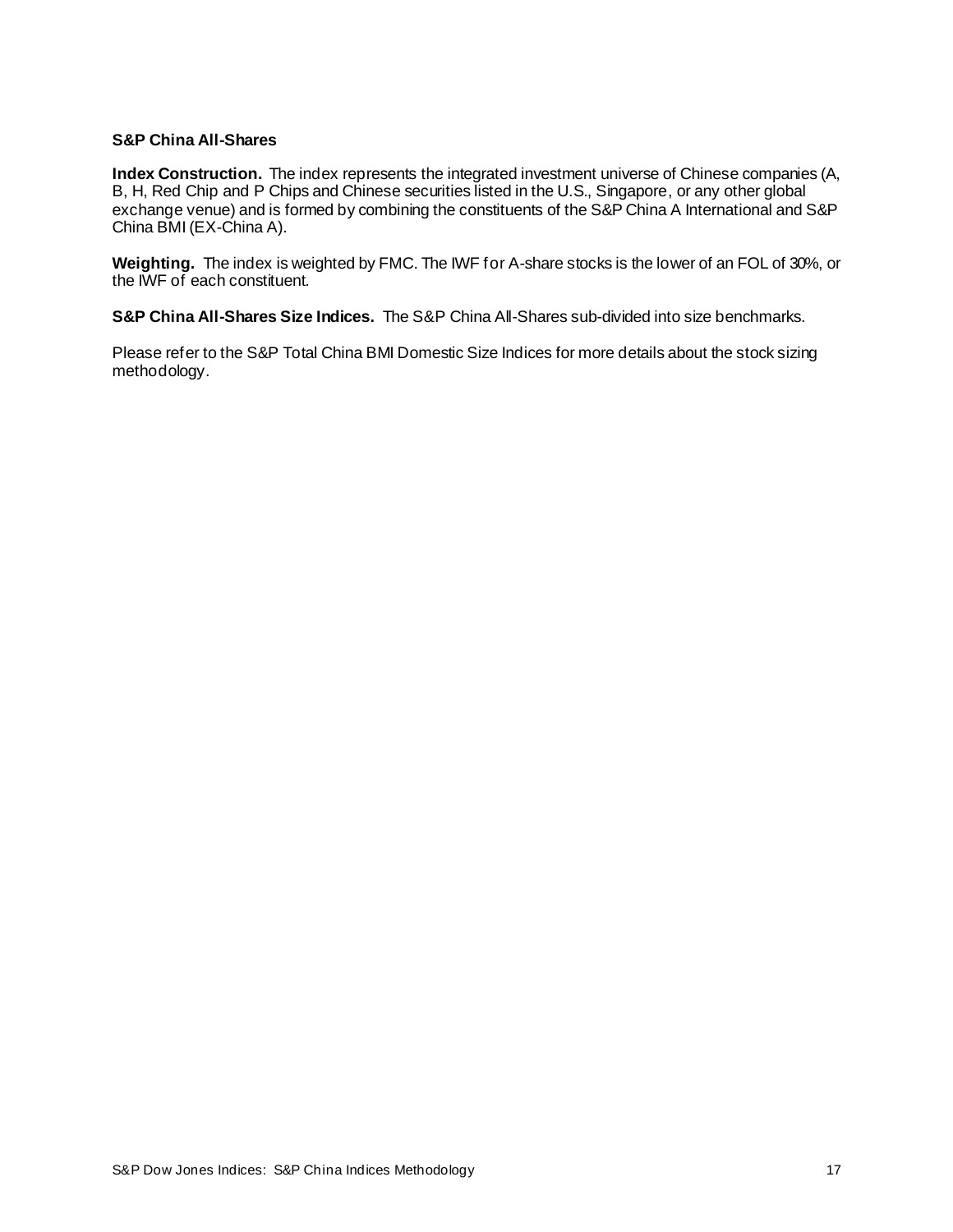### S&P China All-Shares

**Index Construction.** The index represents the integrated investment universe of Chinese companies (A, B, H, Red Chip and P Chips and Chinese securities listed in the U.S., Singapore, or any other global exchange venue) and is formed by combining the constituents of the S&P China A International and S&P China BMI (EX-China A).

**Weighting.** The index is weighted by FMC. The IWF for A-share stocks is the lower of an FOL of 30%, or the IWF of each constituent.

**S&P China All-Shares Size Indices.** The S&P China All-Shares sub-divided into size benchmarks.

Please refer to the S&P Total China BMI Domestic Size Indices for more details about the stock sizing methodology.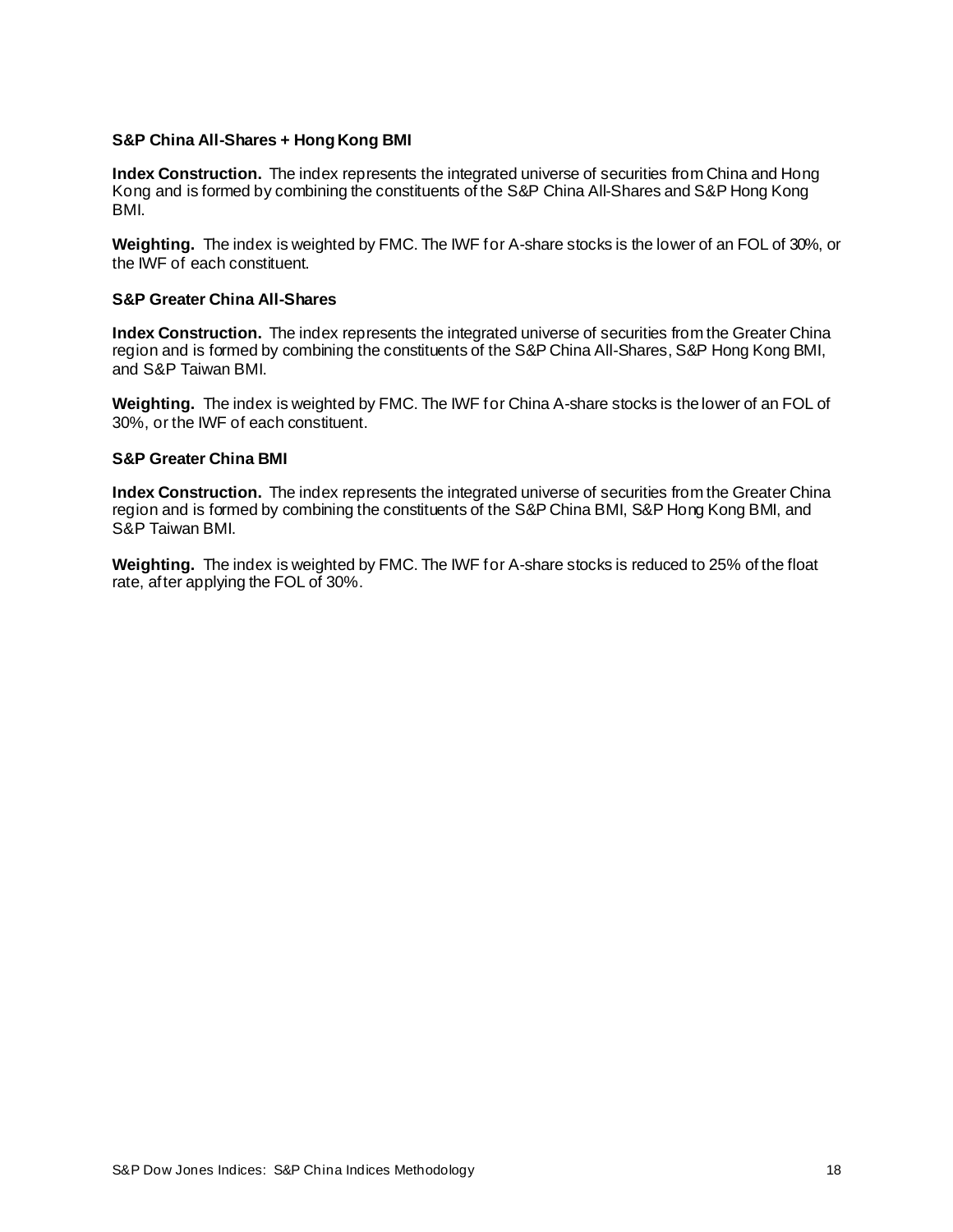### S&P China All-Shares + Hong Kong BMI

**Index Construction.** The index represents the integrated universe of securities from China and Hong Kong and is formed by combining the constituents of the S&P China All-Shares and S&P Hong Kong BMI.

**Weighting.** The index is weighted by FMC. The IWF for A-share stocks is the lower of an FOL of 30%, or the IWF of each constituent.

### S&P Greater China All-Shares

**Index Construction.** The index represents the integrated universe of securities from the Greater China region and is formed by combining the constituents of the S&P China All-Shares, S&P Hong Kong BMI, and S&P Taiwan BMI.

**Weighting.** The index is weighted by FMC. The IWF for China A-share stocks is the lower of an FOL of 30%, or the IWF of each constituent.

### S&P Greater China BMI

**Index Construction.** The index represents the integrated universe of securities from the Greater China region and is formed by combining the constituents of the S&P China BMI, S&P Hong Kong BMI, and S&P Taiwan BMI.

**Weighting.** The index is weighted by FMC. The IWF for A-share stocks is reduced to 25% of the float rate, after applying the FOL of 30%.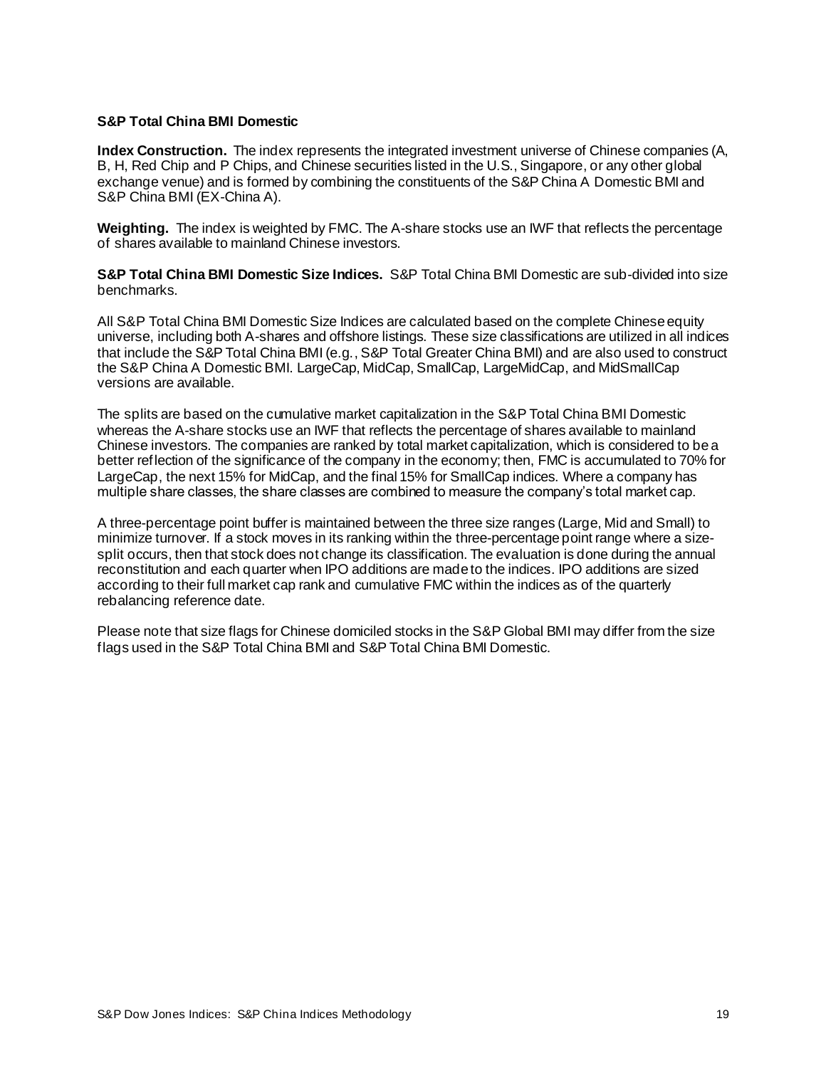### S&P Total China BMI Domestic

**Index Construction.** The index represents the integrated investment universe of Chinese companies (A, B, H, Red Chip and P Chips, and Chinese securities listed in the U.S., Singapore, or any other global exchange venue) and is formed by combining the constituents of the S&P China A Domestic BMI and S&P China BMI (EX-China A).

**Weighting.** The index is weighted by FMC. The A-share stocks use an IWF that reflects the percentage of shares available to mainland Chinese investors.

**S&P Total China BMI Domestic Size Indices.** S&P Total China BMI Domestic are sub-divided into size benchmarks.

All S&P Total China BMI Domestic Size Indices are calculated based on the complete Chinese equity universe, including both A-shares and offshore listings. These size classifications are utilized in all indices that include the S&P Total China BMI (e.g., S&P Total Greater China BMI) and are also used to construct the S&P China A Domestic BMI. LargeCap, MidCap, SmallCap, LargeMidCap, and MidSmallCap versions are available.

The splits are based on the cumulative market capitalization in the S&P Total China BMI Domestic whereas the A-share stocks use an IWF that reflects the percentage of shares available to mainland Chinese investors. The companies are ranked by total market capitalization, which is considered to be a better reflection of the significance of the company in the economy; then, FMC is accumulated to 70% for LargeCap, the next 15% for MidCap, and the final 15% for SmallCap indices. Where a company has multiple share classes, the share classes are combined to measure the company's total market cap.

A three-percentage point buffer is maintained between the three size ranges (Large, Mid and Small) to minimize turnover. If a stock moves in its ranking within the three-percentage point range where a size-split occurs, then that stock does not change its classification. The evaluation is done during the annual reconstitution and each quarter when IPO additions are made to the indices. IPO additions are sized according to their full market cap rank and cumulative FMC within the indices as of the quarterly rebalancing reference date.

Please note that size flags for Chinese domiciled stocks in the S&P Global BMI may differ from the size flags used in the S&P Total China BMI and S&P Total China BMI Domestic.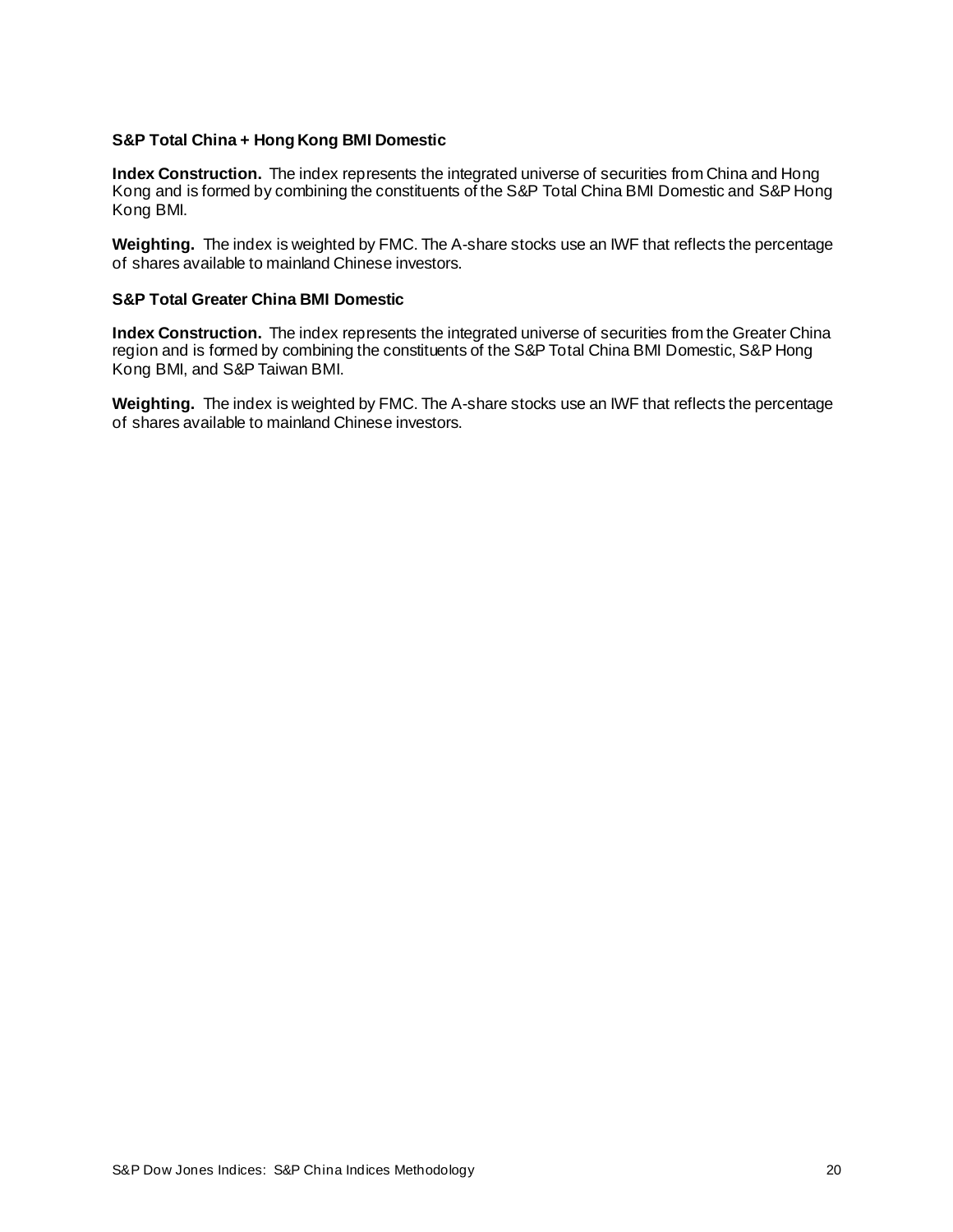### S&P Total China + Hong Kong BMI Domestic

**Index Construction.** The index represents the integrated universe of securities from China and Hong Kong and is formed by combining the constituents of the S&P Total China BMI Domestic and S&P Hong Kong BMI.

**Weighting.** The index is weighted by FMC. The A-share stocks use an IWF that reflects the percentage of shares available to mainland Chinese investors.

### S&P Total Greater China BMI Domestic

**Index Construction.** The index represents the integrated universe of securities from the Greater China region and is formed by combining the constituents of the S&P Total China BMI Domestic, S&P Hong Kong BMI, and S&P Taiwan BMI.

**Weighting.** The index is weighted by FMC. The A-share stocks use an IWF that reflects the percentage of shares available to mainland Chinese investors.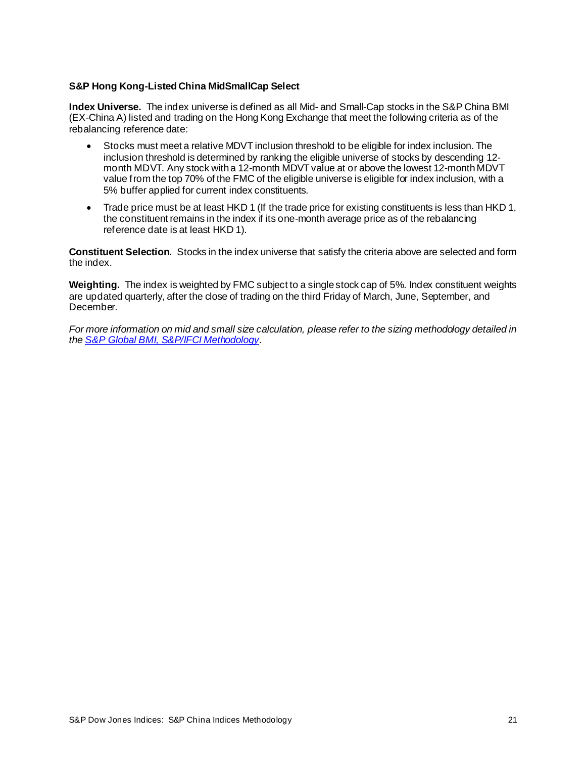### S&P Hong Kong-Listed China MidSmallCap Select

**Index Universe.** The index universe is defined as all Mid- and Small-Cap stocks in the S&P China BMI (EX-China A) listed and trading on the Hong Kong Exchange that meet the following criteria as of the rebalancing reference date:

- Stocks must meet a relative MDVT inclusion threshold to be eligible for index inclusion. The inclusion threshold is determined by ranking the eligible universe of stocks by descending 12-month MDVT. Any stock with a 12-month MDVT value at or above the lowest 12-month MDVT value from the top 70% of the FMC of the eligible universe is eligible for index inclusion, with a 5% buffer applied for current index constituents.
- Trade price must be at least HKD 1 (If the trade price for existing constituents is less than HKD 1, the constituent remains in the index if its one-month average price as of the rebalancing reference date is at least HKD 1).

**Constituent Selection.** Stocks in the index universe that satisfy the criteria above are selected and form the index.

**Weighting.** The index is weighted by FMC subject to a single stock cap of 5%. Index constituent weights are updated quarterly, after the close of trading on the third Friday of March, June, September, and December.

*For more information on mid and small size calculation, please refer to the sizing methodology detailed in the [S&P Global BMI, S&P/IFCI Methodology](S&P Global BMI, S&P/IFCI Methodology).*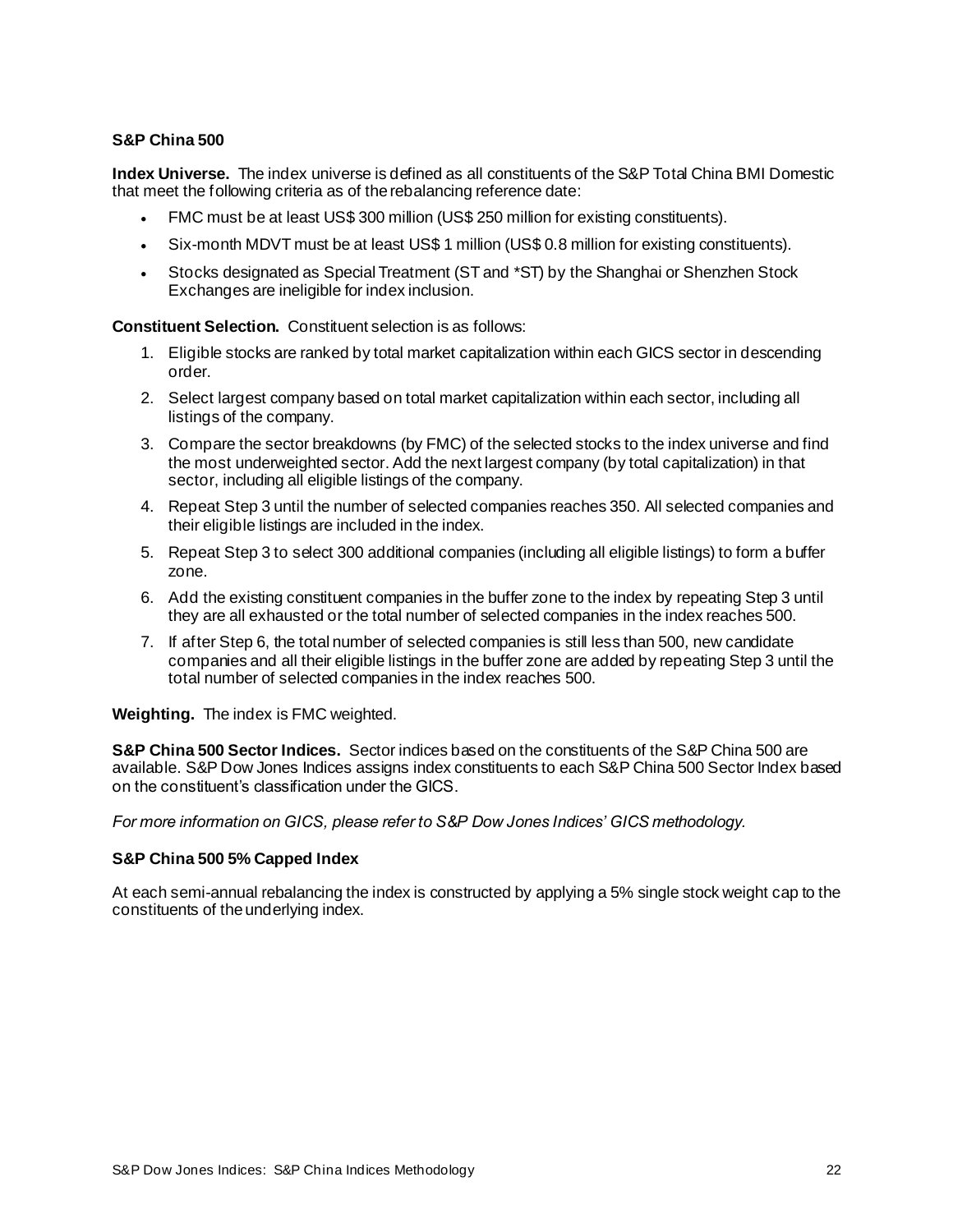### S&P China 500

**Index Universe.** The index universe is defined as all constituents of the S&P Total China BMI Domestic that meet the following criteria as of the rebalancing reference date:

- FMC must be at least US$ 300 million (US$ 250 million for existing constituents).
- Six-month MDVT must be at least US$ 1 million (US$ 0.8 million for existing constituents).
- Stocks designated as Special Treatment (ST and *ST) by the Shanghai or Shenzhen Stock Exchanges are ineligible for index inclusion.

**Constituent Selection.** Constituent selection is as follows:

1. Eligible stocks are ranked by total market capitalization within each GICS sector in descending order.
2. Select largest company based on total market capitalization within each sector, including all listings of the company.
3. Compare the sector breakdowns (by FMC) of the selected stocks to the index universe and find the most underweighted sector. Add the next largest company (by total capitalization) in that sector, including all eligible listings of the company.
4. Repeat Step 3 until the number of selected companies reaches 350. All selected companies and their eligible listings are included in the index.
5. Repeat Step 3 to select 300 additional companies (including all eligible listings) to form a buffer zone.
6. Add the existing constituent companies in the buffer zone to the index by repeating Step 3 until they are all exhausted or the total number of selected companies in the index reaches 500.
7. If after Step 6, the total number of selected companies is still less than 500, new candidate companies and all their eligible listings in the buffer zone are added by repeating Step 3 until the total number of selected companies in the index reaches 500.

**Weighting.** The index is FMC weighted.

**S&P China 500 Sector Indices.** Sector indices based on the constituents of the S&P China 500 are available. S&P Dow Jones Indices assigns index constituents to each S&P China 500 Sector Index based on the constituent's classification under the GICS.

*For more information on GICS, please refer to S&P Dow Jones Indices' GICS methodology.*

### S&P China 500 5% Capped Index

At each semi-annual rebalancing the index is constructed by applying a 5% single stock weight cap to the constituents of the underlying index.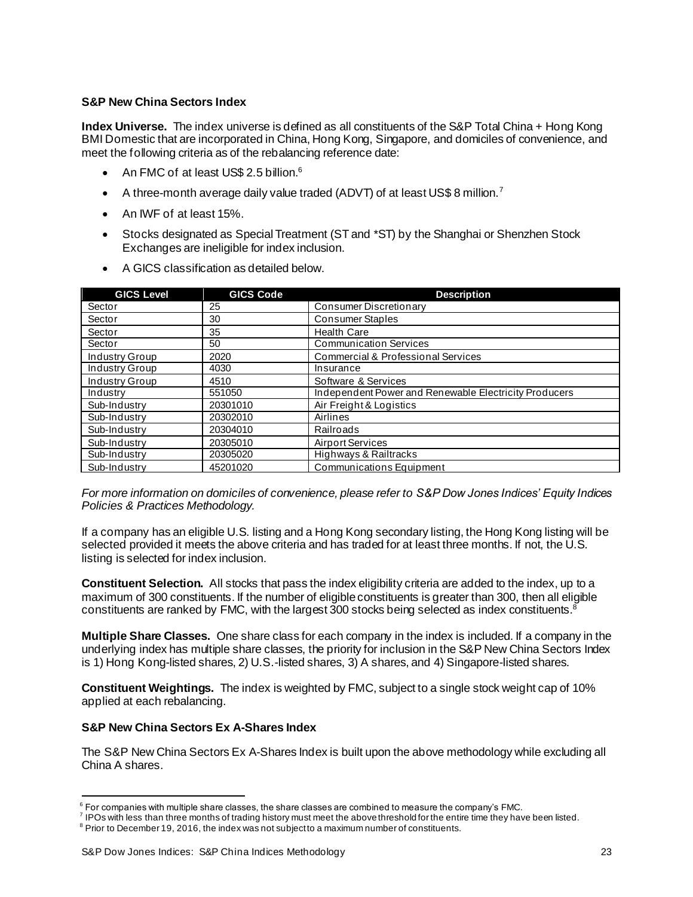### S&P New China Sectors Index

**Index Universe.** The index universe is defined as all constituents of the S&P Total China + Hong Kong BMI Domestic that are incorporated in China, Hong Kong, Singapore, and domiciles of convenience, and meet the following criteria as of the rebalancing reference date:

- An FMC of at least US$ 2.5 billion.[6]
- A three-month average daily value traded (ADVT) of at least US$ 8 million.[7]
- An IWF of at least 15%.
- Stocks designated as Special Treatment (ST and *ST) by the Shanghai or Shenzhen Stock Exchanges are ineligible for index inclusion.
- A GICS classification as detailed below.

| GICS Level | GICS Code | Description |
|---|---|---|
| Sector | 25 | Consumer Discretionary |
| Sector | 30 | Consumer Staples |
| Sector | 35 | Health Care |
| Sector | 50 | Communication Services |
| Industry Group | 2020 | Commercial & Professional Services |
| Industry Group | 4030 | Insurance |
| Industry Group | 4510 | Software & Services |
| Industry | 551050 | Independent Power and Renewable Electricity Producers |
| Sub-Industry | 20301010 | Air Freight & Logistics |
| Sub-Industry | 20302010 | Airlines |
| Sub-Industry | 20304010 | Railroads |
| Sub-Industry | 20305010 | Airport Services |
| Sub-Industry | 20305020 | Highways & Railtracks |
| Sub-Industry | 45201020 | Communications Equipment |

*For more information on domiciles of convenience, please refer to S&P Dow Jones Indices' Equity Indices Policies & Practices Methodology.*

If a company has an eligible U.S. listing and a Hong Kong secondary listing, the Hong Kong listing will be selected provided it meets the above criteria and has traded for at least three months. If not, the U.S. listing is selected for index inclusion.

**Constituent Selection.** All stocks that pass the index eligibility criteria are added to the index, up to a maximum of 300 constituents. If the number of eligible constituents is greater than 300, then all eligible constituents are ranked by FMC, with the largest 300 stocks being selected as index constituents.[8]

**Multiple Share Classes.** One share class for each company in the index is included. If a company in the underlying index has multiple share classes, the priority for inclusion in the S&P New China Sectors Index is 1) Hong Kong-listed shares, 2) U.S.-listed shares, 3) A shares, and 4) Singapore-listed shares.

**Constituent Weightings.** The index is weighted by FMC, subject to a single stock weight cap of 10% applied at each rebalancing.

### S&P New China Sectors Ex A-Shares Index

The S&P New China Sectors Ex A-Shares Index is built upon the above methodology while excluding all China A shares.

---

[6] For companies with multiple share classes, the share classes are combined to measure the company's FMC.

[7] IPOs with less than three months of trading history must meet the above threshold for the entire time they have been listed.

[8] Prior to December 19, 2016, the index was not subject to a maximum number of constituents.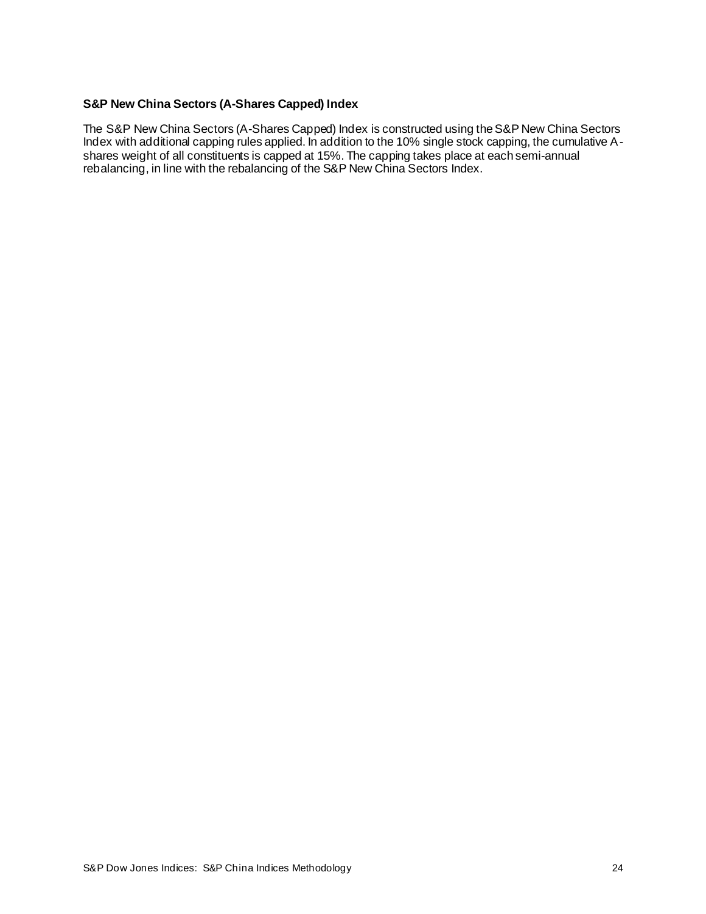### S&P New China Sectors (A-Shares Capped) Index

The S&P New China Sectors (A-Shares Capped) Index is constructed using the S&P New China Sectors Index with additional capping rules applied. In addition to the 10% single stock capping, the cumulative A-shares weight of all constituents is capped at 15%. The capping takes place at each semi-annual rebalancing, in line with the rebalancing of the S&P New China Sectors Index.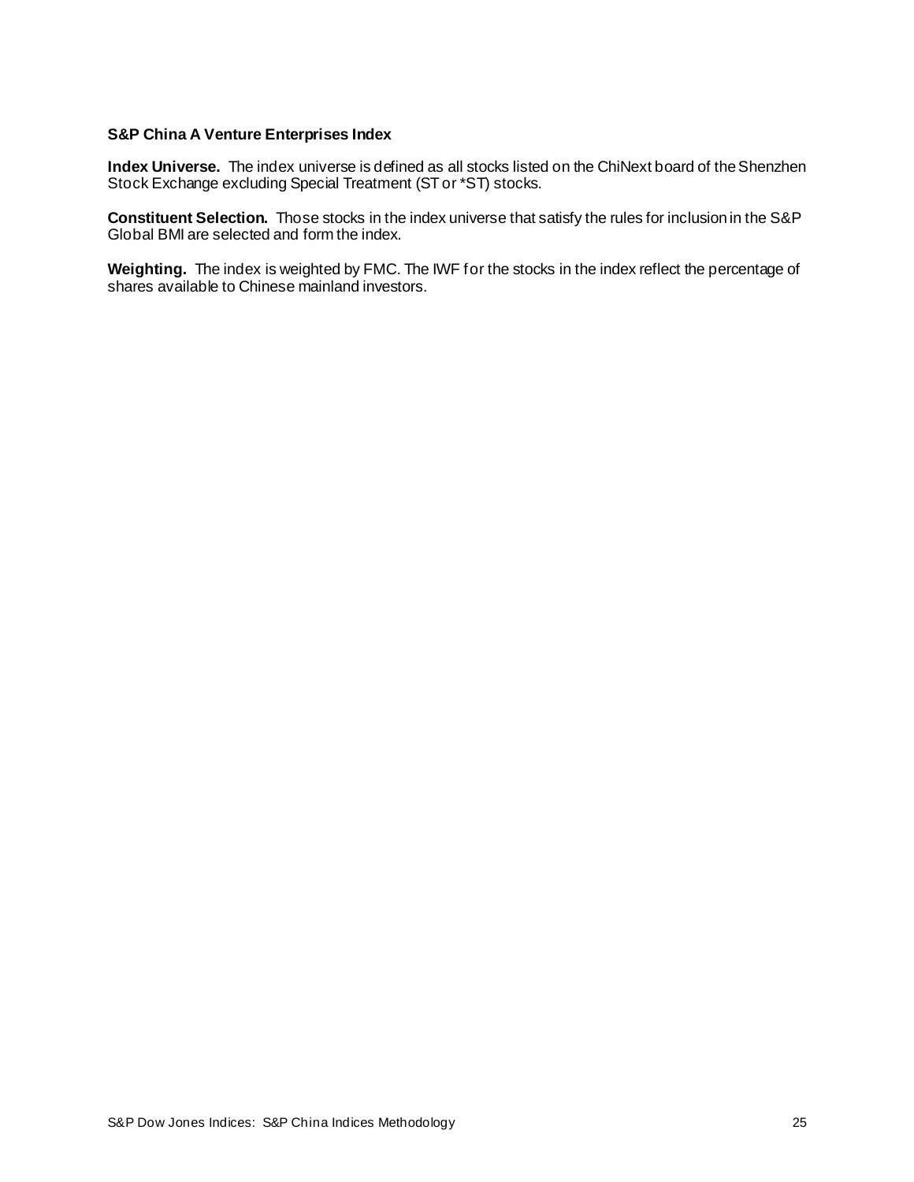### S&P China A Venture Enterprises Index

**Index Universe.** The index universe is defined as all stocks listed on the ChiNext board of the Shenzhen Stock Exchange excluding Special Treatment (ST or *ST) stocks.

**Constituent Selection.** Those stocks in the index universe that satisfy the rules for inclusion in the S&P Global BMI are selected and form the index.

**Weighting.** The index is weighted by FMC. The IWF for the stocks in the index reflect the percentage of shares available to Chinese mainland investors.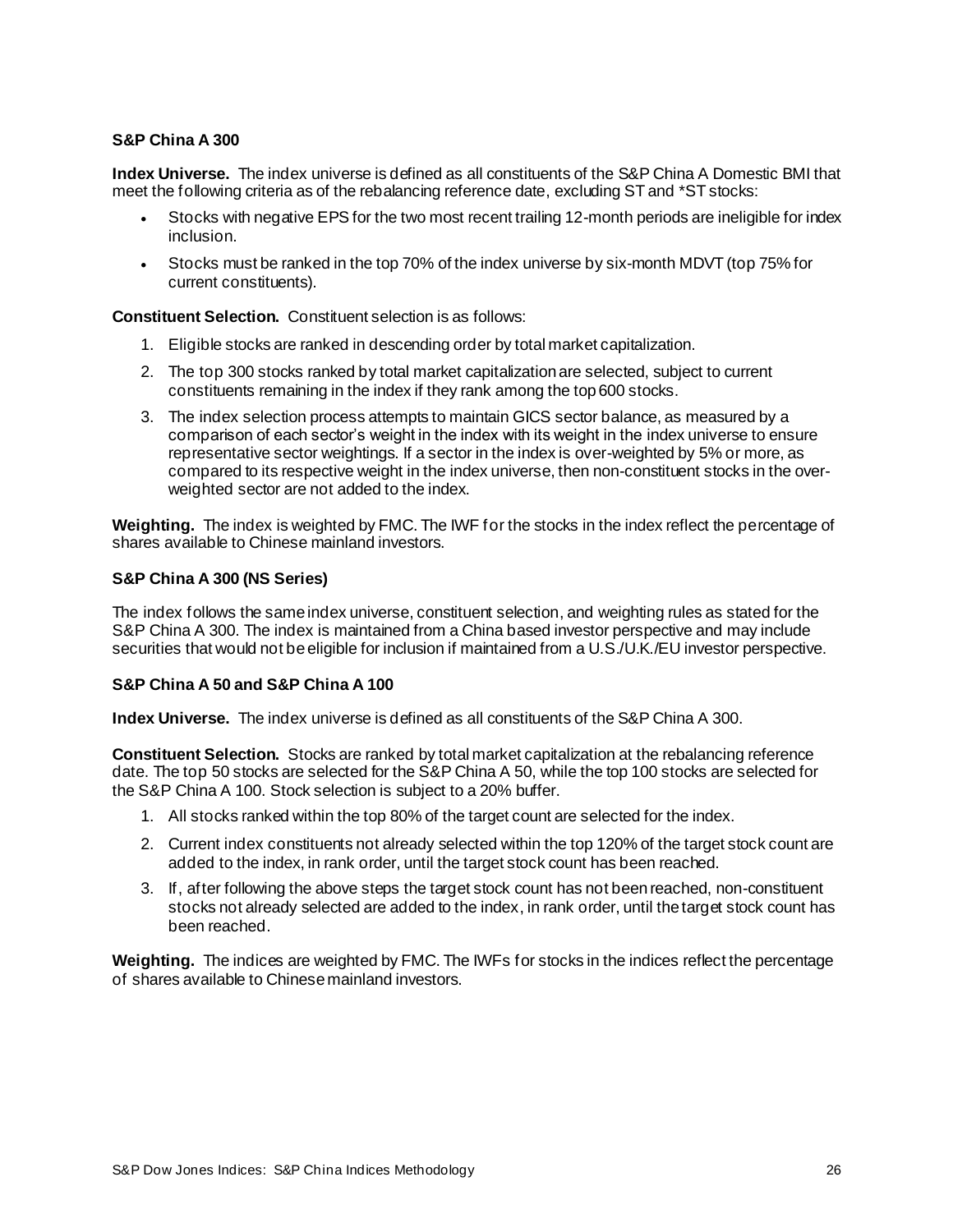### S&P China A 300

**Index Universe.** The index universe is defined as all constituents of the S&P China A Domestic BMI that meet the following criteria as of the rebalancing reference date, excluding ST and *ST stocks:

- Stocks with negative EPS for the two most recent trailing 12-month periods are ineligible for index inclusion.
- Stocks must be ranked in the top 70% of the index universe by six-month MDVT (top 75% for current constituents).

**Constituent Selection.** Constituent selection is as follows:

1. Eligible stocks are ranked in descending order by total market capitalization.
2. The top 300 stocks ranked by total market capitalization are selected, subject to current constituents remaining in the index if they rank among the top 600 stocks.
3. The index selection process attempts to maintain GICS sector balance, as measured by a comparison of each sector's weight in the index with its weight in the index universe to ensure representative sector weightings. If a sector in the index is over-weighted by 5% or more, as compared to its respective weight in the index universe, then non-constituent stocks in the over-weighted sector are not added to the index.

**Weighting.** The index is weighted by FMC. The IWF for the stocks in the index reflect the percentage of shares available to Chinese mainland investors.

### S&P China A 300 (NS Series)

The index follows the same index universe, constituent selection, and weighting rules as stated for the S&P China A 300. The index is maintained from a China based investor perspective and may include securities that would not be eligible for inclusion if maintained from a U.S./U.K./EU investor perspective.

### S&P China A 50 and S&P China A 100

**Index Universe.** The index universe is defined as all constituents of the S&P China A 300.

**Constituent Selection.** Stocks are ranked by total market capitalization at the rebalancing reference date. The top 50 stocks are selected for the S&P China A 50, while the top 100 stocks are selected for the S&P China A 100. Stock selection is subject to a 20% buffer.

1. All stocks ranked within the top 80% of the target count are selected for the index.
2. Current index constituents not already selected within the top 120% of the target stock count are added to the index, in rank order, until the target stock count has been reached.
3. If, after following the above steps the target stock count has not been reached, non-constituent stocks not already selected are added to the index, in rank order, until the target stock count has been reached.

**Weighting.** The indices are weighted by FMC. The IWFs for stocks in the indices reflect the percentage of shares available to Chinese mainland investors.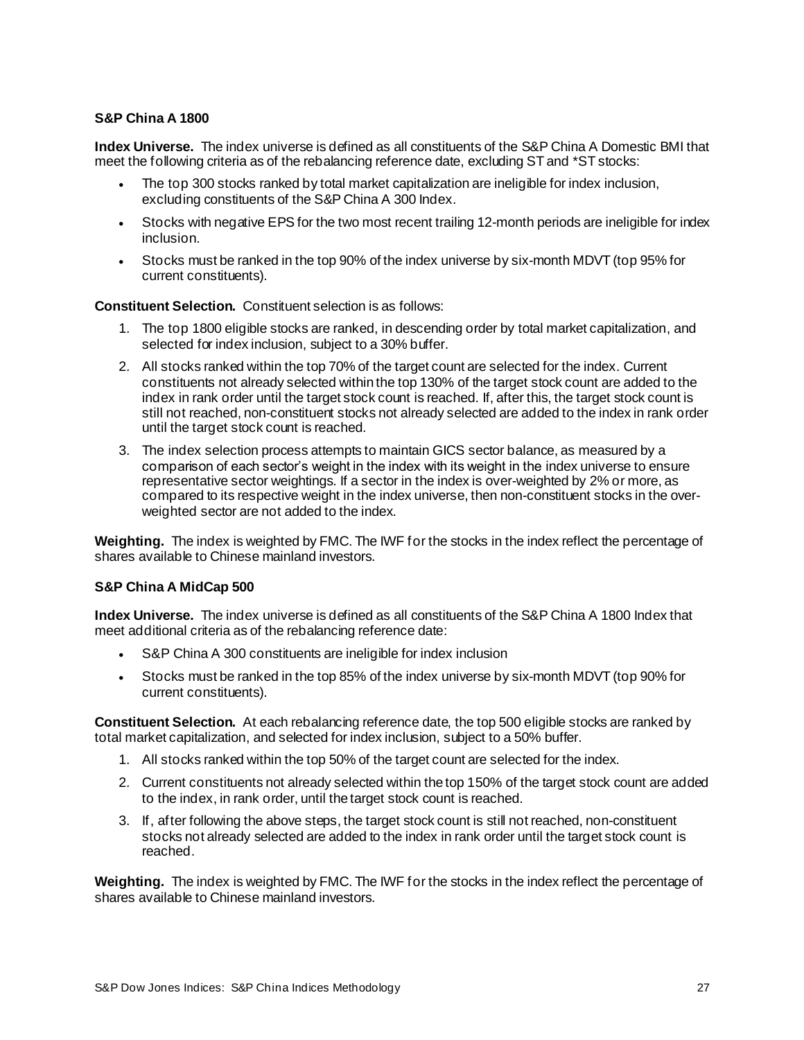### S&P China A 1800

**Index Universe.** The index universe is defined as all constituents of the S&P China A Domestic BMI that meet the following criteria as of the rebalancing reference date, excluding ST and *ST stocks:

- The top 300 stocks ranked by total market capitalization are ineligible for index inclusion, excluding constituents of the S&P China A 300 Index.
- Stocks with negative EPS for the two most recent trailing 12-month periods are ineligible for index inclusion.
- Stocks must be ranked in the top 90% of the index universe by six-month MDVT (top 95% for current constituents).

**Constituent Selection.** Constituent selection is as follows:

1. The top 1800 eligible stocks are ranked, in descending order by total market capitalization, and selected for index inclusion, subject to a 30% buffer.
2. All stocks ranked within the top 70% of the target count are selected for the index. Current constituents not already selected within the top 130% of the target stock count are added to the index in rank order until the target stock count is reached. If, after this, the target stock count is still not reached, non-constituent stocks not already selected are added to the index in rank order until the target stock count is reached.
3. The index selection process attempts to maintain GICS sector balance, as measured by a comparison of each sector's weight in the index with its weight in the index universe to ensure representative sector weightings. If a sector in the index is over-weighted by 2% or more, as compared to its respective weight in the index universe, then non-constituent stocks in the over-weighted sector are not added to the index.

**Weighting.** The index is weighted by FMC. The IWF for the stocks in the index reflect the percentage of shares available to Chinese mainland investors.

### S&P China A MidCap 500

**Index Universe.** The index universe is defined as all constituents of the S&P China A 1800 Index that meet additional criteria as of the rebalancing reference date:

- S&P China A 300 constituents are ineligible for index inclusion
- Stocks must be ranked in the top 85% of the index universe by six-month MDVT (top 90% for current constituents).

**Constituent Selection.** At each rebalancing reference date, the top 500 eligible stocks are ranked by total market capitalization, and selected for index inclusion, subject to a 50% buffer.

1. All stocks ranked within the top 50% of the target count are selected for the index.
2. Current constituents not already selected within the top 150% of the target stock count are added to the index, in rank order, until the target stock count is reached.
3. If, after following the above steps, the target stock count is still not reached, non-constituent stocks not already selected are added to the index in rank order until the target stock count is reached.

**Weighting.** The index is weighted by FMC. The IWF for the stocks in the index reflect the percentage of shares available to Chinese mainland investors.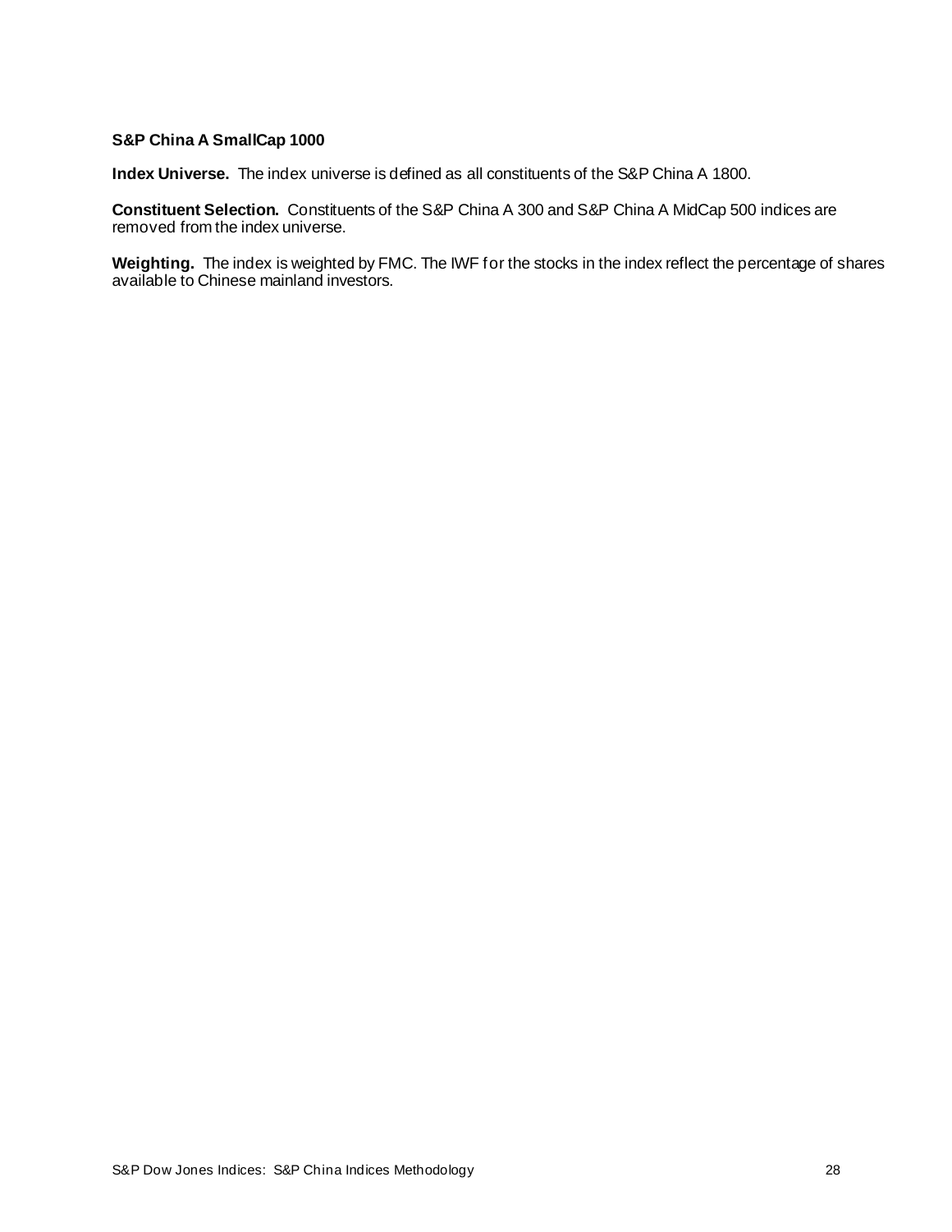### S&P China A SmallCap 1000

**Index Universe.** The index universe is defined as all constituents of the S&P China A 1800.

**Constituent Selection.** Constituents of the S&P China A 300 and S&P China A MidCap 500 indices are removed from the index universe.

**Weighting.** The index is weighted by FMC. The IWF for the stocks in the index reflect the percentage of shares available to Chinese mainland investors.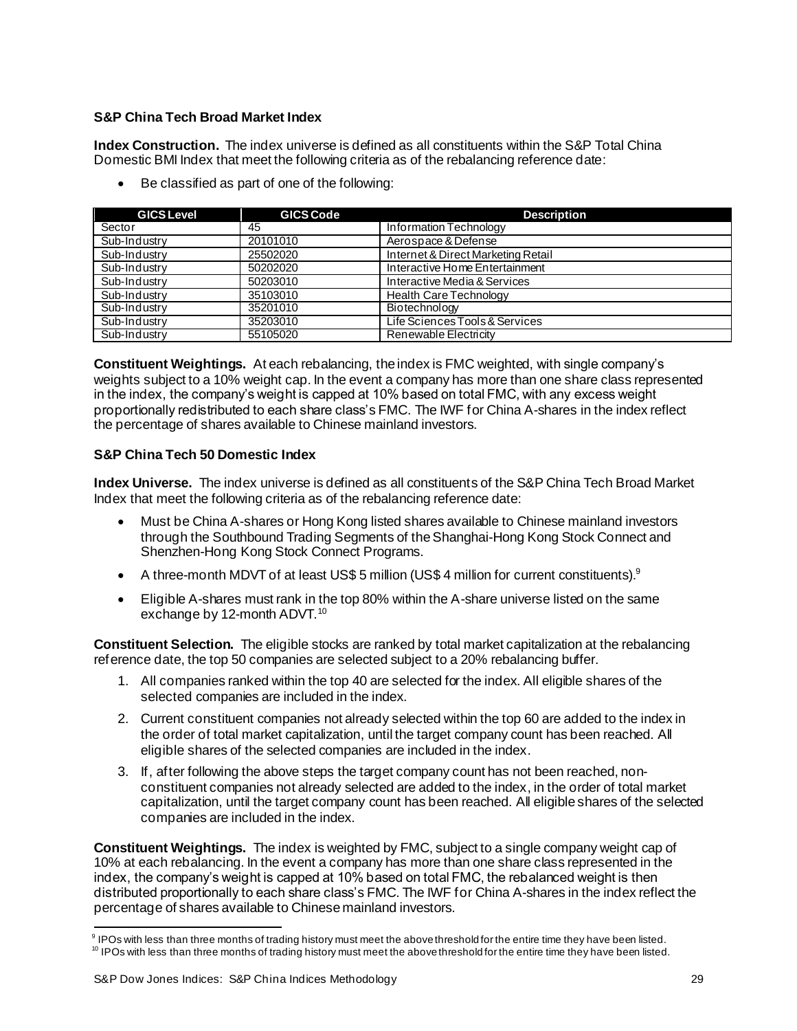### S&P China Tech Broad Market Index

**Index Construction.** The index universe is defined as all constituents within the S&P Total China Domestic BMI Index that meet the following criteria as of the rebalancing reference date:

- Be classified as part of one of the following:

| GICS Level | GICS Code | Description |
|---|---|---|
| Sector | 45 | Information Technology |
| Sub-Industry | 20101010 | Aerospace & Defense |
| Sub-Industry | 25502020 | Internet & Direct Marketing Retail |
| Sub-Industry | 50202020 | Interactive Home Entertainment |
| Sub-Industry | 50203010 | Interactive Media & Services |
| Sub-Industry | 35103010 | Health Care Technology |
| Sub-Industry | 35201010 | Biotechnology |
| Sub-Industry | 35203010 | Life Sciences Tools & Services |
| Sub-Industry | 55105020 | Renewable Electricity |

**Constituent Weightings.** At each rebalancing, the index is FMC weighted, with single company's weights subject to a 10% weight cap. In the event a company has more than one share class represented in the index, the company's weight is capped at 10% based on total FMC, with any excess weight proportionally redistributed to each share class's FMC. The IWF for China A-shares in the index reflect the percentage of shares available to Chinese mainland investors.

### S&P China Tech 50 Domestic Index

**Index Universe.** The index universe is defined as all constituents of the S&P China Tech Broad Market Index that meet the following criteria as of the rebalancing reference date:

- Must be China A-shares or Hong Kong listed shares available to Chinese mainland investors through the Southbound Trading Segments of the Shanghai-Hong Kong Stock Connect and Shenzhen-Hong Kong Stock Connect Programs.
- A three-month MDVT of at least US$ 5 million (US$ 4 million for current constituents).[9]
- Eligible A-shares must rank in the top 80% within the A-share universe listed on the same exchange by 12-month ADVT.[10]

**Constituent Selection.** The eligible stocks are ranked by total market capitalization at the rebalancing reference date, the top 50 companies are selected subject to a 20% rebalancing buffer.

1. All companies ranked within the top 40 are selected for the index. All eligible shares of the selected companies are included in the index.
2. Current constituent companies not already selected within the top 60 are added to the index in the order of total market capitalization, until the target company count has been reached. All eligible shares of the selected companies are included in the index.
3. If, after following the above steps the target company count has not been reached, non-constituent companies not already selected are added to the index, in the order of total market capitalization, until the target company count has been reached. All eligible shares of the selected companies are included in the index.

**Constituent Weightings.** The index is weighted by FMC, subject to a single company weight cap of 10% at each rebalancing. In the event a company has more than one share class represented in the index, the company's weight is capped at 10% based on total FMC, the rebalanced weight is then distributed proportionally to each share class's FMC. The IWF for China A-shares in the index reflect the percentage of shares available to Chinese mainland investors.

---

[9] IPOs with less than three months of trading history must meet the above threshold for the entire time they have been listed.

[10] IPOs with less than three months of trading history must meet the above threshold for the entire time they have been listed.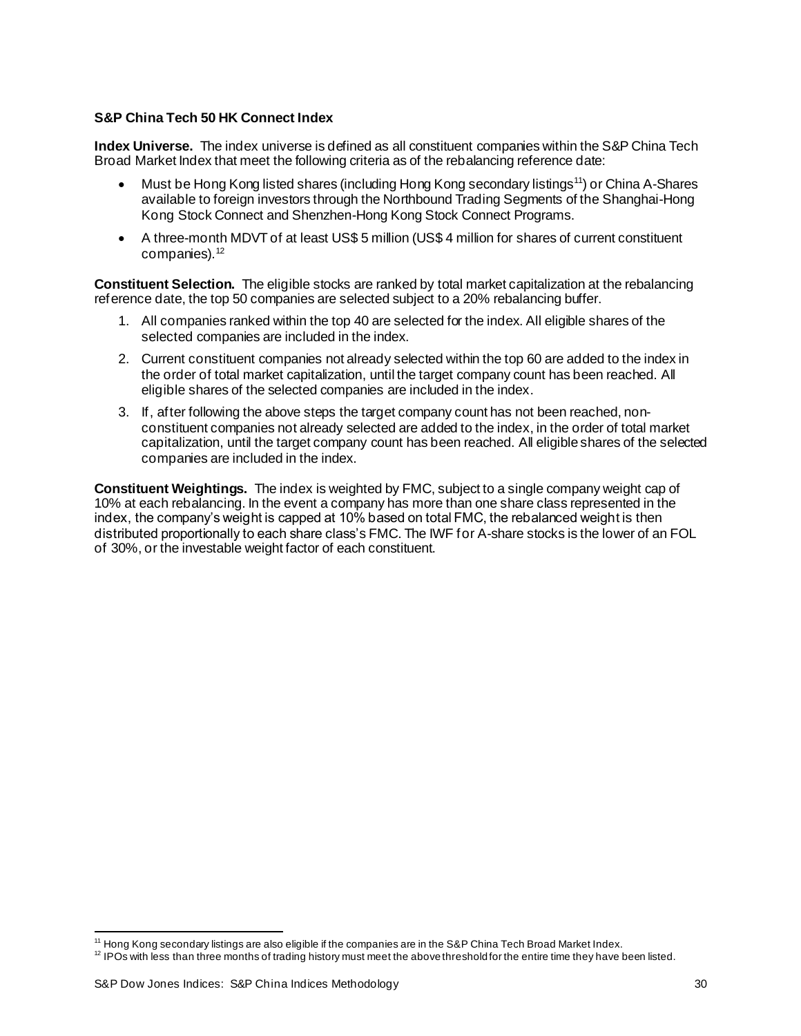**S&P China Tech 50 HK Connect Index**

**Index Universe.** The index universe is defined as all constituent companies within the S&P China Tech Broad Market Index that meet the following criteria as of the rebalancing reference date:

- Must be Hong Kong listed shares (including Hong Kong secondary listings[11]) or China A-Shares available to foreign investors through the Northbound Trading Segments of the Shanghai-Hong Kong Stock Connect and Shenzhen-Hong Kong Stock Connect Programs.
- A three-month MDVT of at least US$ 5 million (US$ 4 million for shares of current constituent companies).[12]

**Constituent Selection.** The eligible stocks are ranked by total market capitalization at the rebalancing reference date, the top 50 companies are selected subject to a 20% rebalancing buffer.

1. All companies ranked within the top 40 are selected for the index. All eligible shares of the selected companies are included in the index.
2. Current constituent companies not already selected within the top 60 are added to the index in the order of total market capitalization, until the target company count has been reached. All eligible shares of the selected companies are included in the index.
3. If, after following the above steps the target company count has not been reached, non-constituent companies not already selected are added to the index, in the order of total market capitalization, until the target company count has been reached. All eligible shares of the selected companies are included in the index.

**Constituent Weightings.** The index is weighted by FMC, subject to a single company weight cap of 10% at each rebalancing. In the event a company has more than one share class represented in the index, the company's weight is capped at 10% based on total FMC, the rebalanced weight is then distributed proportionally to each share class's FMC. The IWF for A-share stocks is the lower of an FOL of 30%, or the investable weight factor of each constituent.

---

[11] Hong Kong secondary listings are also eligible if the companies are in the S&P China Tech Broad Market Index.

[12] IPOs with less than three months of trading history must meet the above threshold for the entire time they have been listed.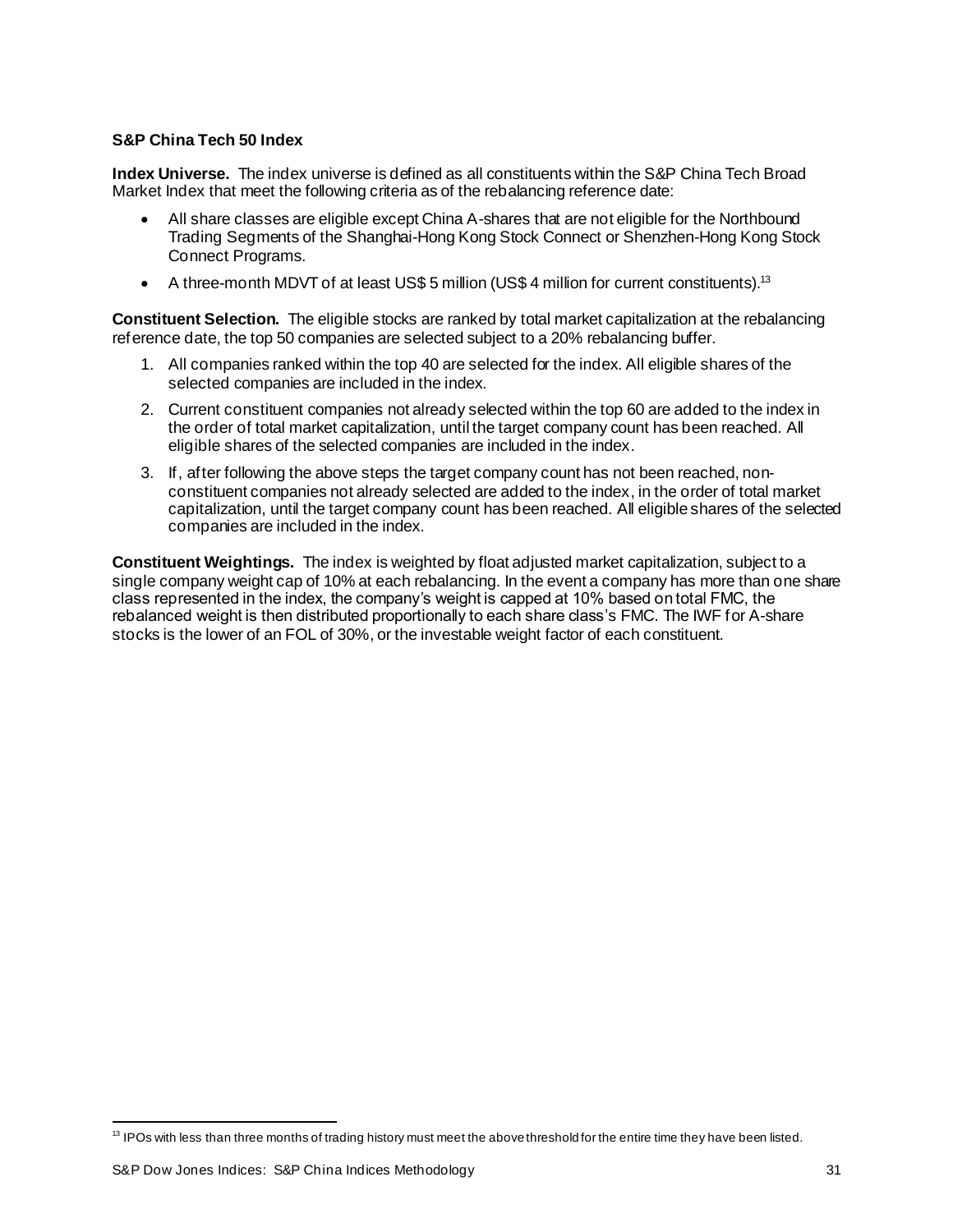### S&P China Tech 50 Index

**Index Universe.** The index universe is defined as all constituents within the S&P China Tech Broad Market Index that meet the following criteria as of the rebalancing reference date:

- All share classes are eligible except China A-shares that are not eligible for the Northbound Trading Segments of the Shanghai-Hong Kong Stock Connect or Shenzhen-Hong Kong Stock Connect Programs.
- A three-month MDVT of at least US$ 5 million (US$ 4 million for current constituents).[13]

**Constituent Selection.** The eligible stocks are ranked by total market capitalization at the rebalancing reference date, the top 50 companies are selected subject to a 20% rebalancing buffer.

1. All companies ranked within the top 40 are selected for the index. All eligible shares of the selected companies are included in the index.
2. Current constituent companies not already selected within the top 60 are added to the index in the order of total market capitalization, until the target company count has been reached. All eligible shares of the selected companies are included in the index.
3. If, after following the above steps the target company count has not been reached, non-constituent companies not already selected are added to the index, in the order of total market capitalization, until the target company count has been reached. All eligible shares of the selected companies are included in the index.

**Constituent Weightings.** The index is weighted by float adjusted market capitalization, subject to a single company weight cap of 10% at each rebalancing. In the event a company has more than one share class represented in the index, the company's weight is capped at 10% based on total FMC, the rebalanced weight is then distributed proportionally to each share class's FMC. The IWF for A-share stocks is the lower of an FOL of 30%, or the investable weight factor of each constituent.

[13] IPOs with less than three months of trading history must meet the above threshold for the entire time they have been listed.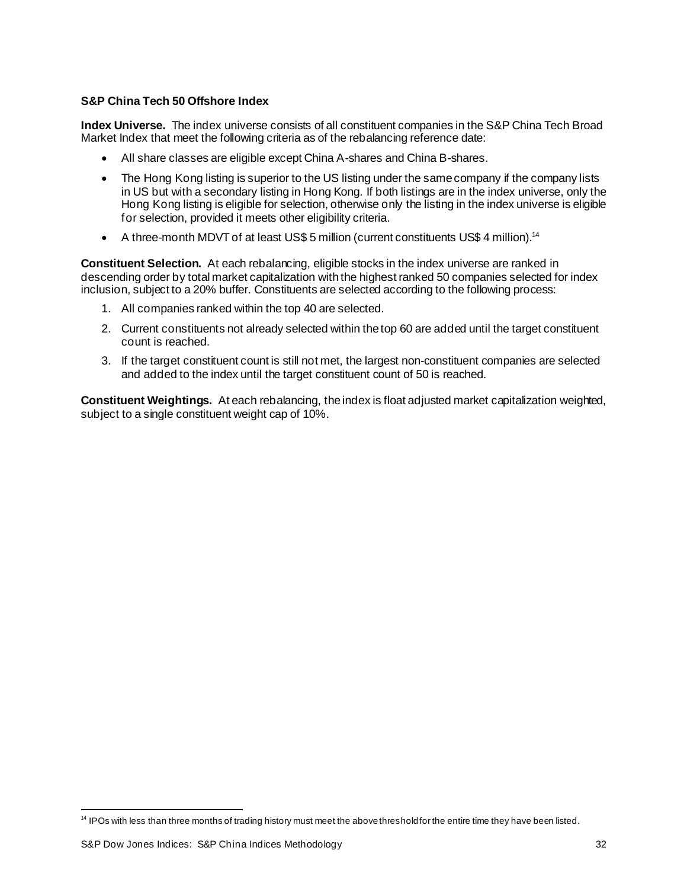### S&P China Tech 50 Offshore Index

**Index Universe.** The index universe consists of all constituent companies in the S&P China Tech Broad Market Index that meet the following criteria as of the rebalancing reference date:

- All share classes are eligible except China A-shares and China B-shares.
- The Hong Kong listing is superior to the US listing under the same company if the company lists in US but with a secondary listing in Hong Kong. If both listings are in the index universe, only the Hong Kong listing is eligible for selection, otherwise only the listing in the index universe is eligible for selection, provided it meets other eligibility criteria.
- A three-month MDVT of at least US$ 5 million (current constituents US$ 4 million).[14]

**Constituent Selection.** At each rebalancing, eligible stocks in the index universe are ranked in descending order by total market capitalization with the highest ranked 50 companies selected for index inclusion, subject to a 20% buffer. Constituents are selected according to the following process:

1. All companies ranked within the top 40 are selected.
2. Current constituents not already selected within the top 60 are added until the target constituent count is reached.
3. If the target constituent count is still not met, the largest non-constituent companies are selected and added to the index until the target constituent count of 50 is reached.

**Constituent Weightings.** At each rebalancing, the index is float adjusted market capitalization weighted, subject to a single constituent weight cap of 10%.

---

[14] IPOs with less than three months of trading history must meet the above threshold for the entire time they have been listed.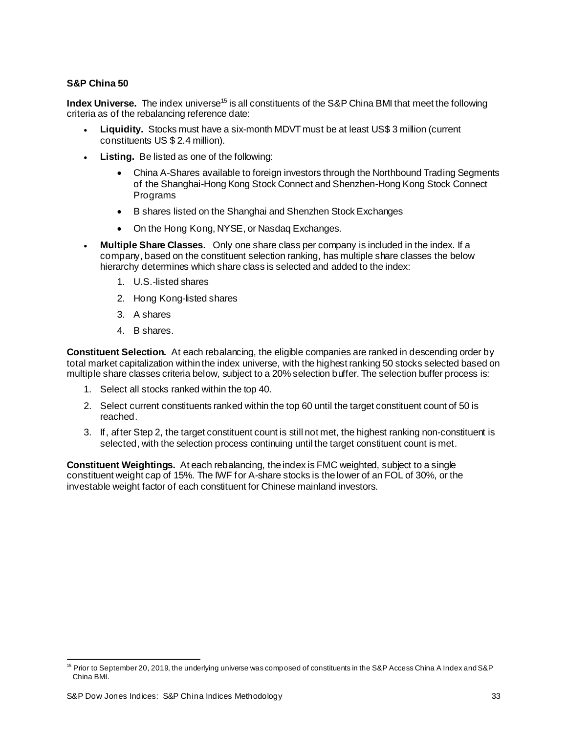**S&P China 50**

**Index Universe.** The index universe[15] is all constituents of the S&P China BMI that meet the following criteria as of the rebalancing reference date:

- **Liquidity.** Stocks must have a six-month MDVT must be at least US$ 3 million (current constituents US $ 2.4 million).
- **Listing.** Be listed as one of the following:
  - China A-Shares available to foreign investors through the Northbound Trading Segments of the Shanghai-Hong Kong Stock Connect and Shenzhen-Hong Kong Stock Connect Programs
  - B shares listed on the Shanghai and Shenzhen Stock Exchanges
  - On the Hong Kong, NYSE, or Nasdaq Exchanges.
- **Multiple Share Classes.** Only one share class per company is included in the index. If a company, based on the constituent selection ranking, has multiple share classes the below hierarchy determines which share class is selected and added to the index:
  1. U.S.-listed shares
  2. Hong Kong-listed shares
  3. A shares
  4. B shares.

**Constituent Selection.** At each rebalancing, the eligible companies are ranked in descending order by total market capitalization within the index universe, with the highest ranking 50 stocks selected based on multiple share classes criteria below, subject to a 20% selection buffer. The selection buffer process is:

1. Select all stocks ranked within the top 40.
2. Select current constituents ranked within the top 60 until the target constituent count of 50 is reached.
3. If, after Step 2, the target constituent count is still not met, the highest ranking non-constituent is selected, with the selection process continuing until the target constituent count is met.

**Constituent Weightings.** At each rebalancing, the index is FMC weighted, subject to a single constituent weight cap of 15%. The IWF for A-share stocks is the lower of an FOL of 30%, or the investable weight factor of each constituent for Chinese mainland investors.

[15] Prior to September 20, 2019, the underlying universe was composed of constituents in the S&P Access China A Index and S&P China BMI.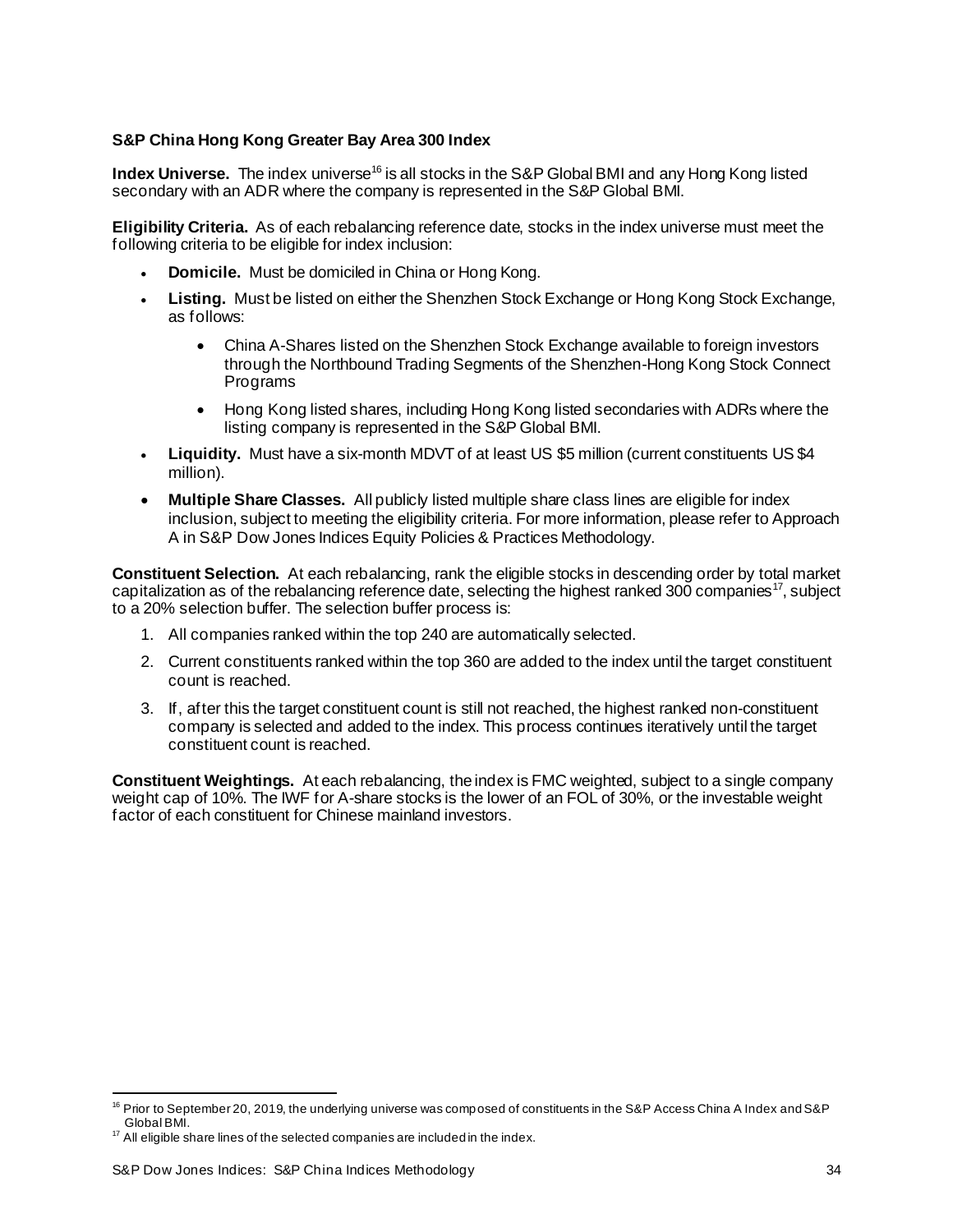**S&P China Hong Kong Greater Bay Area 300 Index**

**Index Universe.** The index universe[16] is all stocks in the S&P Global BMI and any Hong Kong listed secondary with an ADR where the company is represented in the S&P Global BMI.

**Eligibility Criteria.** As of each rebalancing reference date, stocks in the index universe must meet the following criteria to be eligible for index inclusion:

- **Domicile.** Must be domiciled in China or Hong Kong.
- **Listing.** Must be listed on either the Shenzhen Stock Exchange or Hong Kong Stock Exchange, as follows:
  - China A-Shares listed on the Shenzhen Stock Exchange available to foreign investors through the Northbound Trading Segments of the Shenzhen-Hong Kong Stock Connect Programs
  - Hong Kong listed shares, including Hong Kong listed secondaries with ADRs where the listing company is represented in the S&P Global BMI.
- **Liquidity.** Must have a six-month MDVT of at least US $5 million (current constituents US $4 million).
- **Multiple Share Classes.** All publicly listed multiple share class lines are eligible for index inclusion, subject to meeting the eligibility criteria. For more information, please refer to Approach A in S&P Dow Jones Indices Equity Policies & Practices Methodology.

**Constituent Selection.** At each rebalancing, rank the eligible stocks in descending order by total market capitalization as of the rebalancing reference date, selecting the highest ranked 300 companies[17], subject to a 20% selection buffer. The selection buffer process is:

1. All companies ranked within the top 240 are automatically selected.
2. Current constituents ranked within the top 360 are added to the index until the target constituent count is reached.
3. If, after this the target constituent count is still not reached, the highest ranked non-constituent company is selected and added to the index. This process continues iteratively until the target constituent count is reached.

**Constituent Weightings.** At each rebalancing, the index is FMC weighted, subject to a single company weight cap of 10%. The IWF for A-share stocks is the lower of an FOL of 30%, or the investable weight factor of each constituent for Chinese mainland investors.

[16] Prior to September 20, 2019, the underlying universe was composed of constituents in the S&P Access China A Index and S&P Global BMI.

[17] All eligible share lines of the selected companies are included in the index.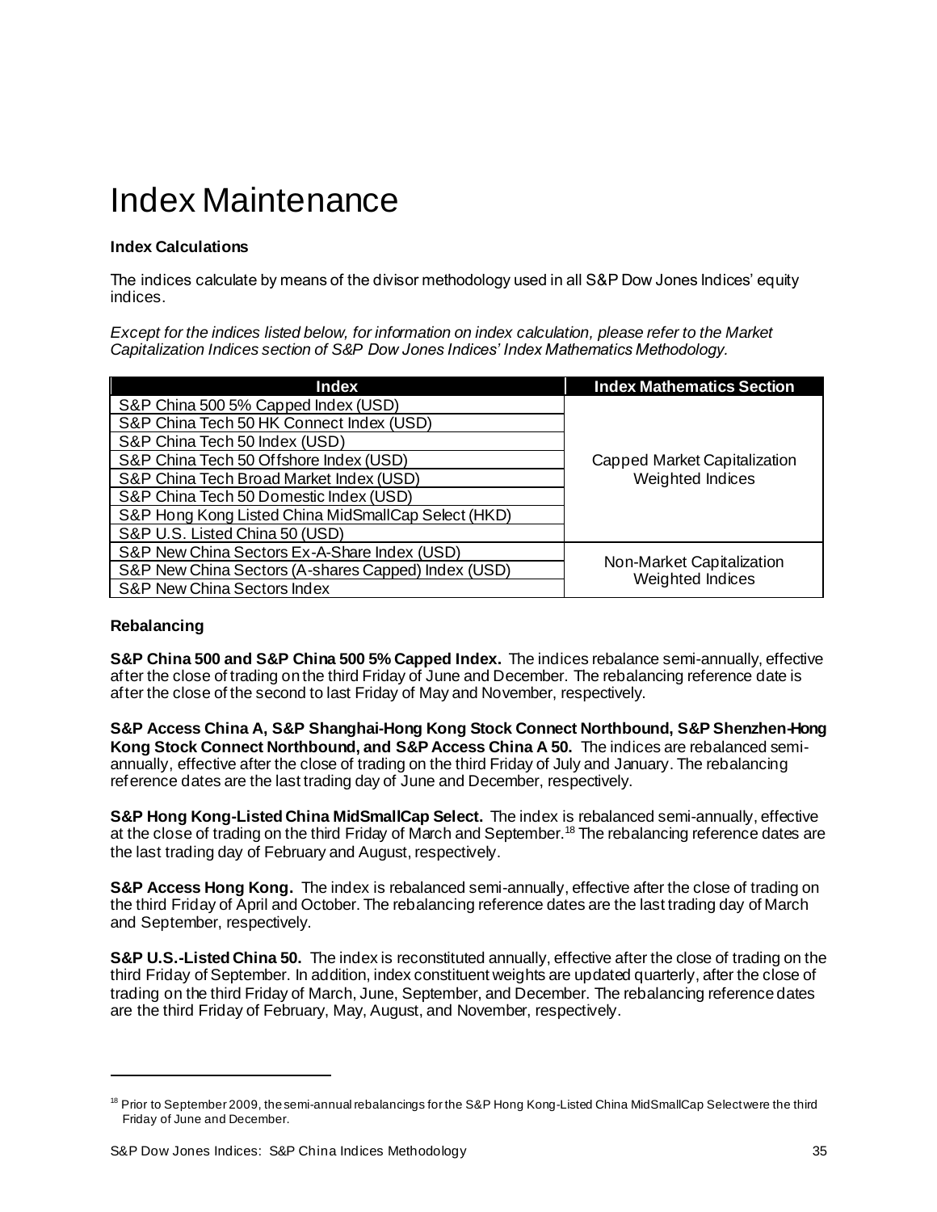# Index Maintenance

**Index Calculations**

The indices calculate by means of the divisor methodology used in all S&P Dow Jones Indices' equity indices.

*Except for the indices listed below, for information on index calculation, please refer to the Market Capitalization Indices section of S&P Dow Jones Indices' Index Mathematics Methodology.*

| Index | Index Mathematics Section |
|---|---|
| S&P China 500 5% Capped Index (USD) | Capped Market Capitalization Weighted Indices |
| S&P China Tech 50 HK Connect Index (USD) | |
| S&P China Tech 50 Index (USD) | |
| S&P China Tech 50 Offshore Index (USD) | |
| S&P China Tech Broad Market Index (USD) | |
| S&P China Tech 50 Domestic Index (USD) | |
| S&P Hong Kong Listed China MidSmallCap Select (HKD) | |
| S&P U.S. Listed China 50 (USD) | |
| S&P New China Sectors Ex-A-Share Index (USD) | Non-Market Capitalization Weighted Indices |
| S&P New China Sectors (A-shares Capped) Index (USD) | |
| S&P New China Sectors Index | |

**Rebalancing**

**S&P China 500 and S&P China 500 5% Capped Index.** The indices rebalance semi-annually, effective after the close of trading on the third Friday of June and December. The rebalancing reference date is after the close of the second to last Friday of May and November, respectively.

**S&P Access China A, S&P Shanghai-Hong Kong Stock Connect Northbound, S&P Shenzhen-Hong Kong Stock Connect Northbound, and S&P Access China A 50.** The indices are rebalanced semi-annually, effective after the close of trading on the third Friday of July and January. The rebalancing reference dates are the last trading day of June and December, respectively.

**S&P Hong Kong-Listed China MidSmallCap Select.** The index is rebalanced semi-annually, effective at the close of trading on the third Friday of March and September.[18] The rebalancing reference dates are the last trading day of February and August, respectively.

**S&P Access Hong Kong.** The index is rebalanced semi-annually, effective after the close of trading on the third Friday of April and October. The rebalancing reference dates are the last trading day of March and September, respectively.

**S&P U.S.-Listed China 50.** The index is reconstituted annually, effective after the close of trading on the third Friday of September. In addition, index constituent weights are updated quarterly, after the close of trading on the third Friday of March, June, September, and December. The rebalancing reference dates are the third Friday of February, May, August, and November, respectively.

[18] Prior to September 2009, the semi-annual rebalancings for the S&P Hong Kong-Listed China MidSmallCap Select were the third Friday of June and December.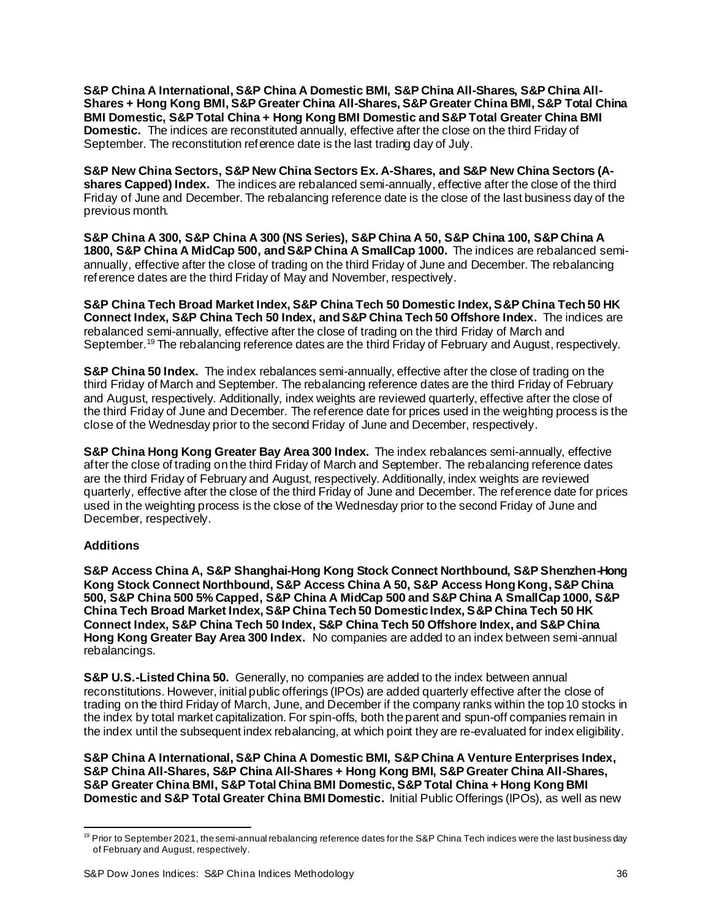**S&P China A International, S&P China A Domestic BMI, S&P China All-Shares, S&P China All-Shares + Hong Kong BMI, S&P Greater China All-Shares, S&P Greater China BMI, S&P Total China BMI Domestic, S&P Total China + Hong Kong BMI Domestic and S&P Total Greater China BMI Domestic.** The indices are reconstituted annually, effective after the close on the third Friday of September. The reconstitution reference date is the last trading day of July.

**S&P New China Sectors, S&P New China Sectors Ex. A-Shares, and S&P New China Sectors (A-shares Capped) Index.** The indices are rebalanced semi-annually, effective after the close of the third Friday of June and December. The rebalancing reference date is the close of the last business day of the previous month.

**S&P China A 300, S&P China A 300 (NS Series), S&P China A 50, S&P China 100, S&P China A 1800, S&P China A MidCap 500, and S&P China A SmallCap 1000.** The indices are rebalanced semi-annually, effective after the close of trading on the third Friday of June and December. The rebalancing reference dates are the third Friday of May and November, respectively.

**S&P China Tech Broad Market Index, S&P China Tech 50 Domestic Index, S&P China Tech 50 HK Connect Index, S&P China Tech 50 Index, and S&P China Tech 50 Offshore Index.** The indices are rebalanced semi-annually, effective after the close of trading on the third Friday of March and September.[19] The rebalancing reference dates are the third Friday of February and August, respectively.

**S&P China 50 Index.** The index rebalances semi-annually, effective after the close of trading on the third Friday of March and September. The rebalancing reference dates are the third Friday of February and August, respectively. Additionally, index weights are reviewed quarterly, effective after the close of the third Friday of June and December. The reference date for prices used in the weighting process is the close of the Wednesday prior to the second Friday of June and December, respectively.

**S&P China Hong Kong Greater Bay Area 300 Index.** The index rebalances semi-annually, effective after the close of trading on the third Friday of March and September. The rebalancing reference dates are the third Friday of February and August, respectively. Additionally, index weights are reviewed quarterly, effective after the close of the third Friday of June and December. The reference date for prices used in the weighting process is the close of the Wednesday prior to the second Friday of June and December, respectively.

### Additions

**S&P Access China A, S&P Shanghai-Hong Kong Stock Connect Northbound, S&P Shenzhen-Hong Kong Stock Connect Northbound, S&P Access China A 50, S&P Access Hong Kong, S&P China 500, S&P China 500 5% Capped, S&P China A MidCap 500 and S&P China A SmallCap 1000, S&P China Tech Broad Market Index, S&P China Tech 50 Domestic Index, S&P China Tech 50 HK Connect Index, S&P China Tech 50 Index, S&P China Tech 50 Offshore Index, and S&P China Hong Kong Greater Bay Area 300 Index.** No companies are added to an index between semi-annual rebalancings.

**S&P U.S.-Listed China 50.** Generally, no companies are added to the index between annual reconstitutions. However, initial public offerings (IPOs) are added quarterly effective after the close of trading on the third Friday of March, June, and December if the company ranks within the top 10 stocks in the index by total market capitalization. For spin-offs, both the parent and spun-off companies remain in the index until the subsequent index rebalancing, at which point they are re-evaluated for index eligibility.

**S&P China A International, S&P China A Domestic BMI, S&P China A Venture Enterprises Index, S&P China All-Shares, S&P China All-Shares + Hong Kong BMI, S&P Greater China All-Shares, S&P Greater China BMI, S&P Total China BMI Domestic, S&P Total China + Hong Kong BMI Domestic and S&P Total Greater China BMI Domestic.** Initial Public Offerings (IPOs), as well as new

[19] Prior to September 2021, the semi-annual rebalancing reference dates for the S&P China Tech indices were the last business day of February and August, respectively.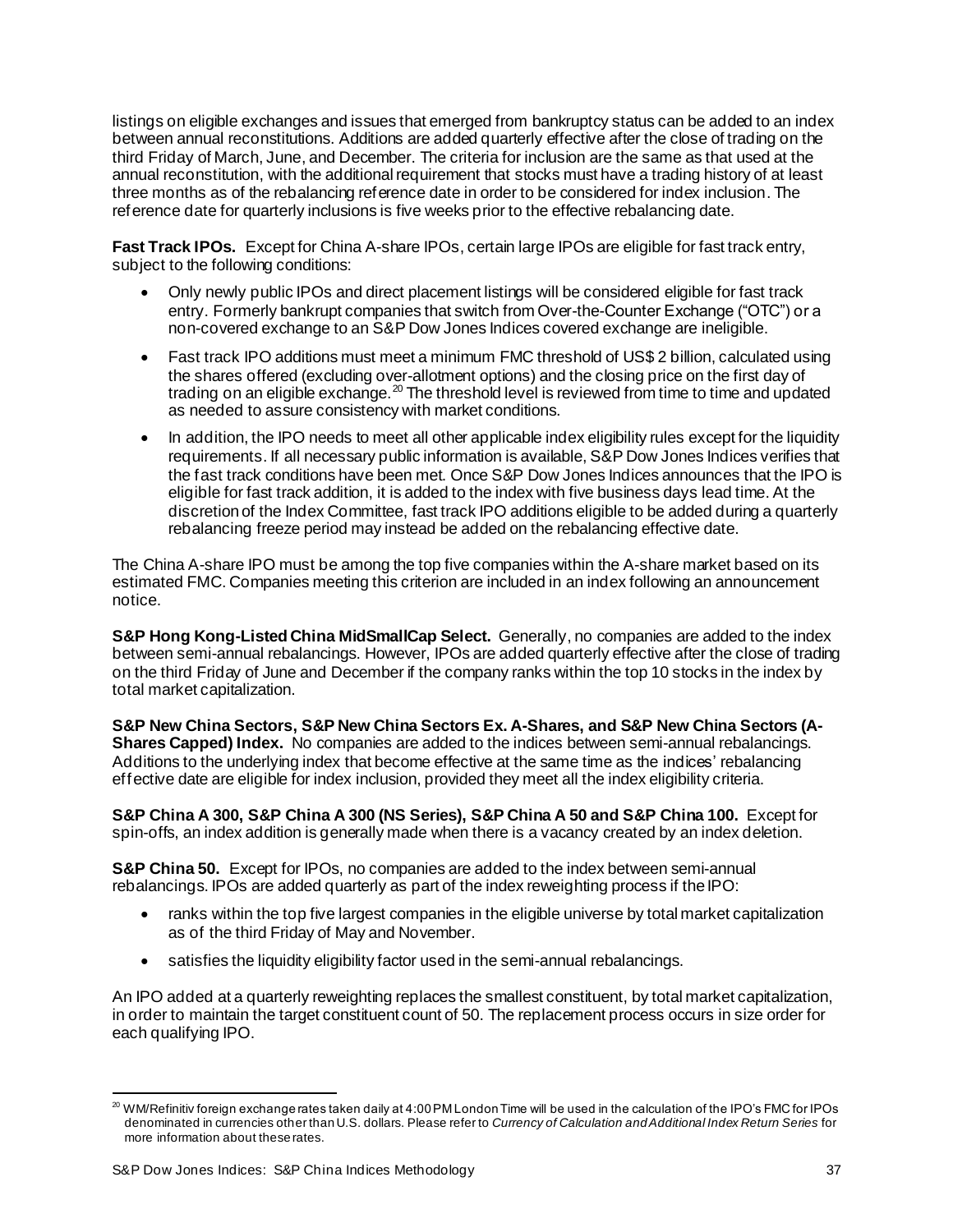listings on eligible exchanges and issues that emerged from bankruptcy status can be added to an index between annual reconstitutions. Additions are added quarterly effective after the close of trading on the third Friday of March, June, and December. The criteria for inclusion are the same as that used at the annual reconstitution, with the additional requirement that stocks must have a trading history of at least three months as of the rebalancing reference date in order to be considered for index inclusion. The reference date for quarterly inclusions is five weeks prior to the effective rebalancing date.

**Fast Track IPOs.** Except for China A-share IPOs, certain large IPOs are eligible for fast track entry, subject to the following conditions:

- Only newly public IPOs and direct placement listings will be considered eligible for fast track entry. Formerly bankrupt companies that switch from Over-the-Counter Exchange ("OTC") or a non-covered exchange to an S&P Dow Jones Indices covered exchange are ineligible.
- Fast track IPO additions must meet a minimum FMC threshold of US$ 2 billion, calculated using the shares offered (excluding over-allotment options) and the closing price on the first day of trading on an eligible exchange.[20] The threshold level is reviewed from time to time and updated as needed to assure consistency with market conditions.
- In addition, the IPO needs to meet all other applicable index eligibility rules except for the liquidity requirements. If all necessary public information is available, S&P Dow Jones Indices verifies that the fast track conditions have been met. Once S&P Dow Jones Indices announces that the IPO is eligible for fast track addition, it is added to the index with five business days lead time. At the discretion of the Index Committee, fast track IPO additions eligible to be added during a quarterly rebalancing freeze period may instead be added on the rebalancing effective date.

The China A-share IPO must be among the top five companies within the A-share market based on its estimated FMC. Companies meeting this criterion are included in an index following an announcement notice.

**S&P Hong Kong-Listed China MidSmallCap Select.** Generally, no companies are added to the index between semi-annual rebalancings. However, IPOs are added quarterly effective after the close of trading on the third Friday of June and December if the company ranks within the top 10 stocks in the index by total market capitalization.

**S&P New China Sectors, S&P New China Sectors Ex. A-Shares, and S&P New China Sectors (A-Shares Capped) Index.** No companies are added to the indices between semi-annual rebalancings. Additions to the underlying index that become effective at the same time as the indices' rebalancing effective date are eligible for index inclusion, provided they meet all the index eligibility criteria.

**S&P China A 300, S&P China A 300 (NS Series), S&P China A 50 and S&P China 100.** Except for spin-offs, an index addition is generally made when there is a vacancy created by an index deletion.

**S&P China 50.** Except for IPOs, no companies are added to the index between semi-annual rebalancings. IPOs are added quarterly as part of the index reweighting process if the IPO:

- ranks within the top five largest companies in the eligible universe by total market capitalization as of the third Friday of May and November.
- satisfies the liquidity eligibility factor used in the semi-annual rebalancings.

An IPO added at a quarterly reweighting replaces the smallest constituent, by total market capitalization, in order to maintain the target constituent count of 50. The replacement process occurs in size order for each qualifying IPO.

[20] WM/Refinitiv foreign exchange rates taken daily at 4:00 PM London Time will be used in the calculation of the IPO's FMC for IPOs denominated in currencies other than U.S. dollars. Please refer to *Currency of Calculation and Additional Index Return Series* for more information about these rates.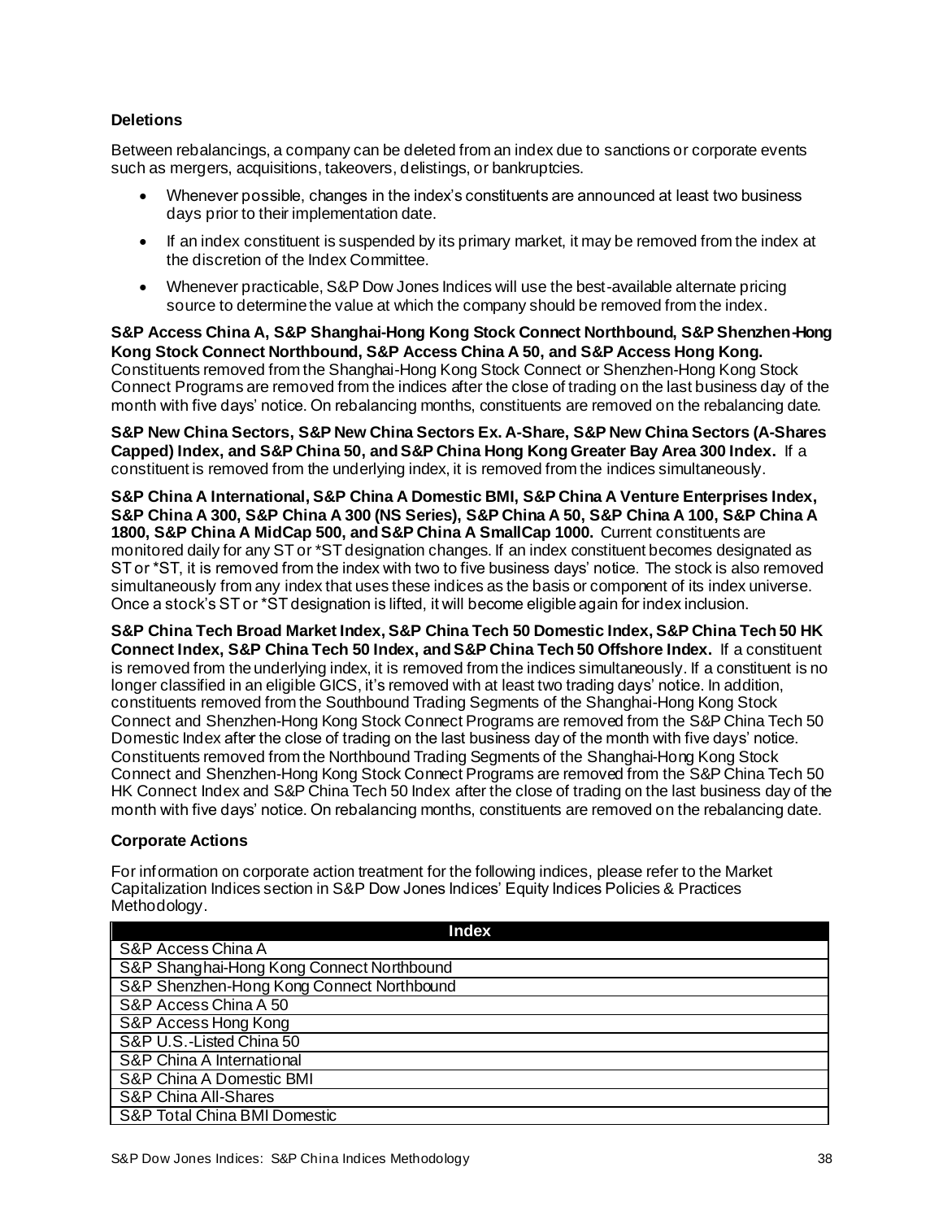### Deletions

Between rebalancings, a company can be deleted from an index due to sanctions or corporate events such as mergers, acquisitions, takeovers, delistings, or bankruptcies.

- Whenever possible, changes in the index's constituents are announced at least two business days prior to their implementation date.
- If an index constituent is suspended by its primary market, it may be removed from the index at the discretion of the Index Committee.
- Whenever practicable, S&P Dow Jones Indices will use the best-available alternate pricing source to determine the value at which the company should be removed from the index.

**S&P Access China A, S&P Shanghai-Hong Kong Stock Connect Northbound, S&P Shenzhen-Hong Kong Stock Connect Northbound, S&P Access China A 50, and S&P Access Hong Kong.** Constituents removed from the Shanghai-Hong Kong Stock Connect or Shenzhen-Hong Kong Stock Connect Programs are removed from the indices after the close of trading on the last business day of the month with five days' notice. On rebalancing months, constituents are removed on the rebalancing date.

**S&P New China Sectors, S&P New China Sectors Ex. A-Share, S&P New China Sectors (A-Shares Capped) Index, and S&P China 50, and S&P China Hong Kong Greater Bay Area 300 Index.** If a constituent is removed from the underlying index, it is removed from the indices simultaneously.

**S&P China A International, S&P China A Domestic BMI, S&P China A Venture Enterprises Index, S&P China A 300, S&P China A 300 (NS Series), S&P China A 50, S&P China A 100, S&P China A 1800, S&P China A MidCap 500, and S&P China A SmallCap 1000.** Current constituents are monitored daily for any ST or *ST designation changes. If an index constituent becomes designated as ST or *ST, it is removed from the index with two to five business days' notice. The stock is also removed simultaneously from any index that uses these indices as the basis or component of its index universe. Once a stock's ST or *ST designation is lifted, it will become eligible again for index inclusion.

**S&P China Tech Broad Market Index, S&P China Tech 50 Domestic Index, S&P China Tech 50 HK Connect Index, S&P China Tech 50 Index, and S&P China Tech 50 Offshore Index.** If a constituent is removed from the underlying index, it is removed from the indices simultaneously. If a constituent is no longer classified in an eligible GICS, it's removed with at least two trading days' notice. In addition, constituents removed from the Southbound Trading Segments of the Shanghai-Hong Kong Stock Connect and Shenzhen-Hong Kong Stock Connect Programs are removed from the S&P China Tech 50 Domestic Index after the close of trading on the last business day of the month with five days' notice. Constituents removed from the Northbound Trading Segments of the Shanghai-Hong Kong Stock Connect and Shenzhen-Hong Kong Stock Connect Programs are removed from the S&P China Tech 50 HK Connect Index and S&P China Tech 50 Index after the close of trading on the last business day of the month with five days' notice. On rebalancing months, constituents are removed on the rebalancing date.

### Corporate Actions

For information on corporate action treatment for the following indices, please refer to the Market Capitalization Indices section in S&P Dow Jones Indices' Equity Indices Policies & Practices Methodology.

| Index |
|---|
| S&P Access China A |
| S&P Shanghai-Hong Kong Connect Northbound |
| S&P Shenzhen-Hong Kong Connect Northbound |
| S&P Access China A 50 |
| S&P Access Hong Kong |
| S&P U.S.-Listed China 50 |
| S&P China A International |
| S&P China A Domestic BMI |
| S&P China All-Shares |
| S&P Total China BMI Domestic |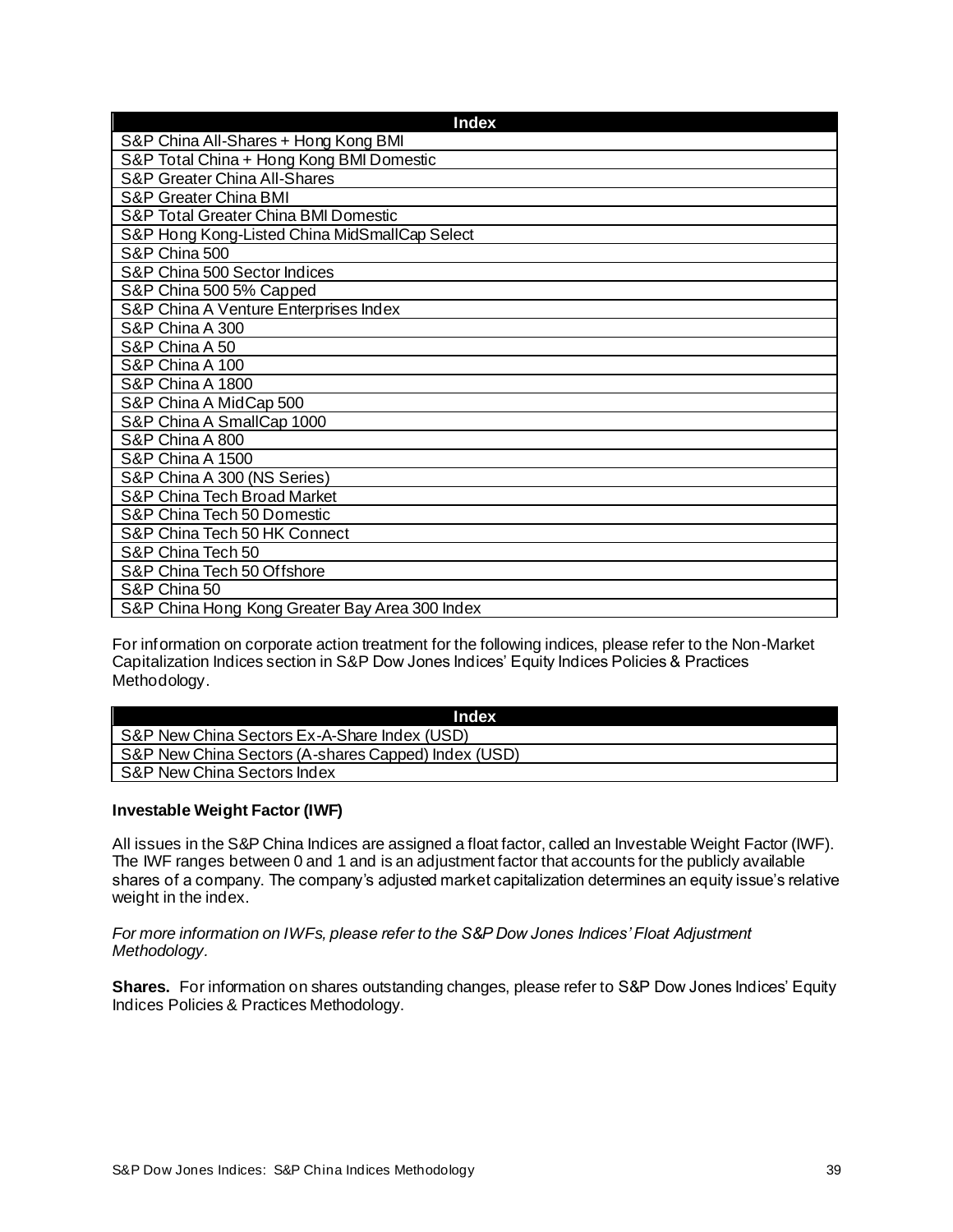| Index |
|---|
| S&P China All-Shares + Hong Kong BMI |
| S&P Total China + Hong Kong BMI Domestic |
| S&P Greater China All-Shares |
| S&P Greater China BMI |
| S&P Total Greater China BMI Domestic |
| S&P Hong Kong-Listed China MidSmallCap Select |
| S&P China 500 |
| S&P China 500 Sector Indices |
| S&P China 500 5% Capped |
| S&P China A Venture Enterprises Index |
| S&P China A 300 |
| S&P China A 50 |
| S&P China A 100 |
| S&P China A 1800 |
| S&P China A MidCap 500 |
| S&P China A SmallCap 1000 |
| S&P China A 800 |
| S&P China A 1500 |
| S&P China A 300 (NS Series) |
| S&P China Tech Broad Market |
| S&P China Tech 50 Domestic |
| S&P China Tech 50 HK Connect |
| S&P China Tech 50 |
| S&P China Tech 50 Offshore |
| S&P China 50 |
| S&P China Hong Kong Greater Bay Area 300 Index |

For information on corporate action treatment for the following indices, please refer to the Non-Market Capitalization Indices section in S&P Dow Jones Indices' Equity Indices Policies & Practices Methodology.

| Index |
|---|
| S&P New China Sectors Ex-A-Share Index (USD) |
| S&P New China Sectors (A-shares Capped) Index (USD) |
| S&P New China Sectors Index |

**Investable Weight Factor (IWF)**

All issues in the S&P China Indices are assigned a float factor, called an Investable Weight Factor (IWF). The IWF ranges between 0 and 1 and is an adjustment factor that accounts for the publicly available shares of a company. The company's adjusted market capitalization determines an equity issue's relative weight in the index.

*For more information on IWFs, please refer to the S&P Dow Jones Indices' Float Adjustment Methodology*.

**Shares.** For information on shares outstanding changes, please refer to S&P Dow Jones Indices' Equity Indices Policies & Practices Methodology.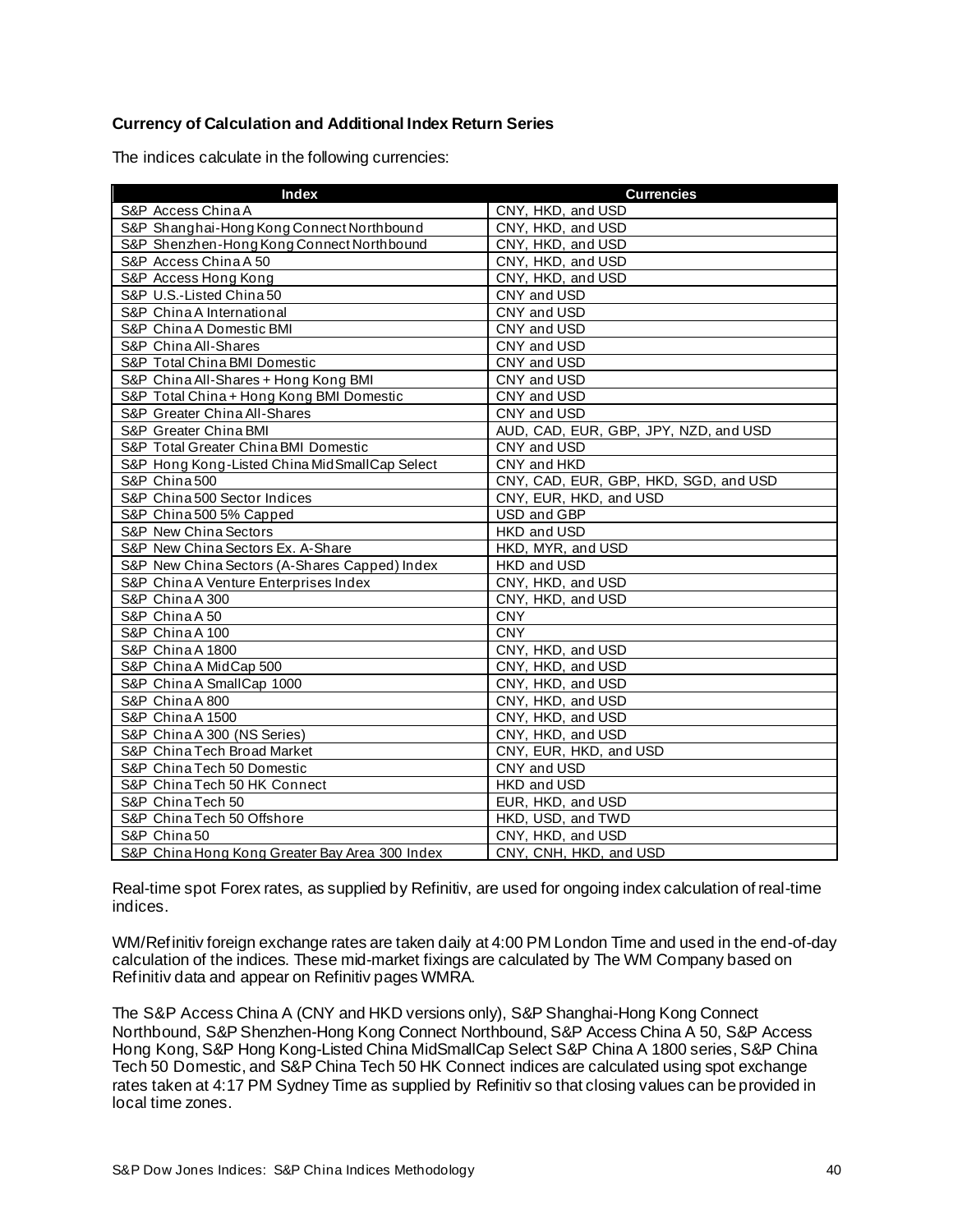**Currency of Calculation and Additional Index Return Series**

The indices calculate in the following currencies:

| Index | Currencies |
|---|---|
| S&P Access China A | CNY, HKD, and USD |
| S&P Shanghai-Hong Kong Connect Northbound | CNY, HKD, and USD |
| S&P Shenzhen-Hong Kong Connect Northbound | CNY, HKD, and USD |
| S&P Access China A 50 | CNY, HKD, and USD |
| S&P Access Hong Kong | CNY, HKD, and USD |
| S&P U.S.-Listed China 50 | CNY and USD |
| S&P China A International | CNY and USD |
| S&P China A Domestic BMI | CNY and USD |
| S&P China All-Shares | CNY and USD |
| S&P Total China BMI Domestic | CNY and USD |
| S&P China All-Shares + Hong Kong BMI | CNY and USD |
| S&P Total China + Hong Kong BMI Domestic | CNY and USD |
| S&P Greater China All-Shares | CNY and USD |
| S&P Greater China BMI | AUD, CAD, EUR, GBP, JPY, NZD, and USD |
| S&P Total Greater China BMI Domestic | CNY and USD |
| S&P Hong Kong-Listed China MidSmallCap Select | CNY and HKD |
| S&P China 500 | CNY, CAD, EUR, GBP, HKD, SGD, and USD |
| S&P China 500 Sector Indices | CNY, EUR, HKD, and USD |
| S&P China 500 5% Capped | USD and GBP |
| S&P New China Sectors | HKD and USD |
| S&P New China Sectors Ex. A-Share | HKD, MYR, and USD |
| S&P New China Sectors (A-Shares Capped) Index | HKD and USD |
| S&P China A Venture Enterprises Index | CNY, HKD, and USD |
| S&P China A 300 | CNY, HKD, and USD |
| S&P China A 50 | CNY |
| S&P China A 100 | CNY |
| S&P China A 1800 | CNY, HKD, and USD |
| S&P China A MidCap 500 | CNY, HKD, and USD |
| S&P China A SmallCap 1000 | CNY, HKD, and USD |
| S&P China A 800 | CNY, HKD, and USD |
| S&P China A 1500 | CNY, HKD, and USD |
| S&P China A 300 (NS Series) | CNY, HKD, and USD |
| S&P China Tech Broad Market | CNY, EUR, HKD, and USD |
| S&P China Tech 50 Domestic | CNY and USD |
| S&P China Tech 50 HK Connect | HKD and USD |
| S&P China Tech 50 | EUR, HKD, and USD |
| S&P China Tech 50 Offshore | HKD, USD, and TWD |
| S&P China 50 | CNY, HKD, and USD |
| S&P China Hong Kong Greater Bay Area 300 Index | CNY, CNH, HKD, and USD |

Real-time spot Forex rates, as supplied by Refinitiv, are used for ongoing index calculation of real-time indices.

WM/Refinitiv foreign exchange rates are taken daily at 4:00 PM London Time and used in the end-of-day calculation of the indices. These mid-market fixings are calculated by The WM Company based on Refinitiv data and appear on Refinitiv pages WMRA.

The S&P Access China A (CNY and HKD versions only), S&P Shanghai-Hong Kong Connect Northbound, S&P Shenzhen-Hong Kong Connect Northbound, S&P Access China A 50, S&P Access Hong Kong, S&P Hong Kong-Listed China MidSmallCap Select S&P China A 1800 series, S&P China Tech 50 Domestic, and S&P China Tech 50 HK Connect indices are calculated using spot exchange rates taken at 4:17 PM Sydney Time as supplied by Refinitiv so that closing values can be provided in local time zones.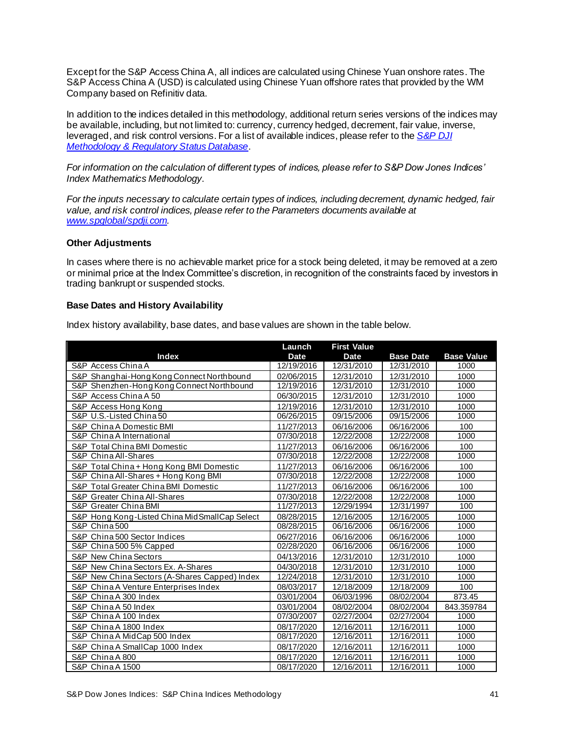Except for the S&P Access China A, all indices are calculated using Chinese Yuan onshore rates. The S&P Access China A (USD) is calculated using Chinese Yuan offshore rates that provided by the WM Company based on Refinitiv data.

In addition to the indices detailed in this methodology, additional return series versions of the indices may be available, including, but not limited to: currency, currency hedged, decrement, fair value, inverse, leveraged, and risk control versions. For a list of available indices, please refer to the *S&P DJI Methodology & Regulatory Status Database*.

*For information on the calculation of different types of indices, please refer to S&P Dow Jones Indices' Index Mathematics Methodology.*

*For the inputs necessary to calculate certain types of indices, including decrement, dynamic hedged, fair value, and risk control indices, please refer to the Parameters documents available at www.spglobal/spdji.com.*

### Other Adjustments

In cases where there is no achievable market price for a stock being deleted, it may be removed at a zero or minimal price at the Index Committee's discretion, in recognition of the constraints faced by investors in trading bankrupt or suspended stocks.

### Base Dates and History Availability

Index history availability, base dates, and base values are shown in the table below.

| Index | Launch Date | First Value Date | Base Date | Base Value |
|---|---|---|---|---|
| S&P Access China A | 12/19/2016 | 12/31/2010 | 12/31/2010 | 1000 |
| S&P Shanghai-Hong Kong Connect Northbound | 02/06/2015 | 12/31/2010 | 12/31/2010 | 1000 |
| S&P Shenzhen-Hong Kong Connect Northbound | 12/19/2016 | 12/31/2010 | 12/31/2010 | 1000 |
| S&P Access China A 50 | 06/30/2015 | 12/31/2010 | 12/31/2010 | 1000 |
| S&P Access Hong Kong | 12/19/2016 | 12/31/2010 | 12/31/2010 | 1000 |
| S&P U.S.-Listed China 50 | 06/26/2015 | 09/15/2006 | 09/15/2006 | 1000 |
| S&P China A Domestic BMI | 11/27/2013 | 06/16/2006 | 06/16/2006 | 100 |
| S&P China A International | 07/30/2018 | 12/22/2008 | 12/22/2008 | 1000 |
| S&P Total China BMI Domestic | 11/27/2013 | 06/16/2006 | 06/16/2006 | 100 |
| S&P China All-Shares | 07/30/2018 | 12/22/2008 | 12/22/2008 | 1000 |
| S&P Total China + Hong Kong BMI Domestic | 11/27/2013 | 06/16/2006 | 06/16/2006 | 100 |
| S&P China All-Shares + Hong Kong BMI | 07/30/2018 | 12/22/2008 | 12/22/2008 | 1000 |
| S&P Total Greater China BMI Domestic | 11/27/2013 | 06/16/2006 | 06/16/2006 | 100 |
| S&P Greater China All-Shares | 07/30/2018 | 12/22/2008 | 12/22/2008 | 1000 |
| S&P Greater China BMI | 11/27/2013 | 12/29/1994 | 12/31/1997 | 100 |
| S&P Hong Kong-Listed China MidSmallCap Select | 08/28/2015 | 12/16/2005 | 12/16/2005 | 1000 |
| S&P China 500 | 08/28/2015 | 06/16/2006 | 06/16/2006 | 1000 |
| S&P China 500 Sector Indices | 06/27/2016 | 06/16/2006 | 06/16/2006 | 1000 |
| S&P China 500 5% Capped | 02/28/2020 | 06/16/2006 | 06/16/2006 | 1000 |
| S&P New China Sectors | 04/13/2016 | 12/31/2010 | 12/31/2010 | 1000 |
| S&P New China Sectors Ex. A-Shares | 04/30/2018 | 12/31/2010 | 12/31/2010 | 1000 |
| S&P New China Sectors (A-Shares Capped) Index | 12/24/2018 | 12/31/2010 | 12/31/2010 | 1000 |
| S&P China A Venture Enterprises Index | 08/03/2017 | 12/18/2009 | 12/18/2009 | 100 |
| S&P China A 300 Index | 03/01/2004 | 06/03/1996 | 08/02/2004 | 873.45 |
| S&P China A 50 Index | 03/01/2004 | 08/02/2004 | 08/02/2004 | 843.359784 |
| S&P China A 100 Index | 07/30/2007 | 02/27/2004 | 02/27/2004 | 1000 |
| S&P China A 1800 Index | 08/17/2020 | 12/16/2011 | 12/16/2011 | 1000 |
| S&P China A MidCap 500 Index | 08/17/2020 | 12/16/2011 | 12/16/2011 | 1000 |
| S&P China A SmallCap 1000 Index | 08/17/2020 | 12/16/2011 | 12/16/2011 | 1000 |
| S&P China A 800 | 08/17/2020 | 12/16/2011 | 12/16/2011 | 1000 |
| S&P China A 1500 | 08/17/2020 | 12/16/2011 | 12/16/2011 | 1000 |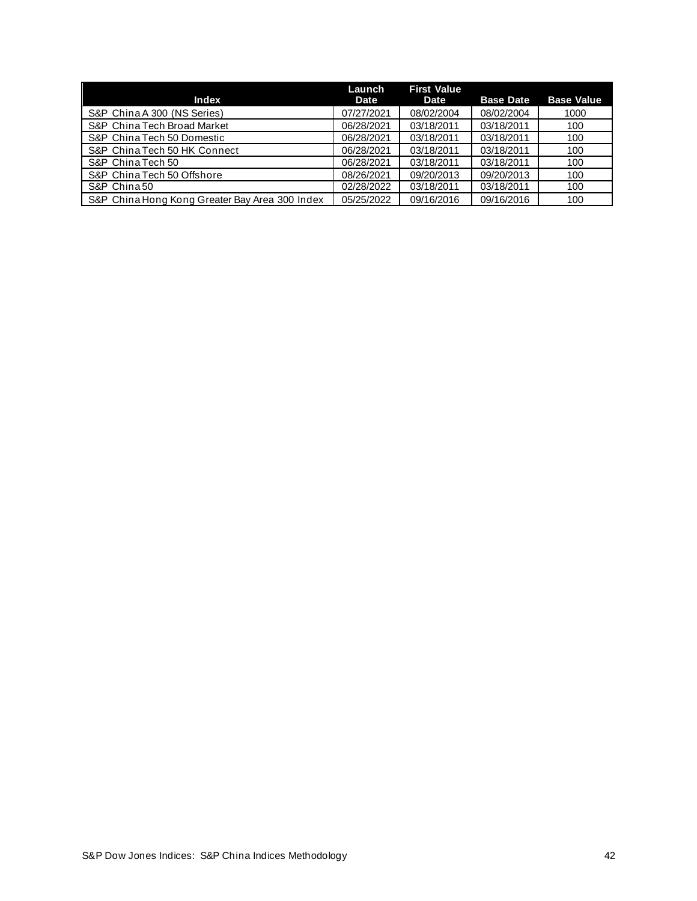| Index | Launch Date | First Value Date | Base Date | Base Value |
|---|---|---|---|---|
| S&P China A 300 (NS Series) | 07/27/2021 | 08/02/2004 | 08/02/2004 | 1000 |
| S&P China Tech Broad Market | 06/28/2021 | 03/18/2011 | 03/18/2011 | 100 |
| S&P China Tech 50 Domestic | 06/28/2021 | 03/18/2011 | 03/18/2011 | 100 |
| S&P China Tech 50 HK Connect | 06/28/2021 | 03/18/2011 | 03/18/2011 | 100 |
| S&P China Tech 50 | 06/28/2021 | 03/18/2011 | 03/18/2011 | 100 |
| S&P China Tech 50 Offshore | 08/26/2021 | 09/20/2013 | 09/20/2013 | 100 |
| S&P China 50 | 02/28/2022 | 03/18/2011 | 03/18/2011 | 100 |
| S&P China Hong Kong Greater Bay Area 300 Index | 05/25/2022 | 09/16/2016 | 09/16/2016 | 100 |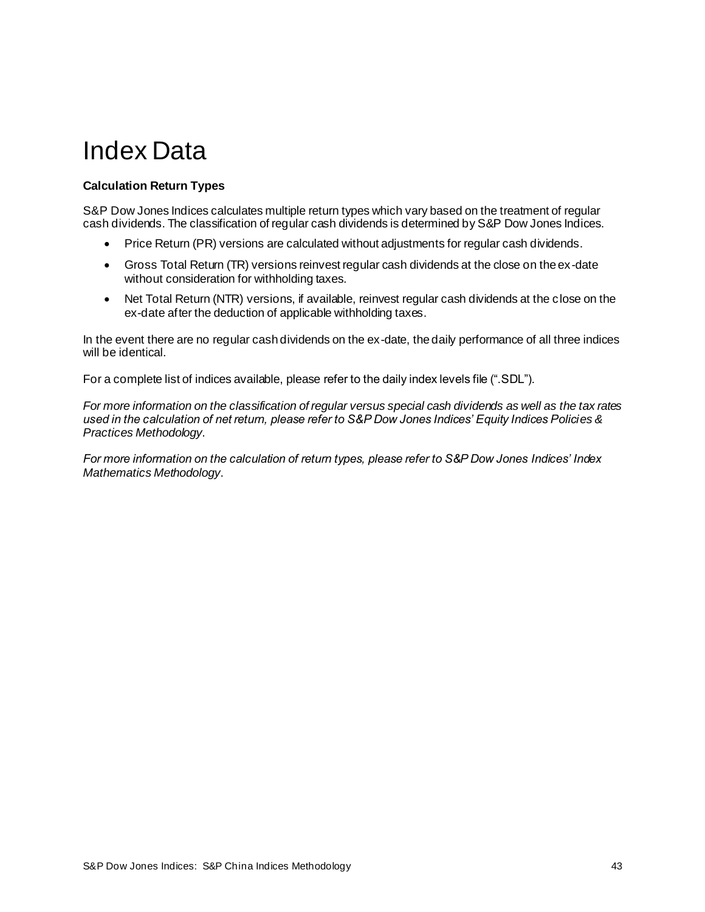# Index Data

**Calculation Return Types**

S&P Dow Jones Indices calculates multiple return types which vary based on the treatment of regular cash dividends. The classification of regular cash dividends is determined by S&P Dow Jones Indices.

- Price Return (PR) versions are calculated without adjustments for regular cash dividends.
- Gross Total Return (TR) versions reinvest regular cash dividends at the close on the ex-date without consideration for withholding taxes.
- Net Total Return (NTR) versions, if available, reinvest regular cash dividends at the close on the ex-date after the deduction of applicable withholding taxes.

In the event there are no regular cash dividends on the ex-date, the daily performance of all three indices will be identical.

For a complete list of indices available, please refer to the daily index levels file (".SDL").

*For more information on the classification of regular versus special cash dividends as well as the tax rates used in the calculation of net return, please refer to S&P Dow Jones Indices' Equity Indices Policies & Practices Methodology*.

*For more information on the calculation of return types, please refer to S&P Dow Jones Indices' Index Mathematics Methodology*.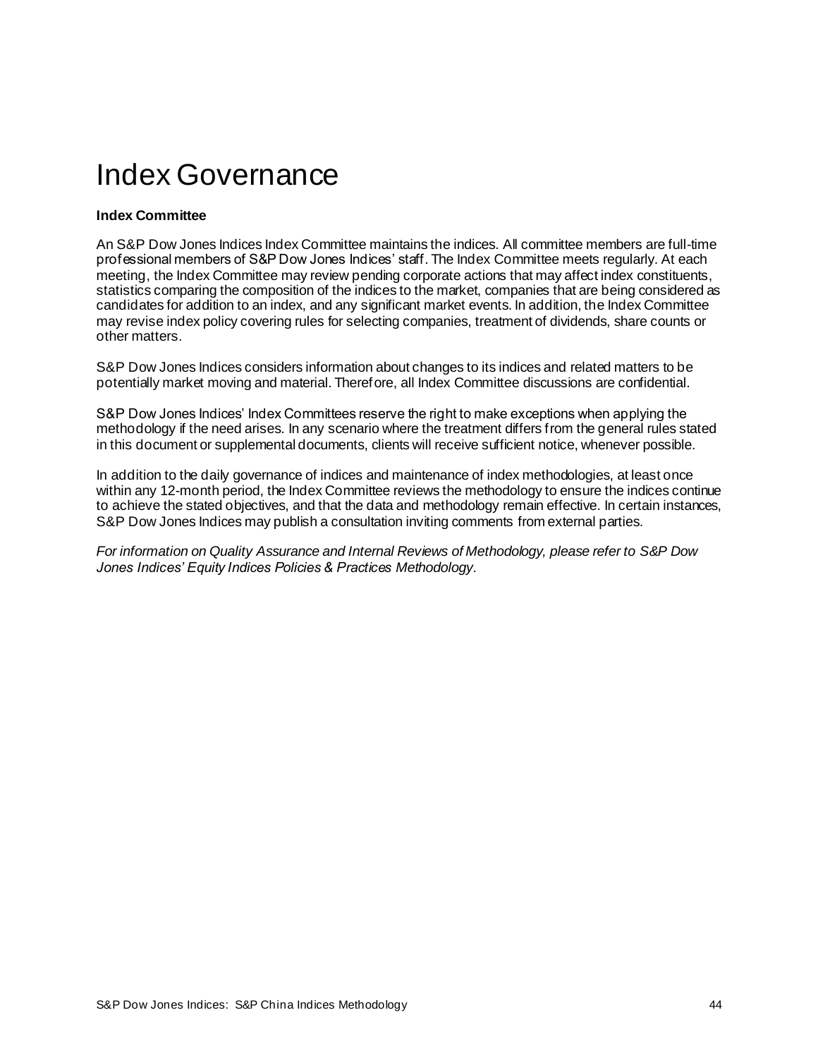# Index Governance

**Index Committee**

An S&P Dow Jones Indices Index Committee maintains the indices. All committee members are full-time professional members of S&P Dow Jones Indices' staff. The Index Committee meets regularly. At each meeting, the Index Committee may review pending corporate actions that may affect index constituents, statistics comparing the composition of the indices to the market, companies that are being considered as candidates for addition to an index, and any significant market events. In addition, the Index Committee may revise index policy covering rules for selecting companies, treatment of dividends, share counts or other matters.

S&P Dow Jones Indices considers information about changes to its indices and related matters to be potentially market moving and material. Therefore, all Index Committee discussions are confidential.

S&P Dow Jones Indices' Index Committees reserve the right to make exceptions when applying the methodology if the need arises. In any scenario where the treatment differs from the general rules stated in this document or supplemental documents, clients will receive sufficient notice, whenever possible.

In addition to the daily governance of indices and maintenance of index methodologies, at least once within any 12-month period, the Index Committee reviews the methodology to ensure the indices continue to achieve the stated objectives, and that the data and methodology remain effective. In certain instances, S&P Dow Jones Indices may publish a consultation inviting comments from external parties.

*For information on Quality Assurance and Internal Reviews of Methodology, please refer to S&P Dow Jones Indices' Equity Indices Policies & Practices Methodology.*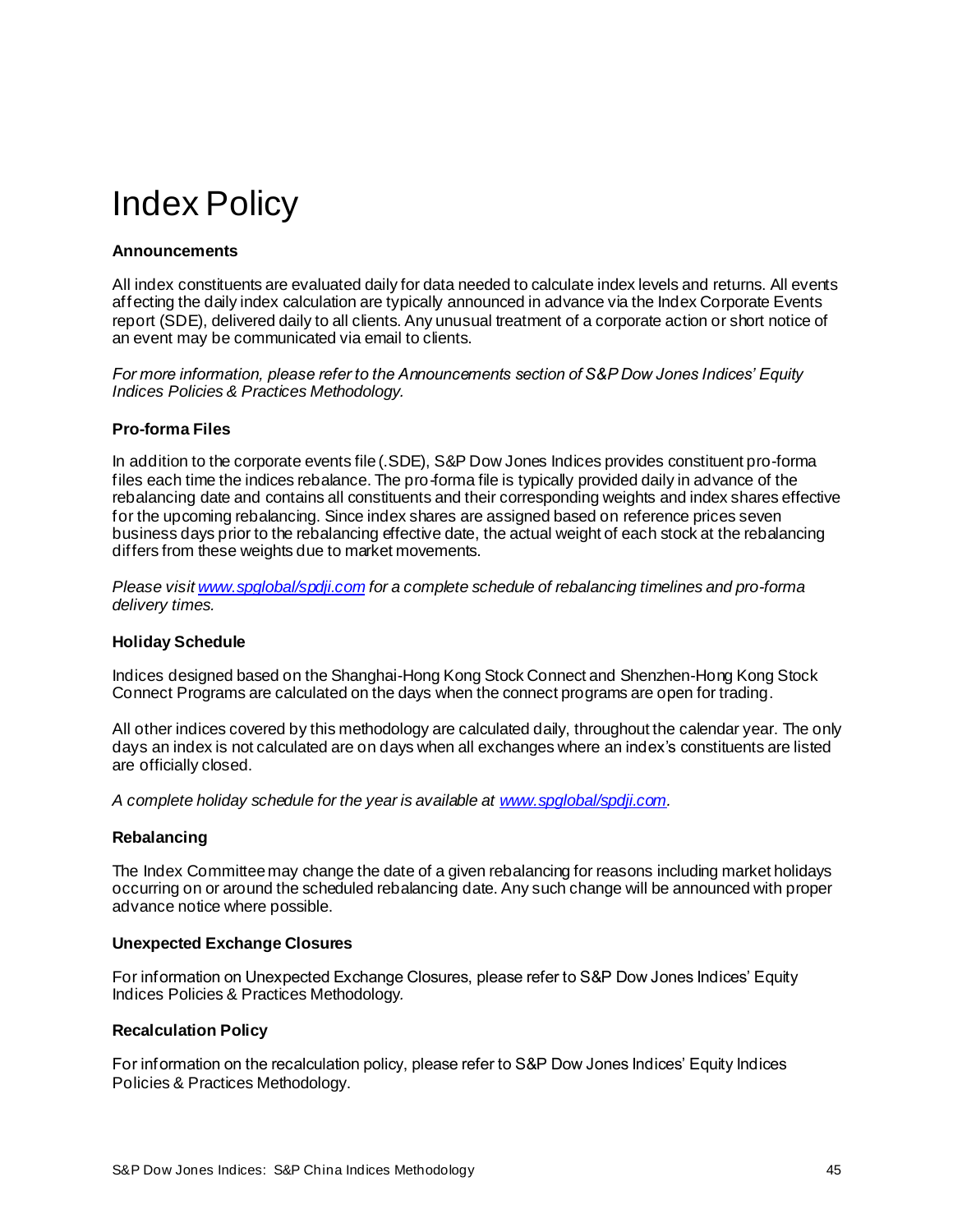# Index Policy

## Announcements

All index constituents are evaluated daily for data needed to calculate index levels and returns. All events affecting the daily index calculation are typically announced in advance via the Index Corporate Events report (SDE), delivered daily to all clients. Any unusual treatment of a corporate action or short notice of an event may be communicated via email to clients.

*For more information, please refer to the Announcements section of S&P Dow Jones Indices' Equity Indices Policies & Practices Methodology.*

## Pro-forma Files

In addition to the corporate events file (.SDE), S&P Dow Jones Indices provides constituent pro-forma files each time the indices rebalance. The pro-forma file is typically provided daily in advance of the rebalancing date and contains all constituents and their corresponding weights and index shares effective for the upcoming rebalancing. Since index shares are assigned based on reference prices seven business days prior to the rebalancing effective date, the actual weight of each stock at the rebalancing differs from these weights due to market movements.

*Please visit [www.spglobal/spdji.com](www.spglobal/spdji.com) for a complete schedule of rebalancing timelines and pro-forma delivery times.*

## Holiday Schedule

Indices designed based on the Shanghai-Hong Kong Stock Connect and Shenzhen-Hong Kong Stock Connect Programs are calculated on the days when the connect programs are open for trading.

All other indices covered by this methodology are calculated daily, throughout the calendar year. The only days an index is not calculated are on days when all exchanges where an index's constituents are listed are officially closed.

*A complete holiday schedule for the year is available at [www.spglobal/spdji.com](www.spglobal/spdji.com).*

## Rebalancing

The Index Committee may change the date of a given rebalancing for reasons including market holidays occurring on or around the scheduled rebalancing date. Any such change will be announced with proper advance notice where possible.

## Unexpected Exchange Closures

For information on Unexpected Exchange Closures, please refer to S&P Dow Jones Indices' Equity Indices Policies & Practices Methodology.

## Recalculation Policy

For information on the recalculation policy, please refer to S&P Dow Jones Indices' Equity Indices Policies & Practices Methodology.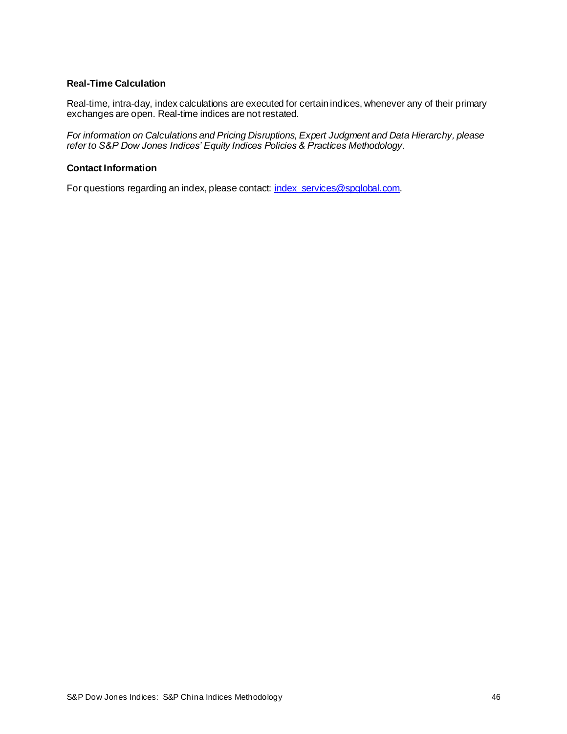### Real-Time Calculation

Real-time, intra-day, index calculations are executed for certain indices, whenever any of their primary exchanges are open. Real-time indices are not restated.

*For information on Calculations and Pricing Disruptions, Expert Judgment and Data Hierarchy, please refer to S&P Dow Jones Indices' Equity Indices Policies & Practices Methodology.*

### Contact Information

For questions regarding an index, please contact: index_services@spglobal.com.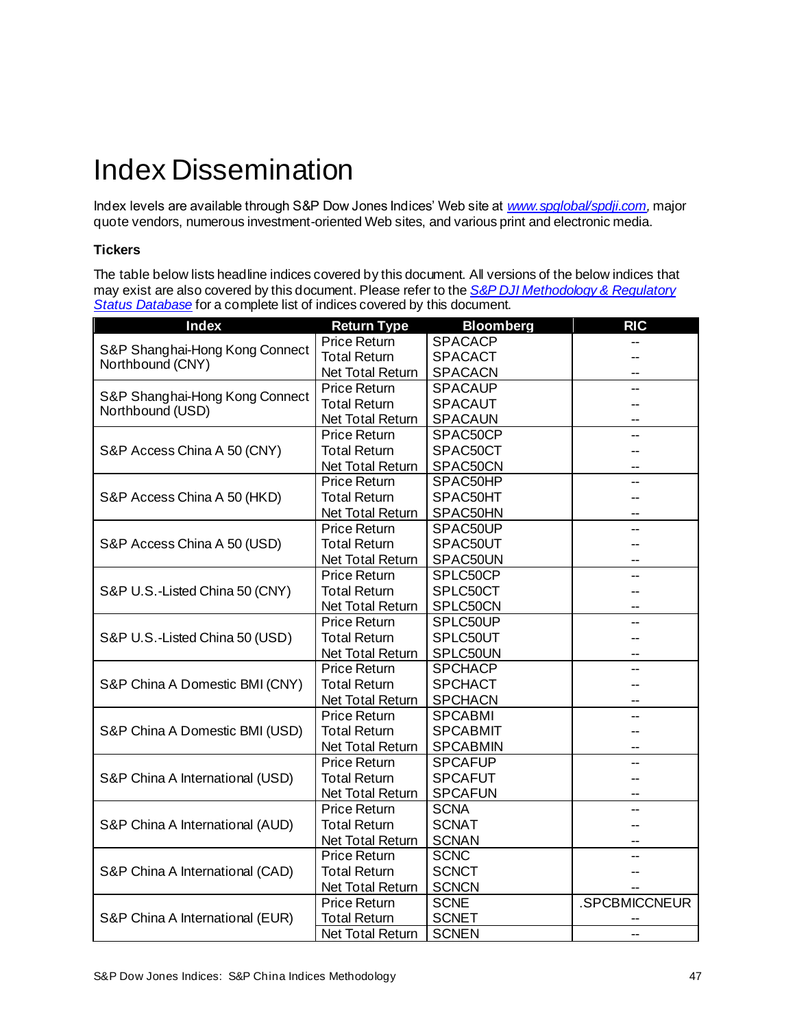# Index Dissemination

Index levels are available through S&P Dow Jones Indices' Web site at *www.spglobal/spdji.com*, major quote vendors, numerous investment-oriented Web sites, and various print and electronic media.

**Tickers**

The table below lists headline indices covered by this document. All versions of the below indices that may exist are also covered by this document. Please refer to the *S&P DJI Methodology & Regulatory Status Database* for a complete list of indices covered by this document.

| Index | Return Type | Bloomberg | RIC |
|---|---|---|---|
| S&P Shanghai-Hong Kong Connect Northbound (CNY) | Price Return | SPACACP | -- |
| | Total Return | SPACACT | -- |
| | Net Total Return | SPACACN | -- |
| S&P Shanghai-Hong Kong Connect Northbound (USD) | Price Return | SPACAUP | -- |
| | Total Return | SPACAUT | -- |
| | Net Total Return | SPACAUN | -- |
| S&P Access China A 50 (CNY) | Price Return | SPAC50CP | -- |
| | Total Return | SPAC50CT | -- |
| | Net Total Return | SPAC50CN | -- |
| S&P Access China A 50 (HKD) | Price Return | SPAC50HP | -- |
| | Total Return | SPAC50HT | -- |
| | Net Total Return | SPAC50HN | -- |
| S&P Access China A 50 (USD) | Price Return | SPAC50UP | -- |
| | Total Return | SPAC50UT | -- |
| | Net Total Return | SPAC50UN | -- |
| S&P U.S.-Listed China 50 (CNY) | Price Return | SPLC50CP | -- |
| | Total Return | SPLC50CT | -- |
| | Net Total Return | SPLC50CN | -- |
| S&P U.S.-Listed China 50 (USD) | Price Return | SPLC50UP | -- |
| | Total Return | SPLC50UT | -- |
| | Net Total Return | SPLC50UN | -- |
| S&P China A Domestic BMI (CNY) | Price Return | SPCHACP | -- |
| | Total Return | SPCHACT | -- |
| | Net Total Return | SPCHACN | -- |
| S&P China A Domestic BMI (USD) | Price Return | SPCABMI | -- |
| | Total Return | SPCABMIT | -- |
| | Net Total Return | SPCABMIN | -- |
| S&P China A International (USD) | Price Return | SPCAFUP | -- |
| | Total Return | SPCAFUT | -- |
| | Net Total Return | SPCAFUN | -- |
| S&P China A International (AUD) | Price Return | SCNA | -- |
| | Total Return | SCNAT | -- |
| | Net Total Return | SCNAN | -- |
| S&P China A International (CAD) | Price Return | SCNC | -- |
| | Total Return | SCNCT | -- |
| | Net Total Return | SCNCN | -- |
| S&P China A International (EUR) | Price Return | SCNE | .SPCBMICCNEUR |
| | Total Return | SCNET | -- |
| | Net Total Return | SCNEN | -- |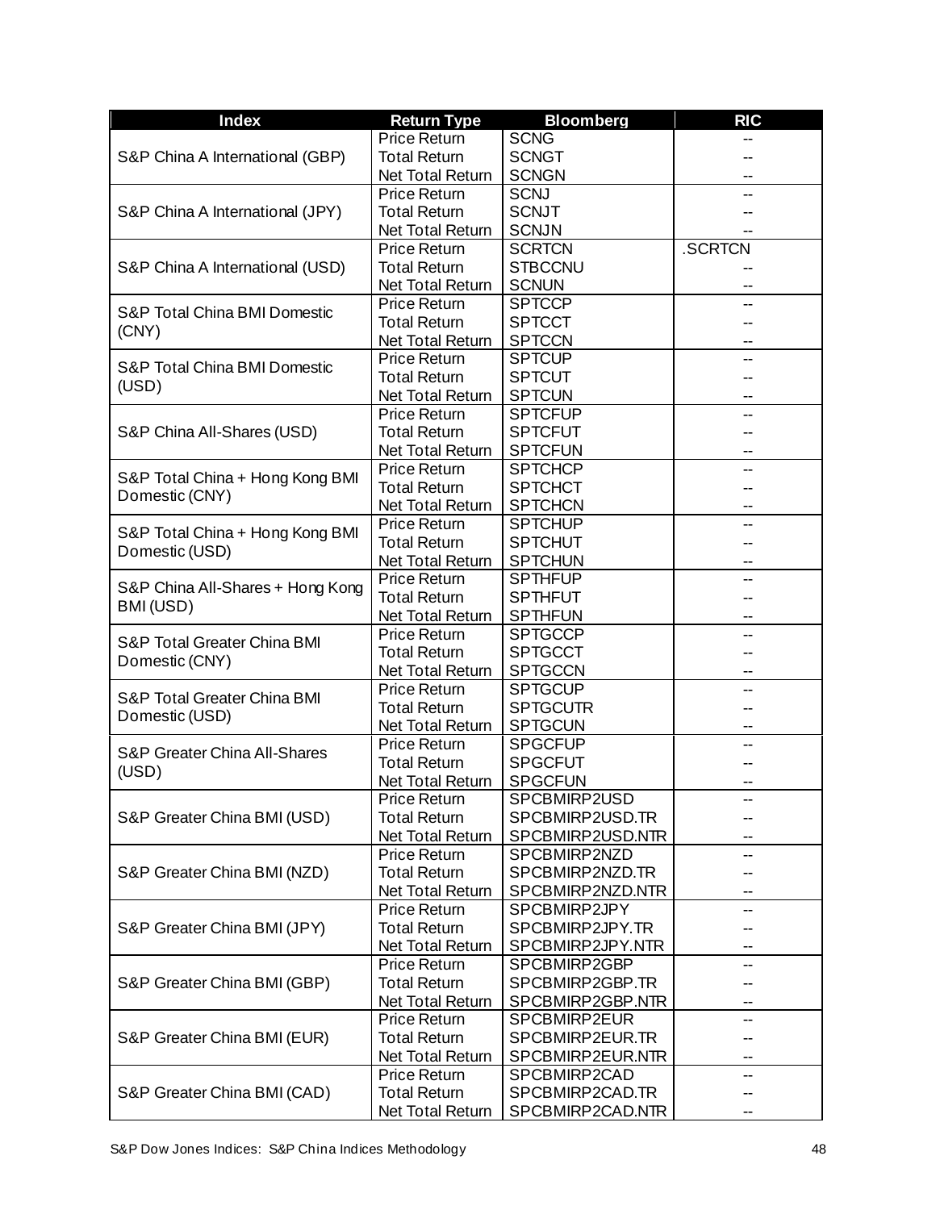| Index | Return Type | Bloomberg | RIC |
| --- | --- | --- | --- |
| S&P China A International (GBP) | Price Return | SCNG | -- |
| | Total Return | SCNGT | -- |
| | Net Total Return | SCNGN | -- |
| S&P China A International (JPY) | Price Return | SCNJ | -- |
| | Total Return | SCNJT | -- |
| | Net Total Return | SCNJN | -- |
| S&P China A International (USD) | Price Return | SCRTCN | .SCRTCN |
| | Total Return | STBCCNU | -- |
| | Net Total Return | SCNUN | -- |
| S&P Total China BMI Domestic (CNY) | Price Return | SPTCCP | -- |
| | Total Return | SPTCCT | -- |
| | Net Total Return | SPTCCN | -- |
| S&P Total China BMI Domestic (USD) | Price Return | SPTCUP | -- |
| | Total Return | SPTCUT | -- |
| | Net Total Return | SPTCUN | -- |
| S&P China All-Shares (USD) | Price Return | SPTCFUP | -- |
| | Total Return | SPTCFUT | -- |
| | Net Total Return | SPTCFUN | -- |
| S&P Total China + Hong Kong BMI Domestic (CNY) | Price Return | SPTCHCP | -- |
| | Total Return | SPTCHCT | -- |
| | Net Total Return | SPTCHCN | -- |
| S&P Total China + Hong Kong BMI Domestic (USD) | Price Return | SPTCHUP | -- |
| | Total Return | SPTCHUT | -- |
| | Net Total Return | SPTCHUN | -- |
| S&P China All-Shares + Hong Kong BMI (USD) | Price Return | SPTHFUP | -- |
| | Total Return | SPTHFUT | -- |
| | Net Total Return | SPTHFUN | -- |
| S&P Total Greater China BMI Domestic (CNY) | Price Return | SPTGCCP | -- |
| | Total Return | SPTGCCT | -- |
| | Net Total Return | SPTGCCN | -- |
| S&P Total Greater China BMI Domestic (USD) | Price Return | SPTGCUP | -- |
| | Total Return | SPTGCUTR | -- |
| | Net Total Return | SPTGCUN | -- |
| S&P Greater China All-Shares (USD) | Price Return | SPGCFUP | -- |
| | Total Return | SPGCFUT | -- |
| | Net Total Return | SPGCFUN | -- |
| S&P Greater China BMI (USD) | Price Return | SPCBMIRP2USD | -- |
| | Total Return | SPCBMIRP2USD.TR | -- |
| | Net Total Return | SPCBMIRP2USD.NTR | -- |
| S&P Greater China BMI (NZD) | Price Return | SPCBMIRP2NZD | -- |
| | Total Return | SPCBMIRP2NZD.TR | -- |
| | Net Total Return | SPCBMIRP2NZD.NTR | -- |
| S&P Greater China BMI (JPY) | Price Return | SPCBMIRP2JPY | -- |
| | Total Return | SPCBMIRP2JPY.TR | -- |
| | Net Total Return | SPCBMIRP2JPY.NTR | -- |
| S&P Greater China BMI (GBP) | Price Return | SPCBMIRP2GBP | -- |
| | Total Return | SPCBMIRP2GBP.TR | -- |
| | Net Total Return | SPCBMIRP2GBP.NTR | -- |
| S&P Greater China BMI (EUR) | Price Return | SPCBMIRP2EUR | -- |
| | Total Return | SPCBMIRP2EUR.TR | -- |
| | Net Total Return | SPCBMIRP2EUR.NTR | -- |
| S&P Greater China BMI (CAD) | Price Return | SPCBMIRP2CAD | -- |
| | Total Return | SPCBMIRP2CAD.TR | -- |
| | Net Total Return | SPCBMIRP2CAD.NTR | -- |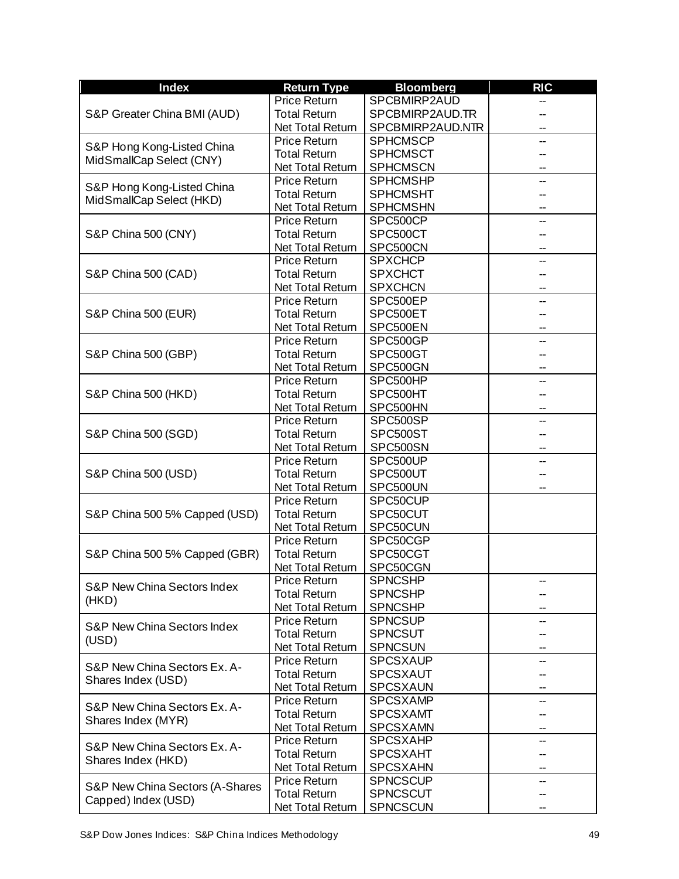| Index | Return Type | Bloomberg | RIC |
|---|---|---|---|
| S&P Greater China BMI (AUD) | Price Return | SPCBMIRP2AUD | -- |
| | Total Return | SPCBMIRP2AUD.TR | -- |
| | Net Total Return | SPCBMIRP2AUD.NTR | -- |
| S&P Hong Kong-Listed China MidSmallCap Select (CNY) | Price Return | SPHCMSCP | -- |
| | Total Return | SPHCMSCT | -- |
| | Net Total Return | SPHCMSCN | -- |
| S&P Hong Kong-Listed China MidSmallCap Select (HKD) | Price Return | SPHCMSHP | -- |
| | Total Return | SPHCMSHT | -- |
| | Net Total Return | SPHCMSHN | -- |
| S&P China 500 (CNY) | Price Return | SPC500CP | -- |
| | Total Return | SPC500CT | -- |
| | Net Total Return | SPC500CN | -- |
| S&P China 500 (CAD) | Price Return | SPXCHCP | -- |
| | Total Return | SPXCHCT | -- |
| | Net Total Return | SPXCHCN | -- |
| S&P China 500 (EUR) | Price Return | SPC500EP | -- |
| | Total Return | SPC500ET | -- |
| | Net Total Return | SPC500EN | -- |
| S&P China 500 (GBP) | Price Return | SPC500GP | -- |
| | Total Return | SPC500GT | -- |
| | Net Total Return | SPC500GN | -- |
| S&P China 500 (HKD) | Price Return | SPC500HP | -- |
| | Total Return | SPC500HT | -- |
| | Net Total Return | SPC500HN | -- |
| S&P China 500 (SGD) | Price Return | SPC500SP | -- |
| | Total Return | SPC500ST | -- |
| | Net Total Return | SPC500SN | -- |
| S&P China 500 (USD) | Price Return | SPC500UP | -- |
| | Total Return | SPC500UT | -- |
| | Net Total Return | SPC500UN | -- |
| S&P China 500 5% Capped (USD) | Price Return | SPC50CUP | |
| | Total Return | SPC50CUT | |
| | Net Total Return | SPC50CUN | |
| S&P China 500 5% Capped (GBR) | Price Return | SPC50CGP | |
| | Total Return | SPC50CGT | |
| | Net Total Return | SPC50CGN | |
| S&P New China Sectors Index (HKD) | Price Return | SPNCSHP | -- |
| | Total Return | SPNCSHP | -- |
| | Net Total Return | SPNCSHP | -- |
| S&P New China Sectors Index (USD) | Price Return | SPNCSUP | -- |
| | Total Return | SPNCSUT | -- |
| | Net Total Return | SPNCSUN | -- |
| S&P New China Sectors Ex. A-Shares Index (USD) | Price Return | SPCSXAUP | -- |
| | Total Return | SPCSXAUT | -- |
| | Net Total Return | SPCSXAUN | -- |
| S&P New China Sectors Ex. A-Shares Index (MYR) | Price Return | SPCSXAMP | -- |
| | Total Return | SPCSXAMT | -- |
| | Net Total Return | SPCSXAMN | -- |
| S&P New China Sectors Ex. A-Shares Index (HKD) | Price Return | SPCSXAHP | -- |
| | Total Return | SPCSXAHT | -- |
| | Net Total Return | SPCSXAHN | -- |
| S&P New China Sectors (A-Shares Capped) Index (USD) | Price Return | SPNCSCUP | -- |
| | Total Return | SPNCSCUT | -- |
| | Net Total Return | SPNCSCUN | -- |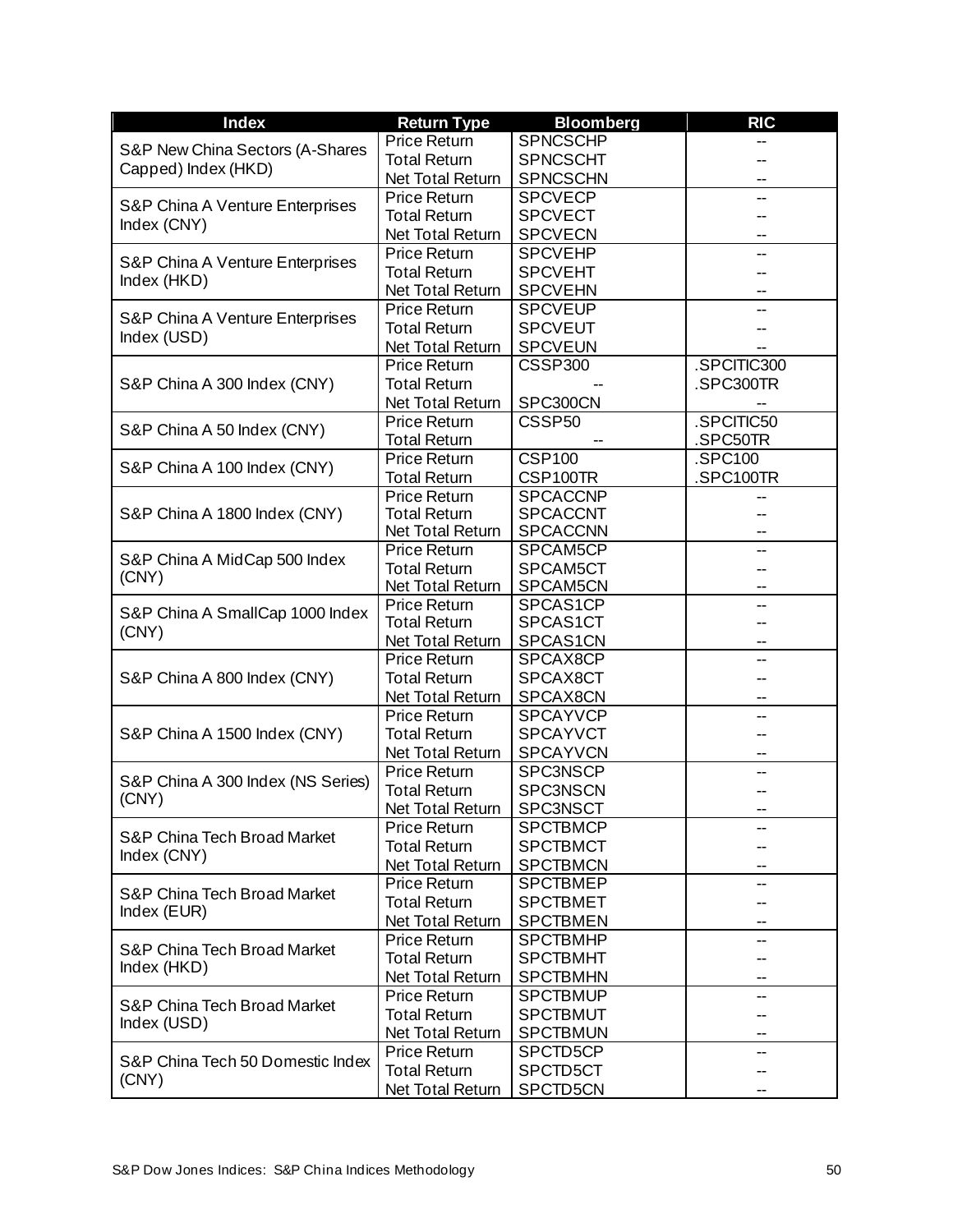| Index | Return Type | Bloomberg | RIC |
|---|---|---|---|
| S&P New China Sectors (A-Shares Capped) Index (HKD) | Price Return | SPNCSCHP | -- |
| | Total Return | SPNCSCHT | -- |
| | Net Total Return | SPNCSCHN | -- |
| S&P China A Venture Enterprises Index (CNY) | Price Return | SPCVECP | -- |
| | Total Return | SPCVECT | -- |
| | Net Total Return | SPCVECN | -- |
| S&P China A Venture Enterprises Index (HKD) | Price Return | SPCVEHP | -- |
| | Total Return | SPCVEHT | -- |
| | Net Total Return | SPCVEHN | -- |
| S&P China A Venture Enterprises Index (USD) | Price Return | SPCVEUP | -- |
| | Total Return | SPCVEUT | -- |
| | Net Total Return | SPCVEUN | -- |
| S&P China A 300 Index (CNY) | Price Return | CSSP300 | .SPCITIC300 |
| | Total Return | -- | .SPC300TR |
| | Net Total Return | SPC300CN | -- |
| S&P China A 50 Index (CNY) | Price Return | CSSP50 | .SPCITIC50 |
| | Total Return | -- | .SPC50TR |
| S&P China A 100 Index (CNY) | Price Return | CSP100 | .SPC100 |
| | Total Return | CSP100TR | .SPC100TR |
| S&P China A 1800 Index (CNY) | Price Return | SPCACCNP | -- |
| | Total Return | SPCACCNT | -- |
| | Net Total Return | SPCACCNN | -- |
| S&P China A MidCap 500 Index (CNY) | Price Return | SPCAM5CP | -- |
| | Total Return | SPCAM5CT | -- |
| | Net Total Return | SPCAM5CN | -- |
| S&P China A SmallCap 1000 Index (CNY) | Price Return | SPCAS1CP | -- |
| | Total Return | SPCAS1CT | -- |
| | Net Total Return | SPCAS1CN | -- |
| S&P China A 800 Index (CNY) | Price Return | SPCAX8CP | -- |
| | Total Return | SPCAX8CT | -- |
| | Net Total Return | SPCAX8CN | -- |
| S&P China A 1500 Index (CNY) | Price Return | SPCAYVCP | -- |
| | Total Return | SPCAYVCT | -- |
| | Net Total Return | SPCAYVCN | -- |
| S&P China A 300 Index (NS Series) (CNY) | Price Return | SPC3NSCP | -- |
| | Total Return | SPC3NSCN | -- |
| | Net Total Return | SPC3NSCT | -- |
| S&P China Tech Broad Market Index (CNY) | Price Return | SPCTBMCP | -- |
| | Total Return | SPCTBMCT | -- |
| | Net Total Return | SPCTBMCN | -- |
| S&P China Tech Broad Market Index (EUR) | Price Return | SPCTBMEP | -- |
| | Total Return | SPCTBMET | -- |
| | Net Total Return | SPCTBMEN | -- |
| S&P China Tech Broad Market Index (HKD) | Price Return | SPCTBMHP | -- |
| | Total Return | SPCTBMHT | -- |
| | Net Total Return | SPCTBMHN | -- |
| S&P China Tech Broad Market Index (USD) | Price Return | SPCTBMUP | -- |
| | Total Return | SPCTBMUT | -- |
| | Net Total Return | SPCTBMUN | -- |
| S&P China Tech 50 Domestic Index (CNY) | Price Return | SPCTD5CP | -- |
| | Total Return | SPCTD5CT | -- |
| | Net Total Return | SPCTD5CN | -- |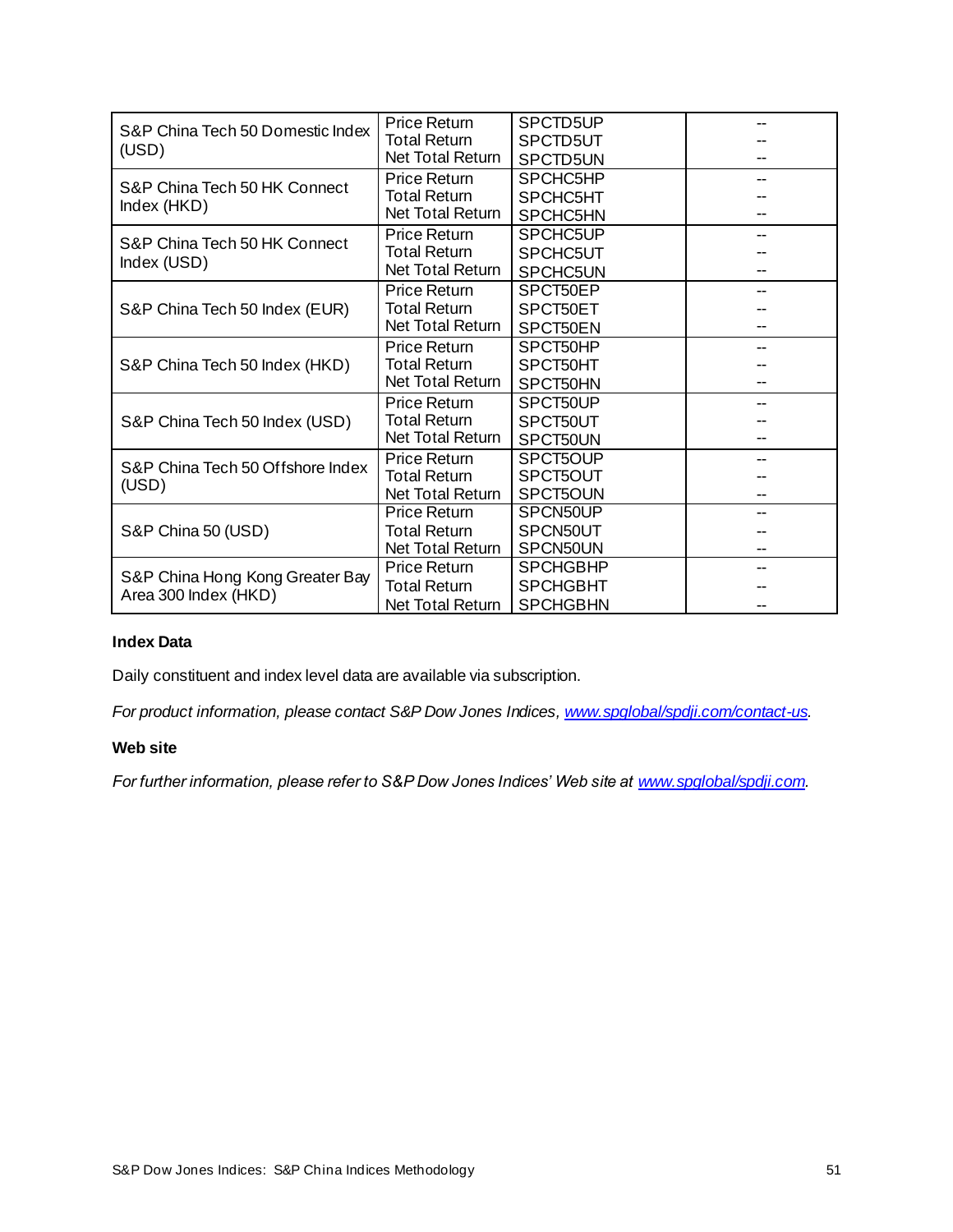| S&P China Tech 50 Domestic Index (USD) | Price Return<br>Total Return<br>Net Total Return | SPCTD5UP<br>SPCTD5UT<br>SPCTD5UN | --<br>--<br>-- |
|---|---|---|---|
| S&P China Tech 50 HK Connect Index (HKD) | Price Return<br>Total Return<br>Net Total Return | SPCHC5HP<br>SPCHC5HT<br>SPCHC5HN | --<br>--<br>-- |
| S&P China Tech 50 HK Connect Index (USD) | Price Return<br>Total Return<br>Net Total Return | SPCHC5UP<br>SPCHC5UT<br>SPCHC5UN | --<br>--<br>-- |
| S&P China Tech 50 Index (EUR) | Price Return<br>Total Return<br>Net Total Return | SPCT50EP<br>SPCT50ET<br>SPCT50EN | --<br>--<br>-- |
| S&P China Tech 50 Index (HKD) | Price Return<br>Total Return<br>Net Total Return | SPCT50HP<br>SPCT50HT<br>SPCT50HN | --<br>--<br>-- |
| S&P China Tech 50 Index (USD) | Price Return<br>Total Return<br>Net Total Return | SPCT50UP<br>SPCT50UT<br>SPCT50UN | --<br>--<br>-- |
| S&P China Tech 50 Offshore Index (USD) | Price Return<br>Total Return<br>Net Total Return | SPCT5OUP<br>SPCT5OUT<br>SPCT5OUN | --<br>--<br>-- |
| S&P China 50 (USD) | Price Return<br>Total Return<br>Net Total Return | SPCN50UP<br>SPCN50UT<br>SPCN50UN | --<br>--<br>-- |
| S&P China Hong Kong Greater Bay Area 300 Index (HKD) | Price Return<br>Total Return<br>Net Total Return | SPCHGBHP<br>SPCHGBHT<br>SPCHGBHN | --<br>--<br>-- |

**Index Data**

Daily constituent and index level data are available via subscription.

*For product information, please contact S&P Dow Jones Indices, [www.spglobal/spdji.com/contact-us](www.spglobal/spdji.com/contact-us).*

**Web site**

*For further information, please refer to S&P Dow Jones Indices' Web site at [www.spglobal/spdji.com](www.spglobal/spdji.com).*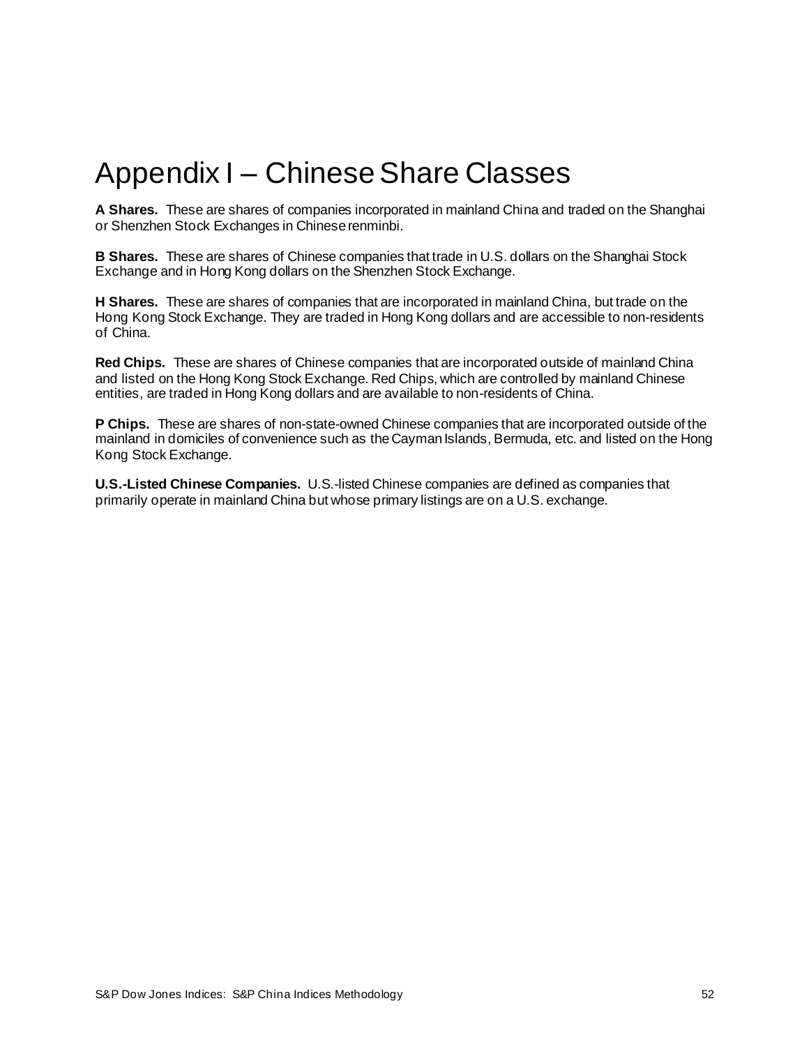# Appendix I – Chinese Share Classes

**A Shares.** These are shares of companies incorporated in mainland China and traded on the Shanghai or Shenzhen Stock Exchanges in Chinese renminbi.

**B Shares.** These are shares of Chinese companies that trade in U.S. dollars on the Shanghai Stock Exchange and in Hong Kong dollars on the Shenzhen Stock Exchange.

**H Shares.** These are shares of companies that are incorporated in mainland China, but trade on the Hong Kong Stock Exchange. They are traded in Hong Kong dollars and are accessible to non-residents of China.

**Red Chips.** These are shares of Chinese companies that are incorporated outside of mainland China and listed on the Hong Kong Stock Exchange. Red Chips, which are controlled by mainland Chinese entities, are traded in Hong Kong dollars and are available to non-residents of China.

**P Chips.** These are shares of non-state-owned Chinese companies that are incorporated outside of the mainland in domiciles of convenience such as the Cayman Islands, Bermuda, etc. and listed on the Hong Kong Stock Exchange.

**U.S.-Listed Chinese Companies.** U.S.-listed Chinese companies are defined as companies that primarily operate in mainland China but whose primary listings are on a U.S. exchange.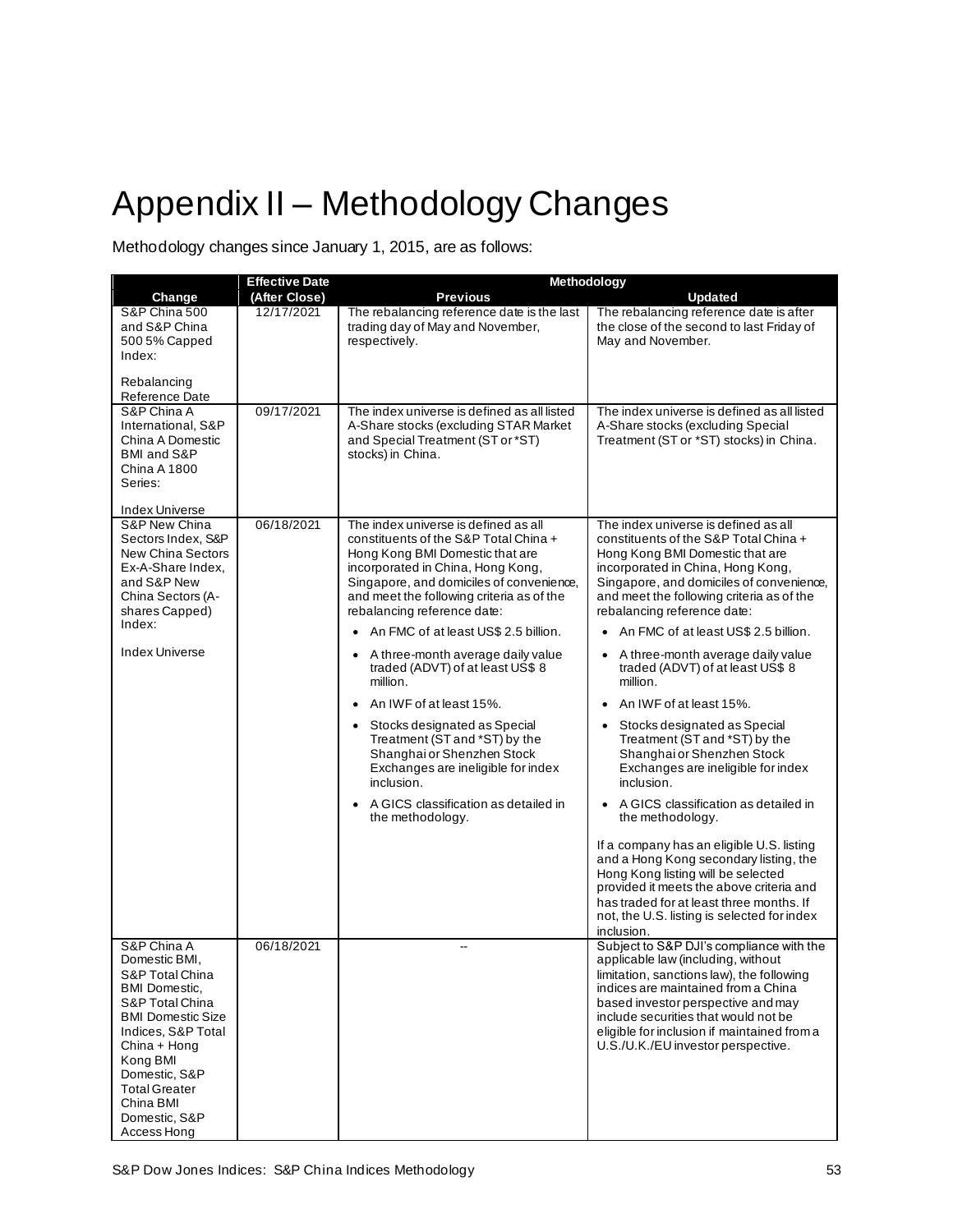# Appendix II – Methodology Changes

Methodology changes since January 1, 2015, are as follows:

| Change | Effective Date (After Close) | Methodology | |
|---|---|---|---|
| | | **Previous** | **Updated** |
| S&P China 500 and S&P China 500 5% Capped Index:<br><br>Rebalancing Reference Date | 12/17/2021 | The rebalancing reference date is the last trading day of May and November, respectively. | The rebalancing reference date is after the close of the second to last Friday of May and November. |
| S&P China A International, S&P China A Domestic BMI and S&P China A 1800 Series:<br><br>Index Universe | 09/17/2021 | The index universe is defined as all listed A-Share stocks (excluding STAR Market and Special Treatment (ST or *ST) stocks) in China. | The index universe is defined as all listed A-Share stocks (excluding Special Treatment (ST or *ST) stocks) in China. |
| S&P New China Sectors Index, S&P New China Sectors Ex-A-Share Index, and S&P New China Sectors (A-shares Capped) Index:<br><br>Index Universe | 06/18/2021 | The index universe is defined as all constituents of the S&P Total China + Hong Kong BMI Domestic that are incorporated in China, Hong Kong, Singapore, and domiciles of convenience, and meet the following criteria as of the rebalancing reference date:<br>• An FMC of at least US$ 2.5 billion.<br>• A three-month average daily value traded (ADVT) of at least US$ 8 million.<br>• An IWF of at least 15%.<br>• Stocks designated as Special Treatment (ST and *ST) by the Shanghai or Shenzhen Stock Exchanges are ineligible for index inclusion.<br>• A GICS classification as detailed in the methodology. | The index universe is defined as all constituents of the S&P Total China + Hong Kong BMI Domestic that are incorporated in China, Hong Kong, Singapore, and domiciles of convenience, and meet the following criteria as of the rebalancing reference date:<br>• An FMC of at least US$ 2.5 billion.<br>• A three-month average daily value traded (ADVT) of at least US$ 8 million.<br>• An IWF of at least 15%.<br>• Stocks designated as Special Treatment (ST and *ST) by the Shanghai or Shenzhen Stock Exchanges are ineligible for index inclusion.<br>• A GICS classification as detailed in the methodology.<br><br>If a company has an eligible U.S. listing and a Hong Kong secondary listing, the Hong Kong listing will be selected provided it meets the above criteria and has traded for at least three months. If not, the U.S. listing is selected for index inclusion. |
| S&P China A Domestic BMI, S&P Total China BMI Domestic, S&P Total China BMI Domestic Size Indices, S&P Total China + Hong Kong BMI Domestic, S&P Total Greater China BMI Domestic, S&P Access Hong | 06/18/2021 | -- | Subject to S&P DJI's compliance with the applicable law (including, without limitation, sanctions law), the following indices are maintained from a China based investor perspective and may include securities that would not be eligible for inclusion if maintained from a U.S./U.K./EU investor perspective. |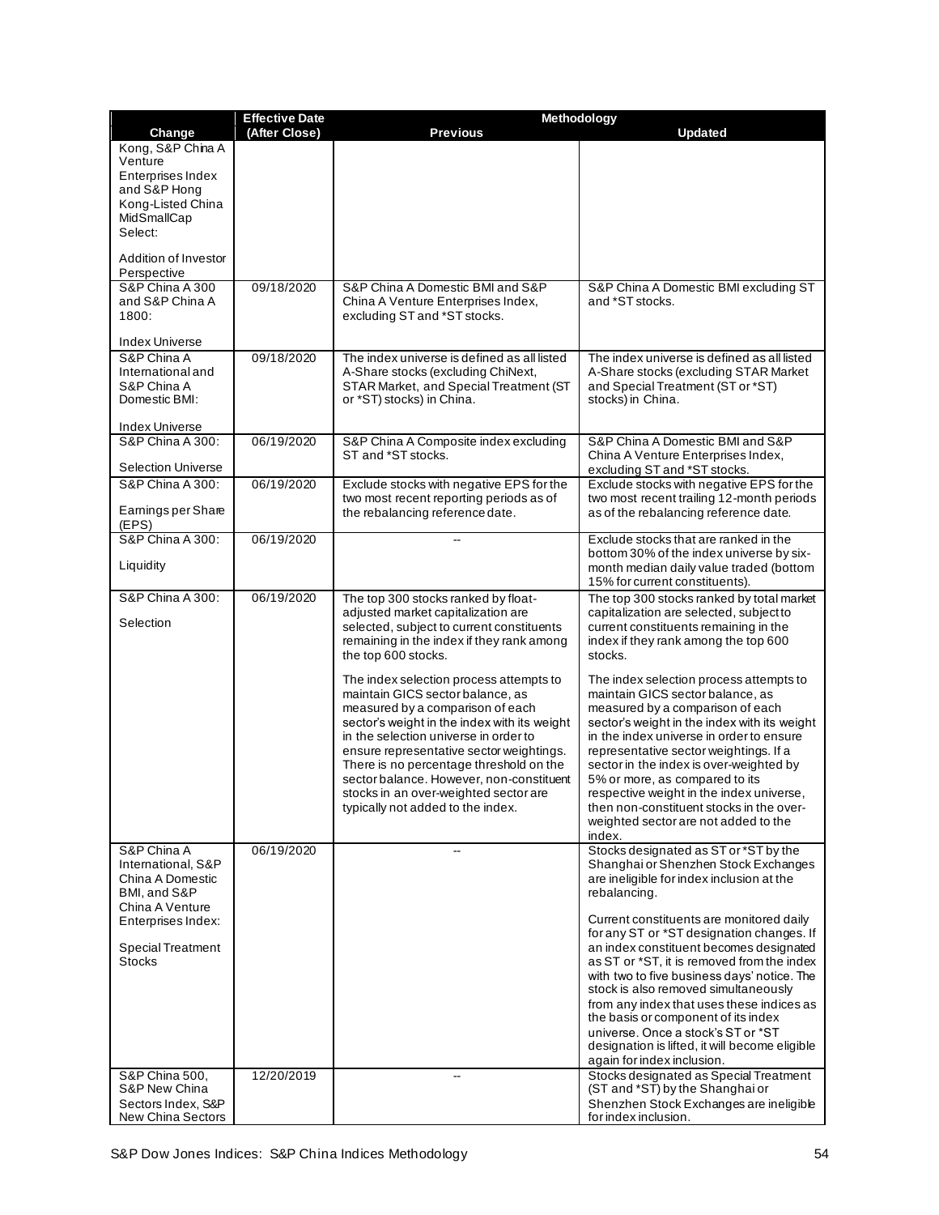| Change | Effective Date (After Close) | Methodology | |
|---|---|---|---|
| | | Previous | Updated |
| Kong, S&P China A Venture Enterprises Index and S&P Hong Kong-Listed China MidSmallCap Select:<br><br>Addition of Investor Perspective | | | |
| S&P China A 300 and S&P China A 1800:<br><br>Index Universe | 09/18/2020 | S&P China A Domestic BMI and S&P China A Venture Enterprises Index, excluding ST and *ST stocks. | S&P China A Domestic BMI excluding ST and *ST stocks. |
| S&P China A International and S&P China A Domestic BMI:<br><br>Index Universe | 09/18/2020 | The index universe is defined as all listed A-Share stocks (excluding ChiNext, STAR Market, and Special Treatment (ST or *ST) stocks) in China. | The index universe is defined as all listed A-Share stocks (excluding STAR Market and Special Treatment (ST or *ST) stocks) in China. |
| S&P China A 300:<br><br>Selection Universe | 06/19/2020 | S&P China A Composite index excluding ST and *ST stocks. | S&P China A Domestic BMI and S&P China A Venture Enterprises Index, excluding ST and *ST stocks. |
| S&P China A 300:<br><br>Earnings per Share (EPS) | 06/19/2020 | Exclude stocks with negative EPS for the two most recent reporting periods as of the rebalancing reference date. | Exclude stocks with negative EPS for the two most recent trailing 12-month periods as of the rebalancing reference date. |
| S&P China A 300:<br><br>Liquidity | 06/19/2020 | -- | Exclude stocks that are ranked in the bottom 30% of the index universe by six-month median daily value traded (bottom 15% for current constituents). |
| S&P China A 300:<br><br>Selection | 06/19/2020 | The top 300 stocks ranked by float-adjusted market capitalization are selected, subject to current constituents remaining in the index if they rank among the top 600 stocks.<br><br>The index selection process attempts to maintain GICS sector balance, as measured by a comparison of each sector's weight in the index with its weight in the selection universe in order to ensure representative sector weightings. There is no percentage threshold on the sector balance. However, non-constituent stocks in an over-weighted sector are typically not added to the index. | The top 300 stocks ranked by total market capitalization are selected, subject to current constituents remaining in the index if they rank among the top 600 stocks.<br><br>The index selection process attempts to maintain GICS sector balance, as measured by a comparison of each sector's weight in the index with its weight in the index universe in order to ensure representative sector weightings. If a sector in the index is over-weighted by 5% or more, as compared to its respective weight in the index universe, then non-constituent stocks in the over-weighted sector are not added to the index. |
| S&P China A International, S&P China A Domestic BMI, and S&P China A Venture Enterprises Index:<br><br>Special Treatment Stocks | 06/19/2020 | -- | Stocks designated as ST or *ST by the Shanghai or Shenzhen Stock Exchanges are ineligible for index inclusion at the rebalancing.<br><br>Current constituents are monitored daily for any ST or *ST designation changes. If an index constituent becomes designated as ST or *ST, it is removed from the index with two to five business days' notice. The stock is also removed simultaneously from any index that uses these indices as the basis or component of its index universe. Once a stock's ST or *ST designation is lifted, it will become eligible again for index inclusion. |
| S&P China 500, S&P New China Sectors Index, S&P New China Sectors | 12/20/2019 | -- | Stocks designated as Special Treatment (ST and *ST) by the Shanghai or Shenzhen Stock Exchanges are ineligible for index inclusion. |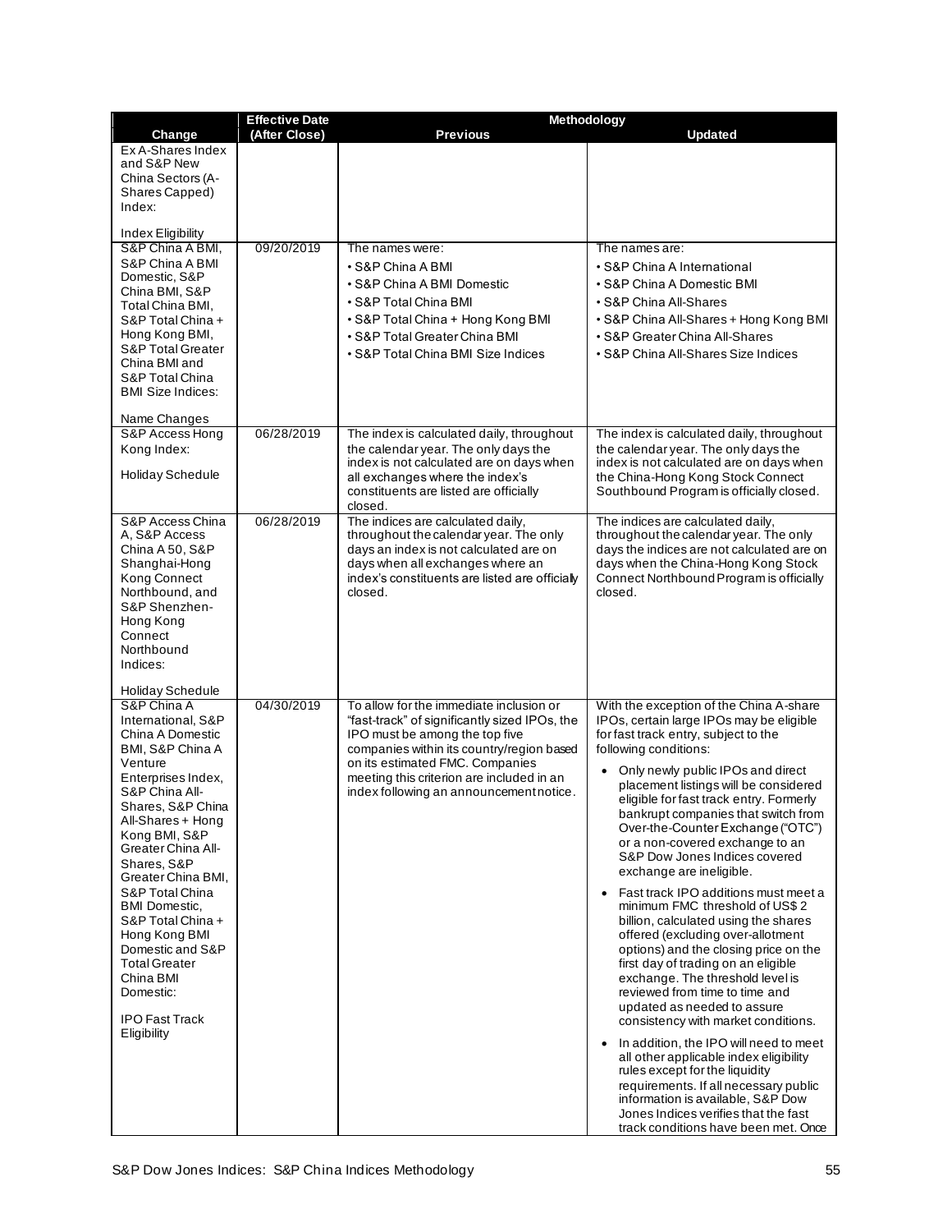| Change | Effective Date (After Close) | Methodology | |
|---|---|---|---|
| | | **Previous** | **Updated** |
| Ex A-Shares Index and S&P New China Sectors (A-Shares Capped) Index:<br><br>Index Eligibility | | | |
| S&P China A BMI, S&P China A BMI Domestic, S&P China BMI, S&P Total China BMI, S&P Total China + Hong Kong BMI, S&P Total Greater China BMI and S&P Total China BMI Size Indices:<br><br>Name Changes | 09/20/2019 | The names were:<br>• S&P China A BMI<br>• S&P China A BMI Domestic<br>• S&P Total China BMI<br>• S&P Total China + Hong Kong BMI<br>• S&P Total Greater China BMI<br>• S&P Total China BMI Size Indices | The names are:<br>• S&P China A International<br>• S&P China A Domestic BMI<br>• S&P China All-Shares<br>• S&P China All-Shares + Hong Kong BMI<br>• S&P Greater China All-Shares<br>• S&P China All-Shares Size Indices |
| S&P Access Hong Kong Index:<br><br>Holiday Schedule | 06/28/2019 | The index is calculated daily, throughout the calendar year. The only days the index is not calculated are on days when all exchanges where the index's constituents are listed are officially closed. | The index is calculated daily, throughout the calendar year. The only days the index is not calculated are on days when the China-Hong Kong Stock Connect Southbound Program is officially closed. |
| S&P Access China A, S&P Access China A 50, S&P Shanghai-Hong Kong Connect Northbound, and S&P Shenzhen-Hong Kong Connect Northbound Indices:<br><br>Holiday Schedule | 06/28/2019 | The indices are calculated daily, throughout the calendar year. The only days an index is not calculated are on days when all exchanges where an index's constituents are listed are officially closed. | The indices are calculated daily, throughout the calendar year. The only days the indices are not calculated are on days when the China-Hong Kong Stock Connect Northbound Program is officially closed. |
| S&P China A International, S&P China A Domestic BMI, S&P China A Venture Enterprises Index, S&P China All-Shares, S&P China All-Shares + Hong Kong BMI, S&P Greater China All-Shares, S&P Greater China BMI, S&P Total China BMI Domestic, S&P Total China + Hong Kong BMI Domestic and S&P Total Greater China BMI Domestic:<br><br>IPO Fast Track Eligibility | 04/30/2019 | To allow for the immediate inclusion or "fast-track" of significantly sized IPOs, the IPO must be among the top five companies within its country/region based on its estimated FMC. Companies meeting this criterion are included in an index following an announcement notice. | With the exception of the China A-share IPOs, certain large IPOs may be eligible for fast track entry, subject to the following conditions:<br>• Only newly public IPOs and direct placement listings will be considered eligible for fast track entry. Formerly bankrupt companies that switch from Over-the-Counter Exchange ("OTC") or a non-covered exchange to an S&P Dow Jones Indices covered exchange are ineligible.<br>• Fast track IPO additions must meet a minimum FMC threshold of US$ 2 billion, calculated using the shares offered (excluding over-allotment options) and the closing price on the first day of trading on an eligible exchange. The threshold level is reviewed from time to time and updated as needed to assure consistency with market conditions.<br>• In addition, the IPO will need to meet all other applicable index eligibility rules except for the liquidity requirements. If all necessary public information is available, S&P Dow Jones Indices verifies that the fast track conditions have been met. Once |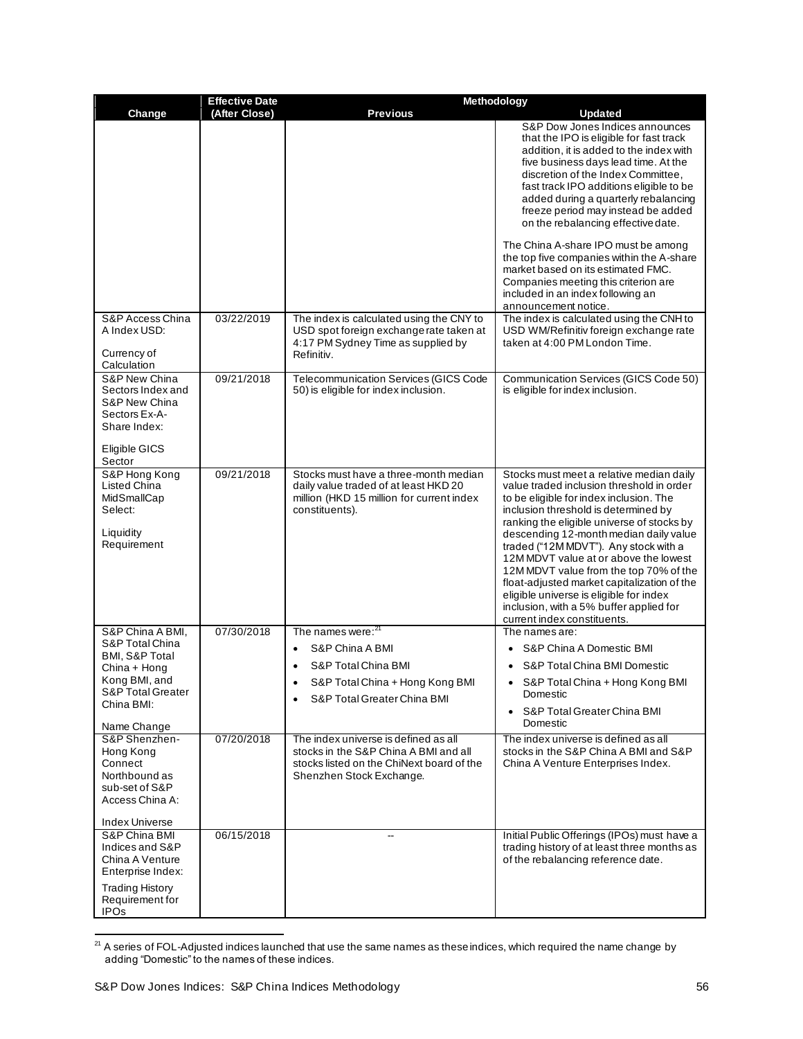| Change | Effective Date (After Close) | Methodology | |
|---|---|---|---|
| | | Previous | Updated |
| | | | S&P Dow Jones Indices announces that the IPO is eligible for fast track addition, it is added to the index with five business days lead time. At the discretion of the Index Committee, fast track IPO additions eligible to be added during a quarterly rebalancing freeze period may instead be added on the rebalancing effective date.<br><br>The China A-share IPO must be among the top five companies within the A-share market based on its estimated FMC. Companies meeting this criterion are included in an index following an announcement notice. |
| S&P Access China A Index USD:<br><br>Currency of Calculation | 03/22/2019 | The index is calculated using the CNY to USD spot foreign exchange rate taken at 4:17 PM Sydney Time as supplied by Refinitiv. | The index is calculated using the CNH to USD WM/Refinitiv foreign exchange rate taken at 4:00 PM London Time. |
| S&P New China Sectors Index and S&P New China Sectors Ex-A-Share Index:<br><br>Eligible GICS Sector | 09/21/2018 | Telecommunication Services (GICS Code 50) is eligible for index inclusion. | Communication Services (GICS Code 50) is eligible for index inclusion. |
| S&P Hong Kong Listed China MidSmallCap Select:<br><br>Liquidity Requirement | 09/21/2018 | Stocks must have a three-month median daily value traded of at least HKD 20 million (HKD 15 million for current index constituents). | Stocks must meet a relative median daily value traded inclusion threshold in order to be eligible for index inclusion. The inclusion threshold is determined by ranking the eligible universe of stocks by descending 12-month median daily value traded ("12M MDVT"). Any stock with a 12M MDVT value at or above the lowest 12M MDVT value from the top 70% of the float-adjusted market capitalization of the eligible universe is eligible for index inclusion, with a 5% buffer applied for current index constituents. |
| S&P China A BMI, S&P Total China BMI, S&P Total China + Hong Kong BMI, and S&P Total Greater China BMI:<br><br>Name Change | 07/30/2018 | The names were:[21]<br>• S&P China A BMI<br>• S&P Total China BMI<br>• S&P Total China + Hong Kong BMI<br>• S&P Total Greater China BMI | The names are:<br>• S&P China A Domestic BMI<br>• S&P Total China BMI Domestic<br>• S&P Total China + Hong Kong BMI Domestic<br>• S&P Total Greater China BMI Domestic |
| S&P Shenzhen-Hong Kong Connect Northbound as sub-set of S&P Access China A:<br><br>Index Universe | 07/20/2018 | The index universe is defined as all stocks in the S&P China A BMI and all stocks listed on the ChiNext board of the Shenzhen Stock Exchange. | The index universe is defined as all stocks in the S&P China A BMI and S&P China A Venture Enterprises Index. |
| S&P China BMI Indices and S&P China A Venture Enterprise Index:<br><br>Trading History Requirement for IPOs | 06/15/2018 | -- | Initial Public Offerings (IPOs) must have a trading history of at least three months as of the rebalancing reference date. |

[21] A series of FOL-Adjusted indices launched that use the same names as these indices, which required the name change by adding "Domestic" to the names of these indices.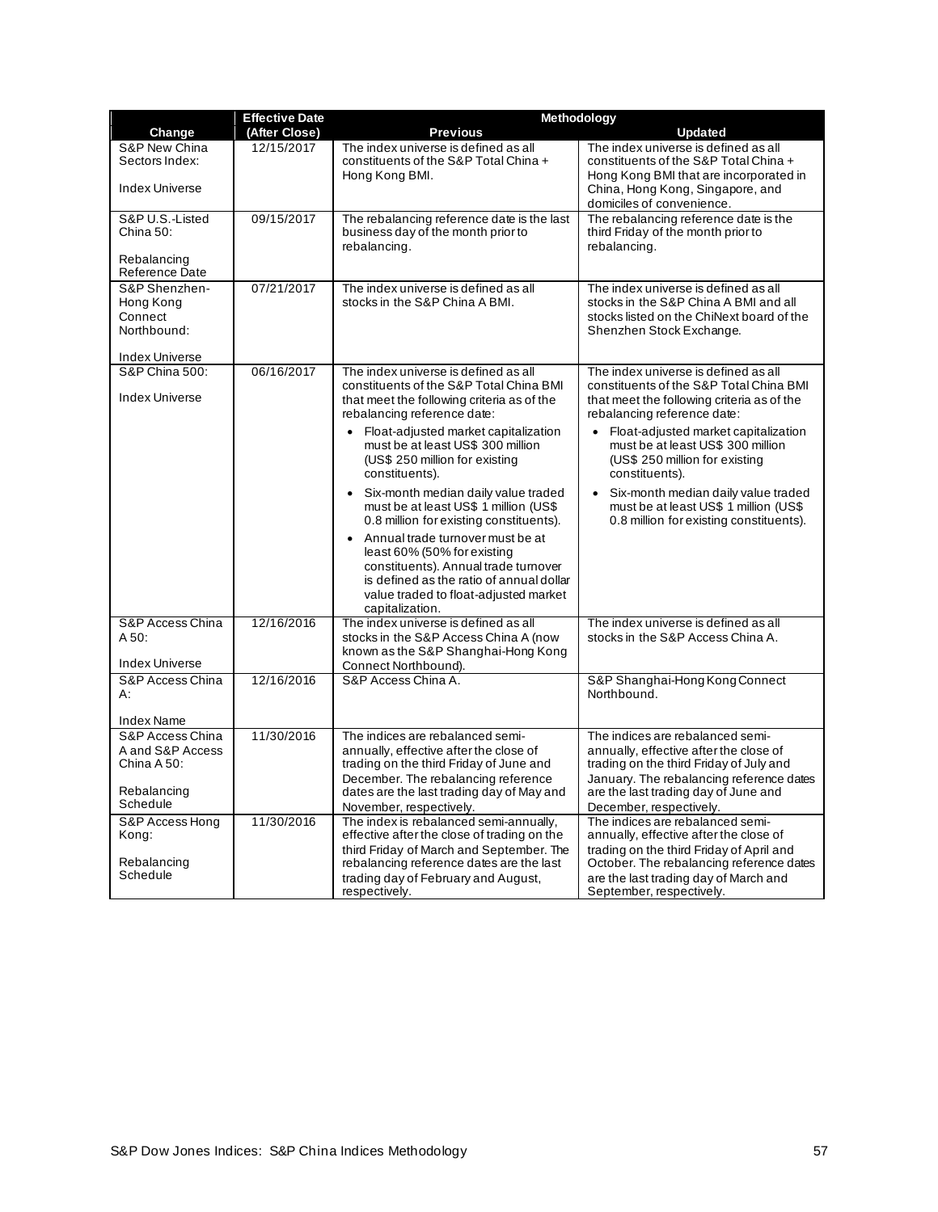| Change | Effective Date (After Close) | Methodology | |
|---|---|---|---|
| | | **Previous** | **Updated** |
| S&P New China Sectors Index: Index Universe | 12/15/2017 | The index universe is defined as all constituents of the S&P Total China + Hong Kong BMI. | The index universe is defined as all constituents of the S&P Total China + Hong Kong BMI that are incorporated in China, Hong Kong, Singapore, and domiciles of convenience. |
| S&P U.S.-Listed China 50: Rebalancing Reference Date | 09/15/2017 | The rebalancing reference date is the last business day of the month prior to rebalancing. | The rebalancing reference date is the third Friday of the month prior to rebalancing. |
| S&P Shenzhen-Hong Kong Connect Northbound: Index Universe | 07/21/2017 | The index universe is defined as all stocks in the S&P China A BMI. | The index universe is defined as all stocks in the S&P China A BMI and all stocks listed on the ChiNext board of the Shenzhen Stock Exchange. |
| S&P China 500: Index Universe | 06/16/2017 | The index universe is defined as all constituents of the S&P Total China BMI that meet the following criteria as of the rebalancing reference date: <br>• Float-adjusted market capitalization must be at least US$ 300 million (US$ 250 million for existing constituents). <br>• Six-month median daily value traded must be at least US$ 1 million (US$ 0.8 million for existing constituents). <br>• Annual trade turnover must be at least 60% (50% for existing constituents). Annual trade turnover is defined as the ratio of annual dollar value traded to float-adjusted market capitalization. | The index universe is defined as all constituents of the S&P Total China BMI that meet the following criteria as of the rebalancing reference date: <br>• Float-adjusted market capitalization must be at least US$ 300 million (US$ 250 million for existing constituents). <br>• Six-month median daily value traded must be at least US$ 1 million (US$ 0.8 million for existing constituents). |
| S&P Access China A 50: Index Universe | 12/16/2016 | The index universe is defined as all stocks in the S&P Access China A (now known as the S&P Shanghai-Hong Kong Connect Northbound). | The index universe is defined as all stocks in the S&P Access China A. |
| S&P Access China A: Index Name | 12/16/2016 | S&P Access China A. | S&P Shanghai-Hong Kong Connect Northbound. |
| S&P Access China A and S&P Access China A 50: Rebalancing Schedule | 11/30/2016 | The indices are rebalanced semi-annually, effective after the close of trading on the third Friday of June and December. The rebalancing reference dates are the last trading day of May and November, respectively. | The indices are rebalanced semi-annually, effective after the close of trading on the third Friday of July and January. The rebalancing reference dates are the last trading day of June and December, respectively. |
| S&P Access Hong Kong: Rebalancing Schedule | 11/30/2016 | The index is rebalanced semi-annually, effective after the close of trading on the third Friday of March and September. The rebalancing reference dates are the last trading day of February and August, respectively. | The indices are rebalanced semi-annually, effective after the close of trading on the third Friday of April and October. The rebalancing reference dates are the last trading day of March and September, respectively. |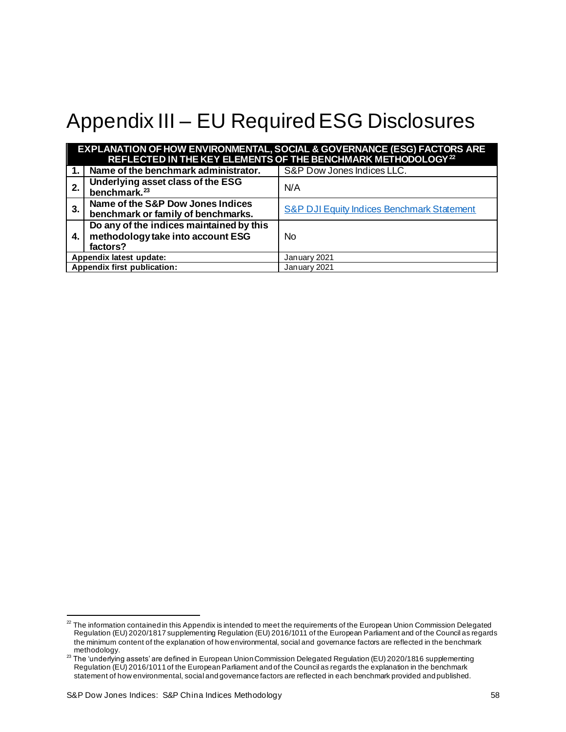# Appendix III – EU Required ESG Disclosures

| EXPLANATION OF HOW ENVIRONMENTAL, SOCIAL & GOVERNANCE (ESG) FACTORS ARE REFLECTED IN THE KEY ELEMENTS OF THE BENCHMARK METHODOLOGY[22] | | |
|---|---|---|
| **1.** | **Name of the benchmark administrator.** | S&P Dow Jones Indices LLC. |
| **2.** | **Underlying asset class of the ESG benchmark.**[23] | N/A |
| **3.** | **Name of the S&P Dow Jones Indices benchmark or family of benchmarks.** | S&P DJI Equity Indices Benchmark Statement |
| **4.** | **Do any of the indices maintained by this methodology take into account ESG factors?** | No |
| **Appendix latest update:** | | January 2021 |
| **Appendix first publication:** | | January 2021 |

[22] The information contained in this Appendix is intended to meet the requirements of the European Union Commission Delegated Regulation (EU) 2020/1817 supplementing Regulation (EU) 2016/1011 of the European Parliament and of the Council as regards the minimum content of the explanation of how environmental, social and governance factors are reflected in the benchmark methodology.

[23] The 'underlying assets' are defined in European Union Commission Delegated Regulation (EU) 2020/1816 supplementing Regulation (EU) 2016/1011 of the European Parliament and of the Council as regards the explanation in the benchmark statement of how environmental, social and governance factors are reflected in each benchmark provided and published.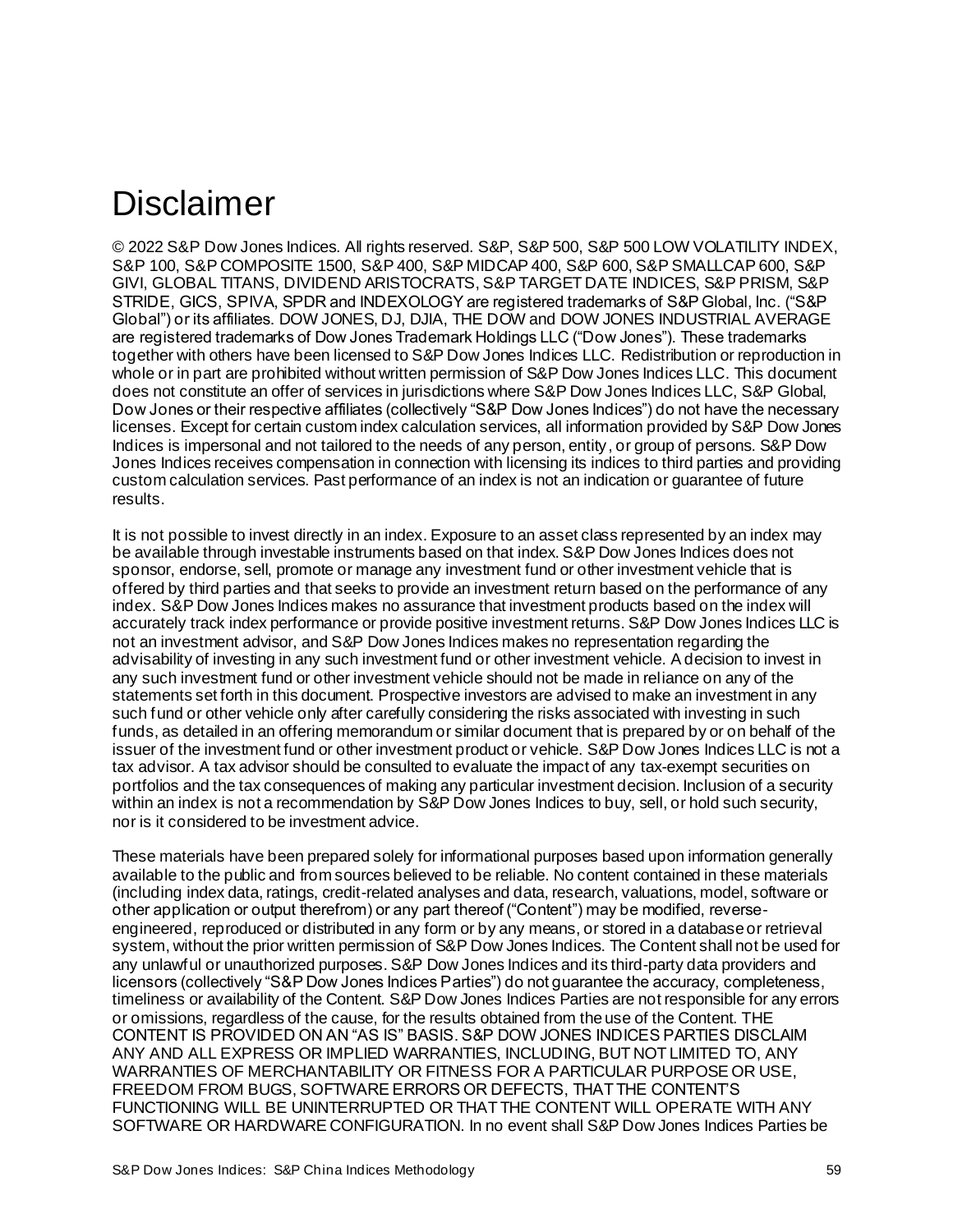# Disclaimer

© 2022 S&P Dow Jones Indices. All rights reserved. S&P, S&P 500, S&P 500 LOW VOLATILITY INDEX, S&P 100, S&P COMPOSITE 1500, S&P 400, S&P MIDCAP 400, S&P 600, S&P SMALLCAP 600, S&P GIVI, GLOBAL TITANS, DIVIDEND ARISTOCRATS, S&P TARGET DATE INDICES, S&P PRISM, S&P STRIDE, GICS, SPIVA, SPDR and INDEXOLOGY are registered trademarks of S&P Global, Inc. ("S&P Global") or its affiliates. DOW JONES, DJ, DJIA, THE DOW and DOW JONES INDUSTRIAL AVERAGE are registered trademarks of Dow Jones Trademark Holdings LLC ("Dow Jones"). These trademarks together with others have been licensed to S&P Dow Jones Indices LLC. Redistribution or reproduction in whole or in part are prohibited without written permission of S&P Dow Jones Indices LLC. This document does not constitute an offer of services in jurisdictions where S&P Dow Jones Indices LLC, S&P Global, Dow Jones or their respective affiliates (collectively "S&P Dow Jones Indices") do not have the necessary licenses. Except for certain custom index calculation services, all information provided by S&P Dow Jones Indices is impersonal and not tailored to the needs of any person, entity, or group of persons. S&P Dow Jones Indices receives compensation in connection with licensing its indices to third parties and providing custom calculation services. Past performance of an index is not an indication or guarantee of future results.

It is not possible to invest directly in an index. Exposure to an asset class represented by an index may be available through investable instruments based on that index. S&P Dow Jones Indices does not sponsor, endorse, sell, promote or manage any investment fund or other investment vehicle that is offered by third parties and that seeks to provide an investment return based on the performance of any index. S&P Dow Jones Indices makes no assurance that investment products based on the index will accurately track index performance or provide positive investment returns. S&P Dow Jones Indices LLC is not an investment advisor, and S&P Dow Jones Indices makes no representation regarding the advisability of investing in any such investment fund or other investment vehicle. A decision to invest in any such investment fund or other investment vehicle should not be made in reliance on any of the statements set forth in this document. Prospective investors are advised to make an investment in any such fund or other vehicle only after carefully considering the risks associated with investing in such funds, as detailed in an offering memorandum or similar document that is prepared by or on behalf of the issuer of the investment fund or other investment product or vehicle. S&P Dow Jones Indices LLC is not a tax advisor. A tax advisor should be consulted to evaluate the impact of any tax-exempt securities on portfolios and the tax consequences of making any particular investment decision. Inclusion of a security within an index is not a recommendation by S&P Dow Jones Indices to buy, sell, or hold such security, nor is it considered to be investment advice.

These materials have been prepared solely for informational purposes based upon information generally available to the public and from sources believed to be reliable. No content contained in these materials (including index data, ratings, credit-related analyses and data, research, valuations, model, software or other application or output therefrom) or any part thereof ("Content") may be modified, reverse-engineered, reproduced or distributed in any form or by any means, or stored in a database or retrieval system, without the prior written permission of S&P Dow Jones Indices. The Content shall not be used for any unlawful or unauthorized purposes. S&P Dow Jones Indices and its third-party data providers and licensors (collectively "S&P Dow Jones Indices Parties") do not guarantee the accuracy, completeness, timeliness or availability of the Content. S&P Dow Jones Indices Parties are not responsible for any errors or omissions, regardless of the cause, for the results obtained from the use of the Content. THE CONTENT IS PROVIDED ON AN "AS IS" BASIS. S&P DOW JONES INDICES PARTIES DISCLAIM ANY AND ALL EXPRESS OR IMPLIED WARRANTIES, INCLUDING, BUT NOT LIMITED TO, ANY WARRANTIES OF MERCHANTABILITY OR FITNESS FOR A PARTICULAR PURPOSE OR USE, FREEDOM FROM BUGS, SOFTWARE ERRORS OR DEFECTS, THAT THE CONTENT'S FUNCTIONING WILL BE UNINTERRUPTED OR THAT THE CONTENT WILL OPERATE WITH ANY SOFTWARE OR HARDWARE CONFIGURATION. In no event shall S&P Dow Jones Indices Parties be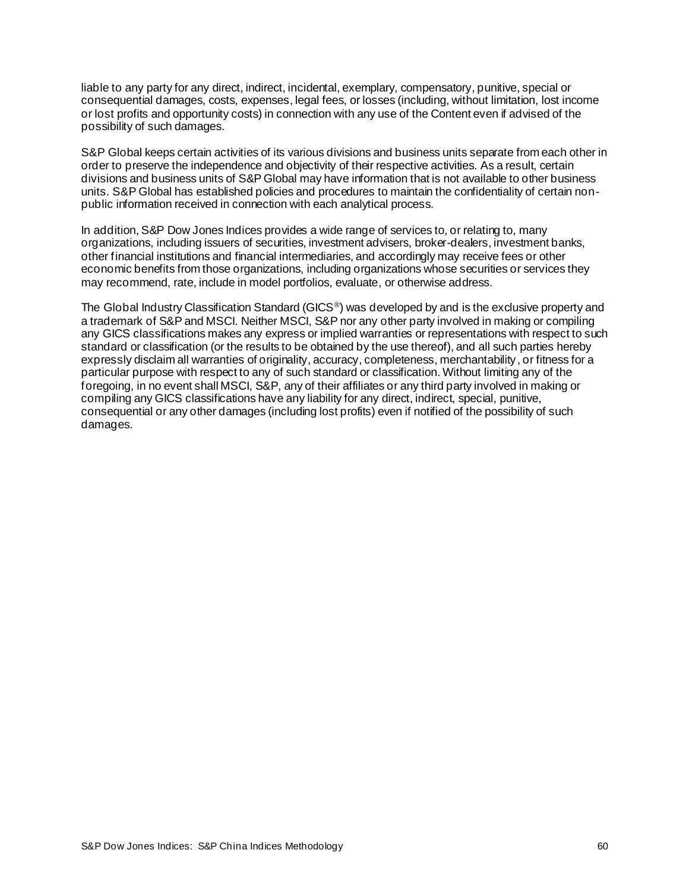liable to any party for any direct, indirect, incidental, exemplary, compensatory, punitive, special or consequential damages, costs, expenses, legal fees, or losses (including, without limitation, lost income or lost profits and opportunity costs) in connection with any use of the Content even if advised of the possibility of such damages.

S&P Global keeps certain activities of its various divisions and business units separate from each other in order to preserve the independence and objectivity of their respective activities. As a result, certain divisions and business units of S&P Global may have information that is not available to other business units. S&P Global has established policies and procedures to maintain the confidentiality of certain non-public information received in connection with each analytical process.

In addition, S&P Dow Jones Indices provides a wide range of services to, or relating to, many organizations, including issuers of securities, investment advisers, broker-dealers, investment banks, other financial institutions and financial intermediaries, and accordingly may receive fees or other economic benefits from those organizations, including organizations whose securities or services they may recommend, rate, include in model portfolios, evaluate, or otherwise address.

The Global Industry Classification Standard (GICS®) was developed by and is the exclusive property and a trademark of S&P and MSCI. Neither MSCI, S&P nor any other party involved in making or compiling any GICS classifications makes any express or implied warranties or representations with respect to such standard or classification (or the results to be obtained by the use thereof), and all such parties hereby expressly disclaim all warranties of originality, accuracy, completeness, merchantability, or fitness for a particular purpose with respect to any of such standard or classification. Without limiting any of the foregoing, in no event shall MSCI, S&P, any of their affiliates or any third party involved in making or compiling any GICS classifications have any liability for any direct, indirect, special, punitive, consequential or any other damages (including lost profits) even if notified of the possibility of such damages.